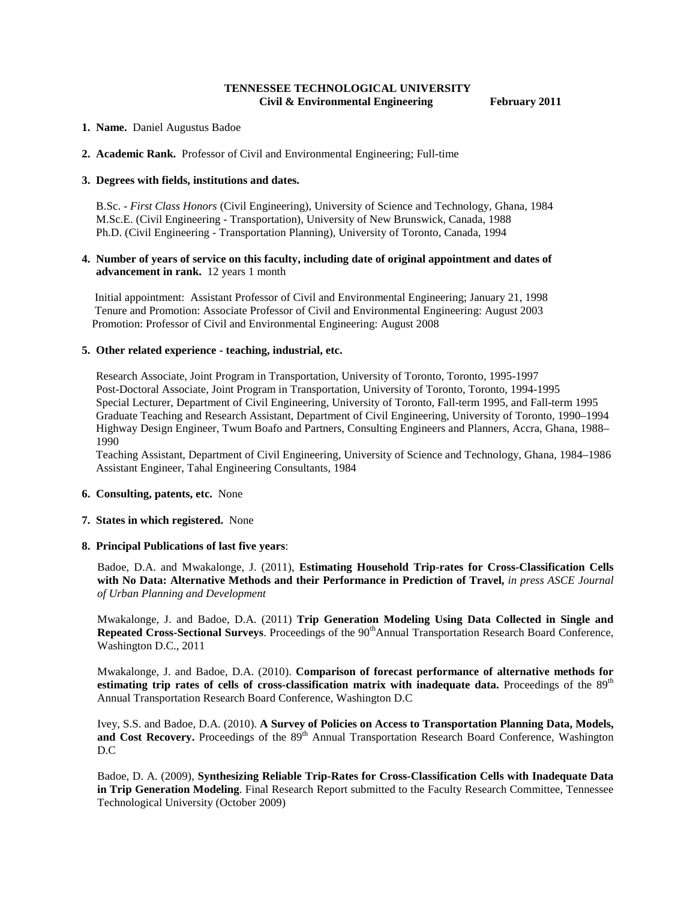**TENNESSEE TECHNOLOGICAL UNIVERSITY**
**Civil & Environmental Engineering** **February 2011**

1. **Name.** Daniel Augustus Badoe

2. **Academic Rank.** Professor of Civil and Environmental Engineering; Full-time

3. **Degrees with fields, institutions and dates.**

   B.Sc. - *First Class Honors* (Civil Engineering), University of Science and Technology, Ghana, 1984
   M.Sc.E. (Civil Engineering - Transportation), University of New Brunswick, Canada, 1988
   Ph.D. (Civil Engineering - Transportation Planning), University of Toronto, Canada, 1994

4. **Number of years of service on this faculty, including date of original appointment and dates of advancement in rank.** 12 years 1 month

   Initial appointment: Assistant Professor of Civil and Environmental Engineering; January 21, 1998
   Tenure and Promotion: Associate Professor of Civil and Environmental Engineering: August 2003
   Promotion: Professor of Civil and Environmental Engineering: August 2008

5. **Other related experience - teaching, industrial, etc.**

   Research Associate, Joint Program in Transportation, University of Toronto, Toronto, 1995-1997
   Post-Doctoral Associate, Joint Program in Transportation, University of Toronto, Toronto, 1994-1995
   Special Lecturer, Department of Civil Engineering, University of Toronto, Fall-term 1995, and Fall-term 1995
   Graduate Teaching and Research Assistant, Department of Civil Engineering, University of Toronto, 1990–1994
   Highway Design Engineer, Twum Boafo and Partners, Consulting Engineers and Planners, Accra, Ghana, 1988–1990
   Teaching Assistant, Department of Civil Engineering, University of Science and Technology, Ghana, 1984–1986
   Assistant Engineer, Tahal Engineering Consultants, 1984

6. **Consulting, patents, etc.** None

7. **States in which registered.** None

8. **Principal Publications of last five years**:

   Badoe, D.A. and Mwakalonge, J. (2011), **Estimating Household Trip-rates for Cross-Classification Cells with No Data: Alternative Methods and their Performance in Prediction of Travel,** *in press ASCE Journal of Urban Planning and Development*

   Mwakalonge, J. and Badoe, D.A. (2011) **Trip Generation Modeling Using Data Collected in Single and Repeated Cross-Sectional Surveys**. Proceedings of the 90th Annual Transportation Research Board Conference, Washington D.C., 2011

   Mwakalonge, J. and Badoe, D.A. (2010). **Comparison of forecast performance of alternative methods for estimating trip rates of cells of cross-classification matrix with inadequate data.** Proceedings of the 89th Annual Transportation Research Board Conference, Washington D.C

   Ivey, S.S. and Badoe, D.A. (2010). **A Survey of Policies on Access to Transportation Planning Data, Models, and Cost Recovery.** Proceedings of the 89th Annual Transportation Research Board Conference, Washington D.C

   Badoe, D. A. (2009), **Synthesizing Reliable Trip-Rates for Cross-Classification Cells with Inadequate Data in Trip Generation Modeling**. Final Research Report submitted to the Faculty Research Committee, Tennessee Technological University (October 2009)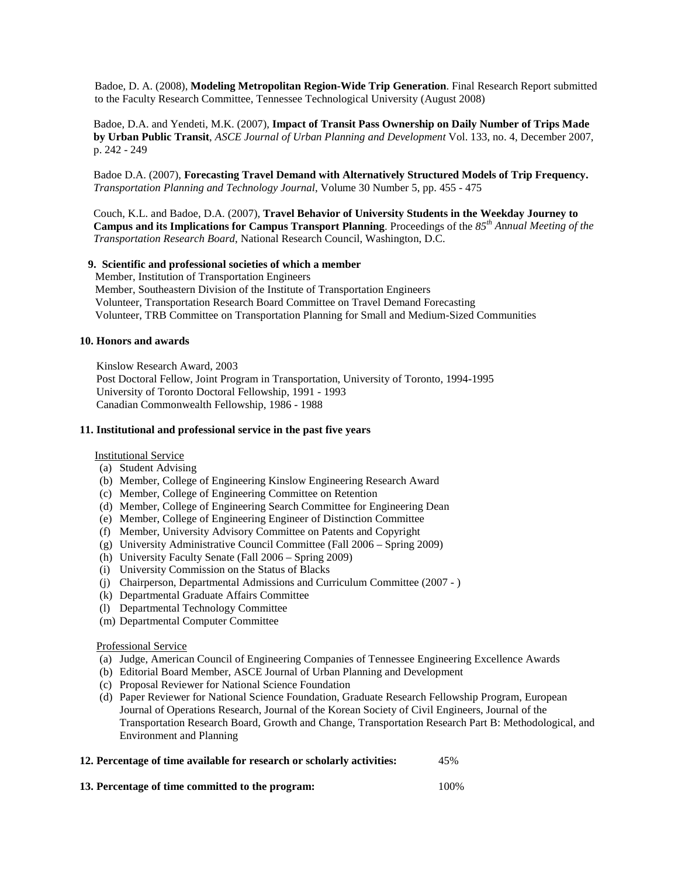Badoe, D. A. (2008), **Modeling Metropolitan Region-Wide Trip Generation**. Final Research Report submitted to the Faculty Research Committee, Tennessee Technological University (August 2008)

Badoe, D.A. and Yendeti, M.K. (2007), **Impact of Transit Pass Ownership on Daily Number of Trips Made by Urban Public Transit**, *ASCE Journal of Urban Planning and Development* Vol. 133, no. 4, December 2007, p. 242 - 249

Badoe D.A. (2007), **Forecasting Travel Demand with Alternatively Structured Models of Trip Frequency.** *Transportation Planning and Technology Journal*, Volume 30 Number 5, pp. 455 - 475

Couch, K.L. and Badoe, D.A. (2007), **Travel Behavior of University Students in the Weekday Journey to Campus and its Implications for Campus Transport Planning**. Proceedings of the *85th Annual Meeting of the Transportation Research Board*, National Research Council, Washington, D.C.

**9. Scientific and professional societies of which a member**

Member, Institution of Transportation Engineers
Member, Southeastern Division of the Institute of Transportation Engineers
Volunteer, Transportation Research Board Committee on Travel Demand Forecasting
Volunteer, TRB Committee on Transportation Planning for Small and Medium-Sized Communities

**10. Honors and awards**

Kinslow Research Award, 2003
Post Doctoral Fellow, Joint Program in Transportation, University of Toronto, 1994-1995
University of Toronto Doctoral Fellowship, 1991 - 1993
Canadian Commonwealth Fellowship, 1986 - 1988

**11. Institutional and professional service in the past five years**

Institutional Service

(a) Student Advising
(b) Member, College of Engineering Kinslow Engineering Research Award
(c) Member, College of Engineering Committee on Retention
(d) Member, College of Engineering Search Committee for Engineering Dean
(e) Member, College of Engineering Engineer of Distinction Committee
(f) Member, University Advisory Committee on Patents and Copyright
(g) University Administrative Council Committee (Fall 2006 – Spring 2009)
(h) University Faculty Senate (Fall 2006 – Spring 2009)
(i) University Commission on the Status of Blacks
(j) Chairperson, Departmental Admissions and Curriculum Committee (2007 - )
(k) Departmental Graduate Affairs Committee
(l) Departmental Technology Committee
(m) Departmental Computer Committee

Professional Service

(a) Judge, American Council of Engineering Companies of Tennessee Engineering Excellence Awards
(b) Editorial Board Member, ASCE Journal of Urban Planning and Development
(c) Proposal Reviewer for National Science Foundation
(d) Paper Reviewer for National Science Foundation, Graduate Research Fellowship Program, European Journal of Operations Research, Journal of the Korean Society of Civil Engineers, Journal of the Transportation Research Board, Growth and Change, Transportation Research Part B: Methodological, and Environment and Planning

**12. Percentage of time available for research or scholarly activities:** 45%

**13. Percentage of time committed to the program:** 100%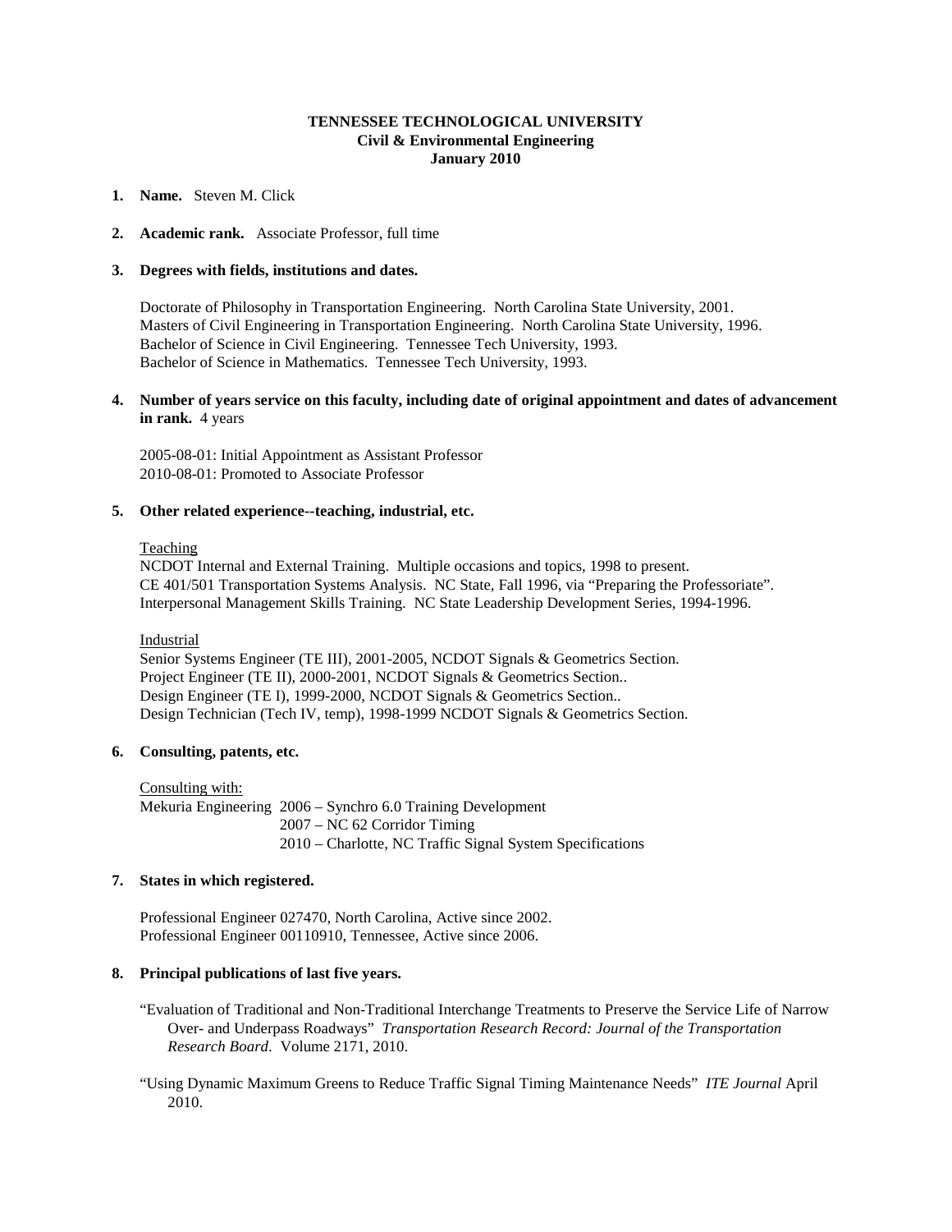**TENNESSEE TECHNOLOGICAL UNIVERSITY**
**Civil & Environmental Engineering**
**January 2010**

1. **Name.** Steven M. Click

2. **Academic rank.** Associate Professor, full time

3. **Degrees with fields, institutions and dates.**

   Doctorate of Philosophy in Transportation Engineering. North Carolina State University, 2001.
   Masters of Civil Engineering in Transportation Engineering. North Carolina State University, 1996.
   Bachelor of Science in Civil Engineering. Tennessee Tech University, 1993.
   Bachelor of Science in Mathematics. Tennessee Tech University, 1993.

4. **Number of years service on this faculty, including date of original appointment and dates of advancement in rank.** 4 years

   2005-08-01: Initial Appointment as Assistant Professor
   2010-08-01: Promoted to Associate Professor

5. **Other related experience--teaching, industrial, etc.**

   Teaching
   NCDOT Internal and External Training. Multiple occasions and topics, 1998 to present.
   CE 401/501 Transportation Systems Analysis. NC State, Fall 1996, via "Preparing the Professoriate".
   Interpersonal Management Skills Training. NC State Leadership Development Series, 1994-1996.

   Industrial
   Senior Systems Engineer (TE III), 2001-2005, NCDOT Signals & Geometrics Section.
   Project Engineer (TE II), 2000-2001, NCDOT Signals & Geometrics Section..
   Design Engineer (TE I), 1999-2000, NCDOT Signals & Geometrics Section..
   Design Technician (Tech IV, temp), 1998-1999 NCDOT Signals & Geometrics Section.

6. **Consulting, patents, etc.**

   Consulting with:
   Mekuria Engineering 2006 – Synchro 6.0 Training Development
   2007 – NC 62 Corridor Timing
   2010 – Charlotte, NC Traffic Signal System Specifications

7. **States in which registered.**

   Professional Engineer 027470, North Carolina, Active since 2002.
   Professional Engineer 00110910, Tennessee, Active since 2006.

8. **Principal publications of last five years.**

   "Evaluation of Traditional and Non-Traditional Interchange Treatments to Preserve the Service Life of Narrow Over- and Underpass Roadways" *Transportation Research Record: Journal of the Transportation Research Board*. Volume 2171, 2010.

   "Using Dynamic Maximum Greens to Reduce Traffic Signal Timing Maintenance Needs" *ITE Journal* April 2010.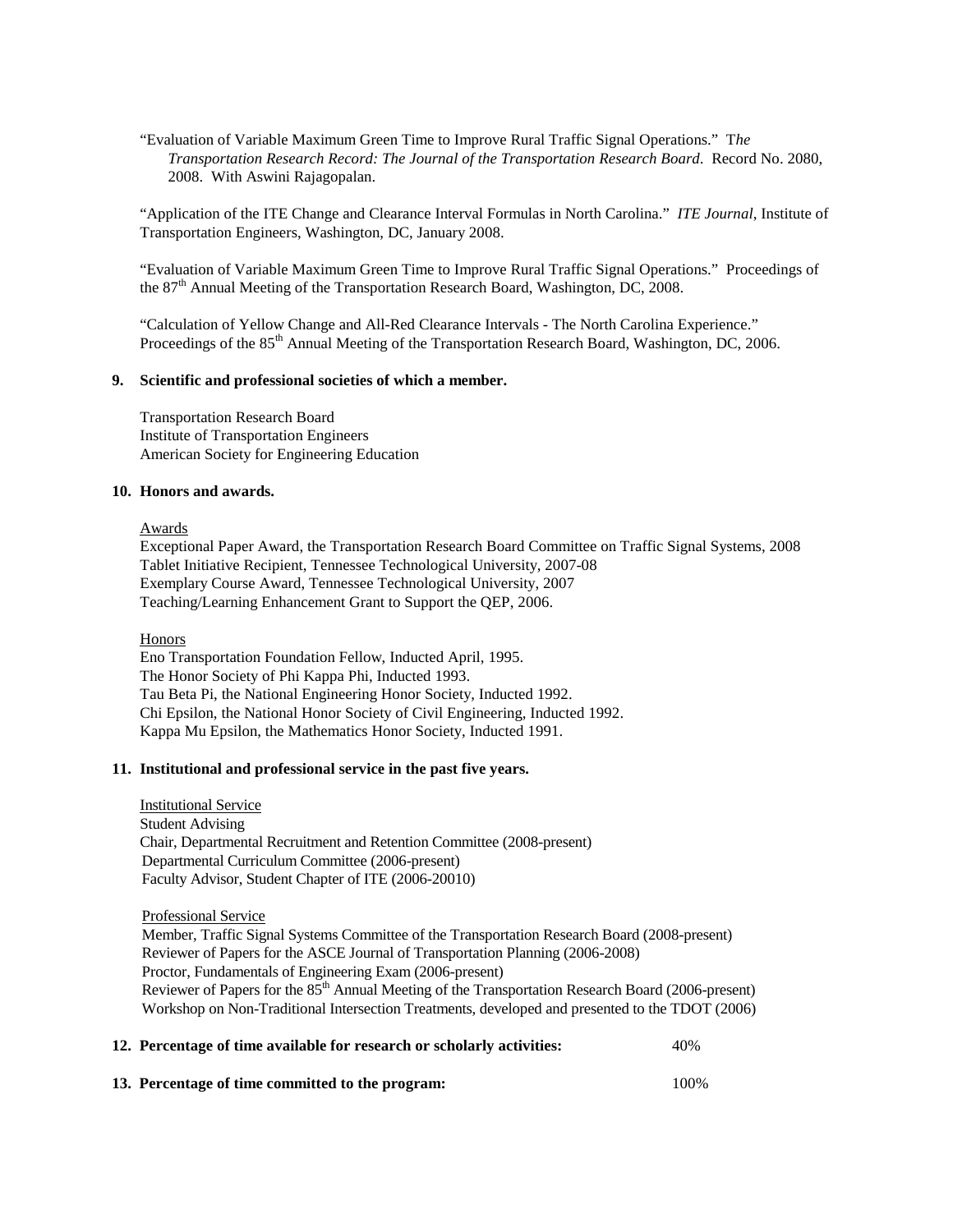"Evaluation of Variable Maximum Green Time to Improve Rural Traffic Signal Operations." T*he Transportation Research Record: The Journal of the Transportation Research Board*. Record No. 2080, 2008. With Aswini Rajagopalan.

"Application of the ITE Change and Clearance Interval Formulas in North Carolina." *ITE Journal*, Institute of Transportation Engineers, Washington, DC, January 2008.

"Evaluation of Variable Maximum Green Time to Improve Rural Traffic Signal Operations." Proceedings of the 87th Annual Meeting of the Transportation Research Board, Washington, DC, 2008.

"Calculation of Yellow Change and All-Red Clearance Intervals - The North Carolina Experience." Proceedings of the 85th Annual Meeting of the Transportation Research Board, Washington, DC, 2006.

**9. Scientific and professional societies of which a member.**

Transportation Research Board
Institute of Transportation Engineers
American Society for Engineering Education

**10. Honors and awards.**

Awards

Exceptional Paper Award, the Transportation Research Board Committee on Traffic Signal Systems, 2008
Tablet Initiative Recipient, Tennessee Technological University, 2007-08
Exemplary Course Award, Tennessee Technological University, 2007
Teaching/Learning Enhancement Grant to Support the QEP, 2006.

Honors

Eno Transportation Foundation Fellow, Inducted April, 1995.
The Honor Society of Phi Kappa Phi, Inducted 1993.
Tau Beta Pi, the National Engineering Honor Society, Inducted 1992.
Chi Epsilon, the National Honor Society of Civil Engineering, Inducted 1992.
Kappa Mu Epsilon, the Mathematics Honor Society, Inducted 1991.

**11. Institutional and professional service in the past five years.**

Institutional Service

Student Advising
Chair, Departmental Recruitment and Retention Committee (2008-present)
Departmental Curriculum Committee (2006-present)
Faculty Advisor, Student Chapter of ITE (2006-20010)

Professional Service

Member, Traffic Signal Systems Committee of the Transportation Research Board (2008-present)
Reviewer of Papers for the ASCE Journal of Transportation Planning (2006-2008)
Proctor, Fundamentals of Engineering Exam (2006-present)
Reviewer of Papers for the 85th Annual Meeting of the Transportation Research Board (2006-present)
Workshop on Non-Traditional Intersection Treatments, developed and presented to the TDOT (2006)

**12. Percentage of time available for research or scholarly activities:** 40%

**13. Percentage of time committed to the program:** 100%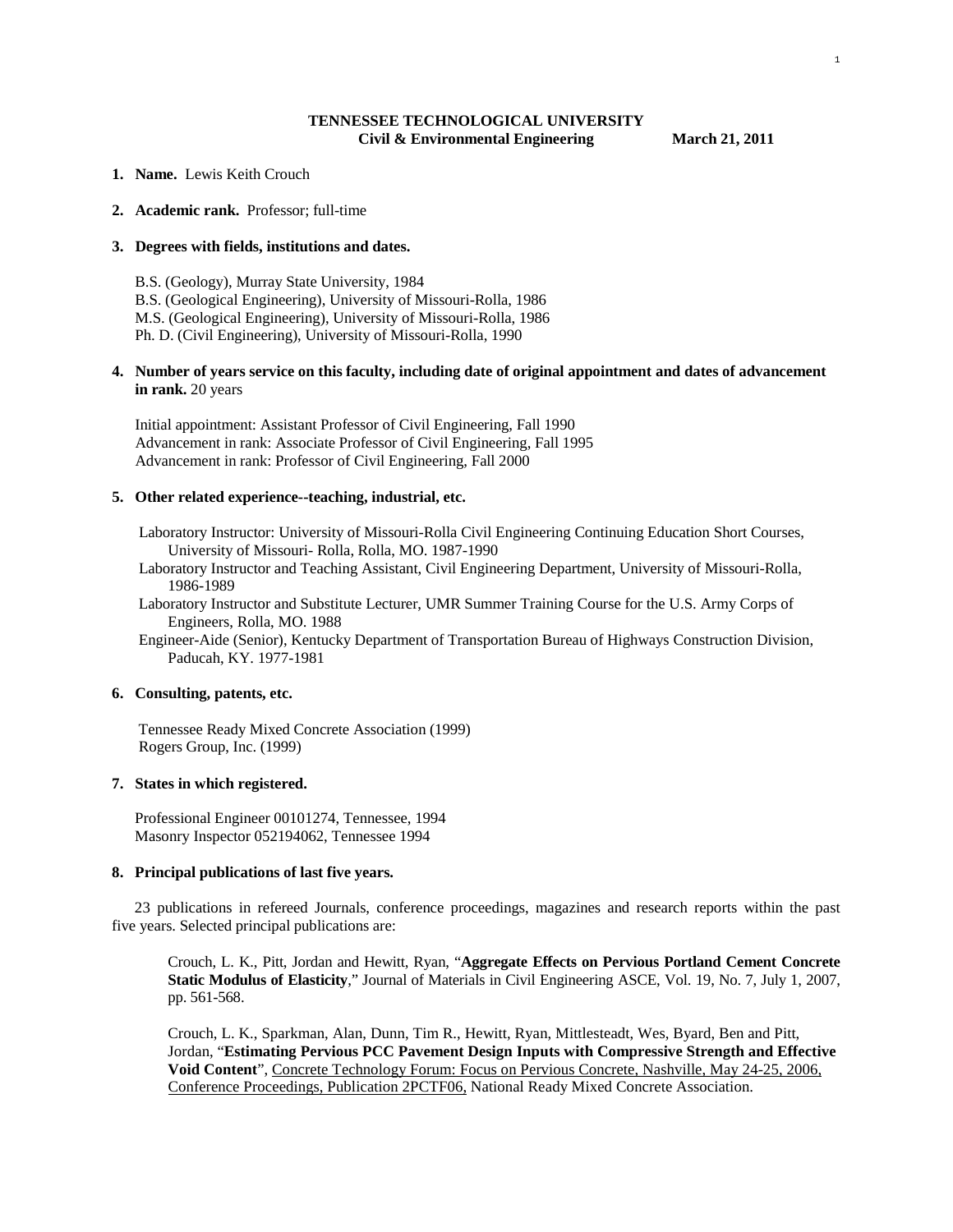**TENNESSEE TECHNOLOGICAL UNIVERSITY**
**Civil & Environmental Engineering March 21, 2011**

1. **Name.** Lewis Keith Crouch

2. **Academic rank.** Professor; full-time

3. **Degrees with fields, institutions and dates.**

   B.S. (Geology), Murray State University, 1984
   B.S. (Geological Engineering), University of Missouri-Rolla, 1986
   M.S. (Geological Engineering), University of Missouri-Rolla, 1986
   Ph. D. (Civil Engineering), University of Missouri-Rolla, 1990

4. **Number of years service on this faculty, including date of original appointment and dates of advancement in rank.** 20 years

   Initial appointment: Assistant Professor of Civil Engineering, Fall 1990
   Advancement in rank: Associate Professor of Civil Engineering, Fall 1995
   Advancement in rank: Professor of Civil Engineering, Fall 2000

5. **Other related experience--teaching, industrial, etc.**

   Laboratory Instructor: University of Missouri-Rolla Civil Engineering Continuing Education Short Courses, University of Missouri- Rolla, Rolla, MO. 1987-1990
   Laboratory Instructor and Teaching Assistant, Civil Engineering Department, University of Missouri-Rolla, 1986-1989
   Laboratory Instructor and Substitute Lecturer, UMR Summer Training Course for the U.S. Army Corps of Engineers, Rolla, MO. 1988
   Engineer-Aide (Senior), Kentucky Department of Transportation Bureau of Highways Construction Division, Paducah, KY. 1977-1981

6. **Consulting, patents, etc.**

   Tennessee Ready Mixed Concrete Association (1999)
   Rogers Group, Inc. (1999)

7. **States in which registered.**

   Professional Engineer 00101274, Tennessee, 1994
   Masonry Inspector 052194062, Tennessee 1994

8. **Principal publications of last five years.**

23 publications in refereed Journals, conference proceedings, magazines and research reports within the past five years. Selected principal publications are:

Crouch, L. K., Pitt, Jordan and Hewitt, Ryan, "**Aggregate Effects on Pervious Portland Cement Concrete Static Modulus of Elasticity**," Journal of Materials in Civil Engineering ASCE, Vol. 19, No. 7, July 1, 2007, pp. 561-568.

Crouch, L. K., Sparkman, Alan, Dunn, Tim R., Hewitt, Ryan, Mittlesteadt, Wes, Byard, Ben and Pitt, Jordan, "**Estimating Pervious PCC Pavement Design Inputs with Compressive Strength and Effective Void Content**", Concrete Technology Forum: Focus on Pervious Concrete, Nashville, May 24-25, 2006, Conference Proceedings, Publication 2PCTF06, National Ready Mixed Concrete Association.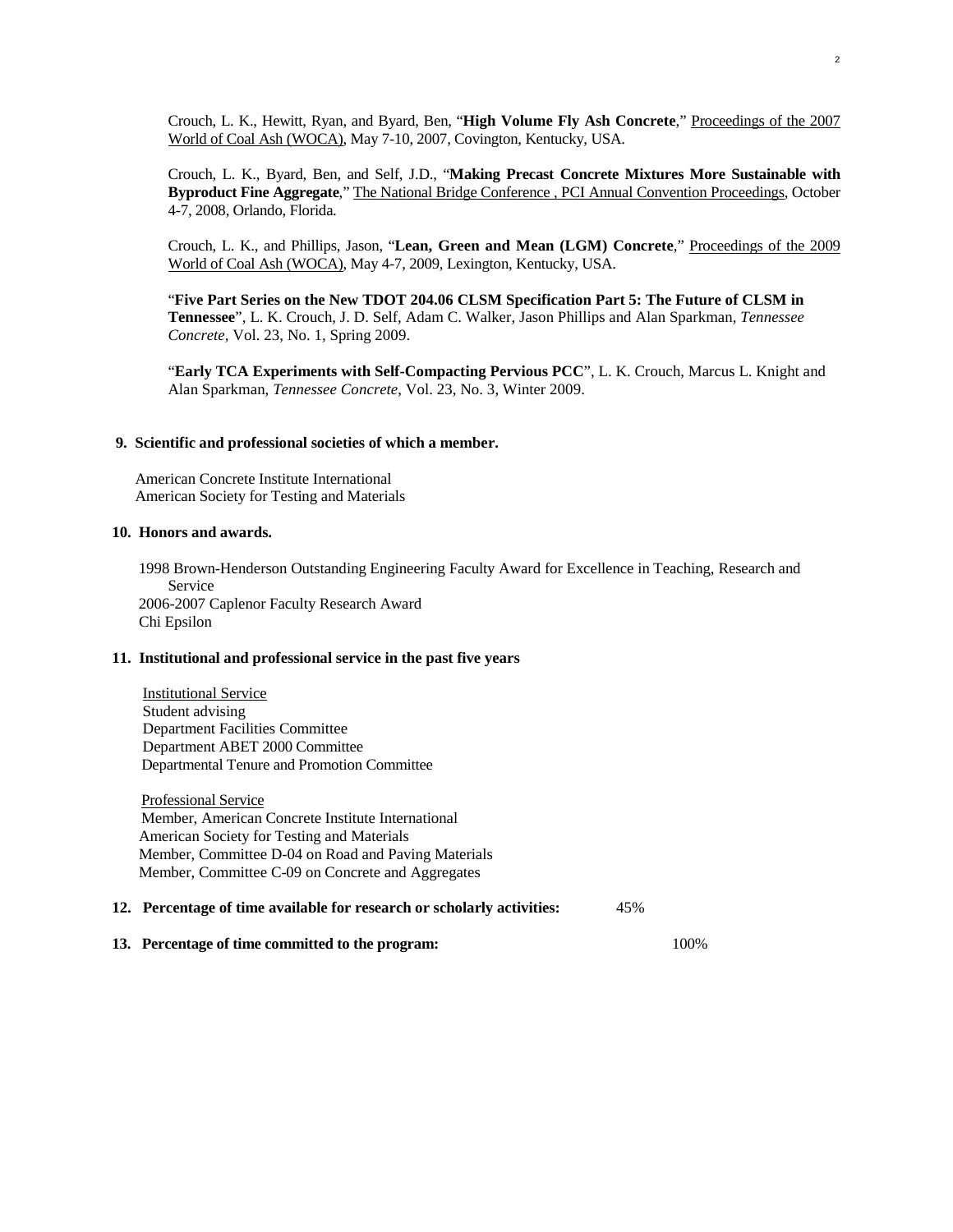Crouch, L. K., Hewitt, Ryan, and Byard, Ben, "**High Volume Fly Ash Concrete**," Proceedings of the 2007 World of Coal Ash (WOCA), May 7-10, 2007, Covington, Kentucky, USA.

Crouch, L. K., Byard, Ben, and Self, J.D., "**Making Precast Concrete Mixtures More Sustainable with Byproduct Fine Aggregate**," The National Bridge Conference , PCI Annual Convention Proceedings, October 4-7, 2008, Orlando, Florida.

Crouch, L. K., and Phillips, Jason, "**Lean, Green and Mean (LGM) Concrete**," Proceedings of the 2009 World of Coal Ash (WOCA), May 4-7, 2009, Lexington, Kentucky, USA.

"**Five Part Series on the New TDOT 204.06 CLSM Specification Part 5: The Future of CLSM in Tennessee**", L. K. Crouch, J. D. Self, Adam C. Walker, Jason Phillips and Alan Sparkman, *Tennessee Concrete*, Vol. 23, No. 1, Spring 2009.

"**Early TCA Experiments with Self-Compacting Pervious PCC**", L. K. Crouch, Marcus L. Knight and Alan Sparkman, *Tennessee Concrete*, Vol. 23, No. 3, Winter 2009.

**9. Scientific and professional societies of which a member.**

American Concrete Institute International
American Society for Testing and Materials

**10. Honors and awards.**

1998 Brown-Henderson Outstanding Engineering Faculty Award for Excellence in Teaching, Research and Service
2006-2007 Caplenor Faculty Research Award
Chi Epsilon

**11. Institutional and professional service in the past five years**

Institutional Service
Student advising
Department Facilities Committee
Department ABET 2000 Committee
Departmental Tenure and Promotion Committee

Professional Service
Member, American Concrete Institute International
American Society for Testing and Materials
Member, Committee D-04 on Road and Paving Materials
Member, Committee C-09 on Concrete and Aggregates

**12. Percentage of time available for research or scholarly activities:** 45%

**13. Percentage of time committed to the program:** 100%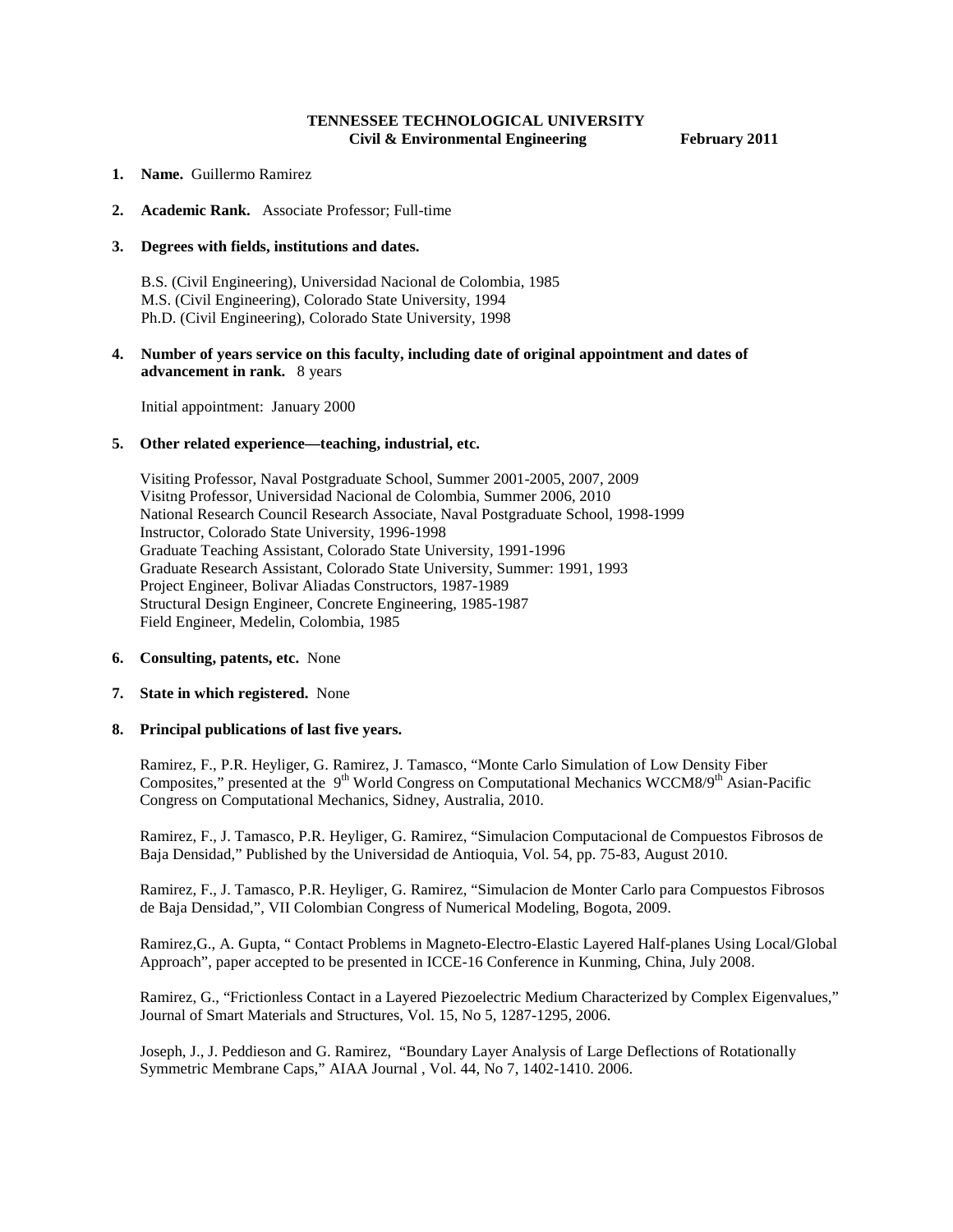**TENNESSEE TECHNOLOGICAL UNIVERSITY**
**Civil & Environmental Engineering** **February 2011**

1. **Name.** Guillermo Ramirez

2. **Academic Rank.** Associate Professor; Full-time

3. **Degrees with fields, institutions and dates.**

   B.S. (Civil Engineering), Universidad Nacional de Colombia, 1985
   M.S. (Civil Engineering), Colorado State University, 1994
   Ph.D. (Civil Engineering), Colorado State University, 1998

4. **Number of years service on this faculty, including date of original appointment and dates of advancement in rank.** 8 years

   Initial appointment: January 2000

5. **Other related experience—teaching, industrial, etc.**

   Visiting Professor, Naval Postgraduate School, Summer 2001-2005, 2007, 2009
   Visitng Professor, Universidad Nacional de Colombia, Summer 2006, 2010
   National Research Council Research Associate, Naval Postgraduate School, 1998-1999
   Instructor, Colorado State University, 1996-1998
   Graduate Teaching Assistant, Colorado State University, 1991-1996
   Graduate Research Assistant, Colorado State University, Summer: 1991, 1993
   Project Engineer, Bolivar Aliadas Constructors, 1987-1989
   Structural Design Engineer, Concrete Engineering, 1985-1987
   Field Engineer, Medelin, Colombia, 1985

6. **Consulting, patents, etc.** None

7. **State in which registered.** None

8. **Principal publications of last five years.**

   Ramirez, F., P.R. Heyliger, G. Ramirez, J. Tamasco, "Monte Carlo Simulation of Low Density Fiber Composites," presented at the 9th World Congress on Computational Mechanics WCCM8/9th Asian-Pacific Congress on Computational Mechanics, Sidney, Australia, 2010.

   Ramirez, F., J. Tamasco, P.R. Heyliger, G. Ramirez, "Simulacion Computacional de Compuestos Fibrosos de Baja Densidad," Published by the Universidad de Antioquia, Vol. 54, pp. 75-83, August 2010.

   Ramirez, F., J. Tamasco, P.R. Heyliger, G. Ramirez, "Simulacion de Monter Carlo para Compuestos Fibrosos de Baja Densidad,", VII Colombian Congress of Numerical Modeling, Bogota, 2009.

   Ramirez,G., A. Gupta, " Contact Problems in Magneto-Electro-Elastic Layered Half-planes Using Local/Global Approach", paper accepted to be presented in ICCE-16 Conference in Kunming, China, July 2008.

   Ramirez, G., "Frictionless Contact in a Layered Piezoelectric Medium Characterized by Complex Eigenvalues," Journal of Smart Materials and Structures, Vol. 15, No 5, 1287-1295, 2006.

   Joseph, J., J. Peddieson and G. Ramirez, "Boundary Layer Analysis of Large Deflections of Rotationally Symmetric Membrane Caps," AIAA Journal , Vol. 44, No 7, 1402-1410. 2006.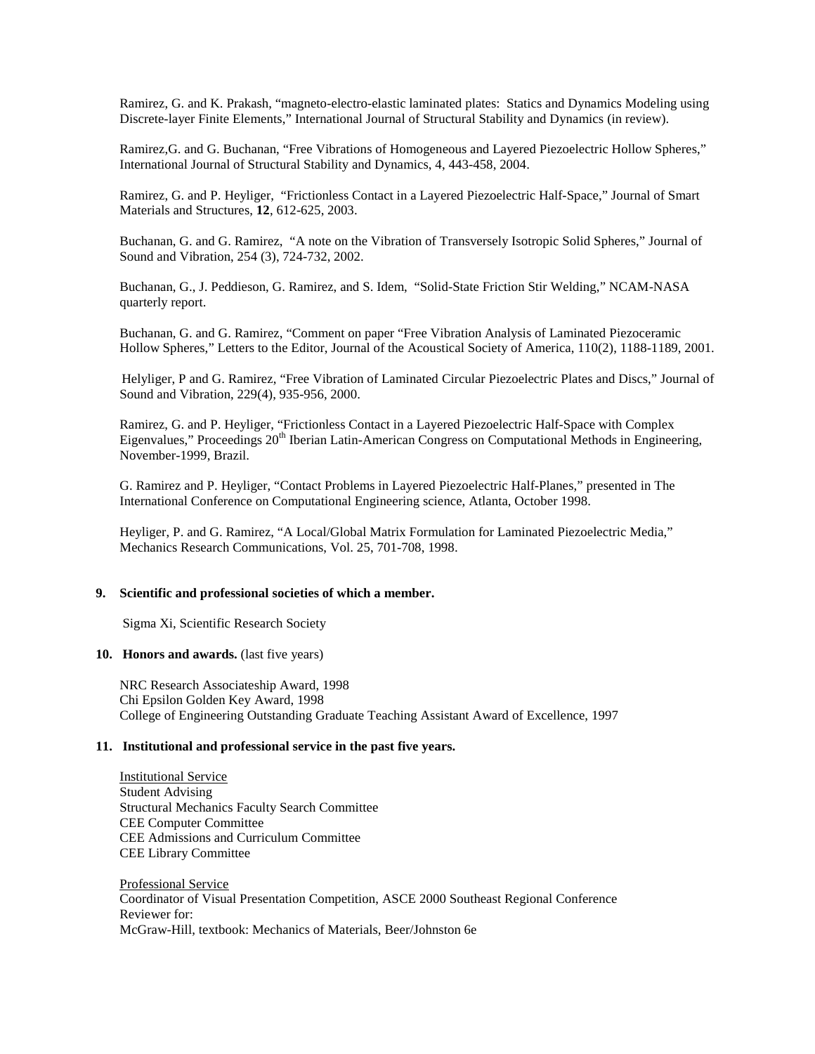Ramirez, G. and K. Prakash, "magneto-electro-elastic laminated plates: Statics and Dynamics Modeling using Discrete-layer Finite Elements," International Journal of Structural Stability and Dynamics (in review).

Ramirez,G. and G. Buchanan, "Free Vibrations of Homogeneous and Layered Piezoelectric Hollow Spheres," International Journal of Structural Stability and Dynamics, 4, 443-458, 2004.

Ramirez, G. and P. Heyliger, "Frictionless Contact in a Layered Piezoelectric Half-Space," Journal of Smart Materials and Structures, **12**, 612-625, 2003.

Buchanan, G. and G. Ramirez, "A note on the Vibration of Transversely Isotropic Solid Spheres," Journal of Sound and Vibration, 254 (3), 724-732, 2002.

Buchanan, G., J. Peddieson, G. Ramirez, and S. Idem, "Solid-State Friction Stir Welding," NCAM-NASA quarterly report.

Buchanan, G. and G. Ramirez, "Comment on paper "Free Vibration Analysis of Laminated Piezoceramic Hollow Spheres," Letters to the Editor, Journal of the Acoustical Society of America, 110(2), 1188-1189, 2001.

Helyliger, P and G. Ramirez, "Free Vibration of Laminated Circular Piezoelectric Plates and Discs," Journal of Sound and Vibration, 229(4), 935-956, 2000.

Ramirez, G. and P. Heyliger, "Frictionless Contact in a Layered Piezoelectric Half-Space with Complex Eigenvalues," Proceedings 20th Iberian Latin-American Congress on Computational Methods in Engineering, November-1999, Brazil.

G. Ramirez and P. Heyliger, "Contact Problems in Layered Piezoelectric Half-Planes," presented in The International Conference on Computational Engineering science, Atlanta, October 1998.

Heyliger, P. and G. Ramirez, "A Local/Global Matrix Formulation for Laminated Piezoelectric Media," Mechanics Research Communications, Vol. 25, 701-708, 1998.

**9. Scientific and professional societies of which a member.**

Sigma Xi, Scientific Research Society

**10. Honors and awards.** (last five years)

NRC Research Associateship Award, 1998
Chi Epsilon Golden Key Award, 1998
College of Engineering Outstanding Graduate Teaching Assistant Award of Excellence, 1997

**11. Institutional and professional service in the past five years.**

Institutional Service
Student Advising
Structural Mechanics Faculty Search Committee
CEE Computer Committee
CEE Admissions and Curriculum Committee
CEE Library Committee

Professional Service
Coordinator of Visual Presentation Competition, ASCE 2000 Southeast Regional Conference
Reviewer for:
McGraw-Hill, textbook: Mechanics of Materials, Beer/Johnston 6e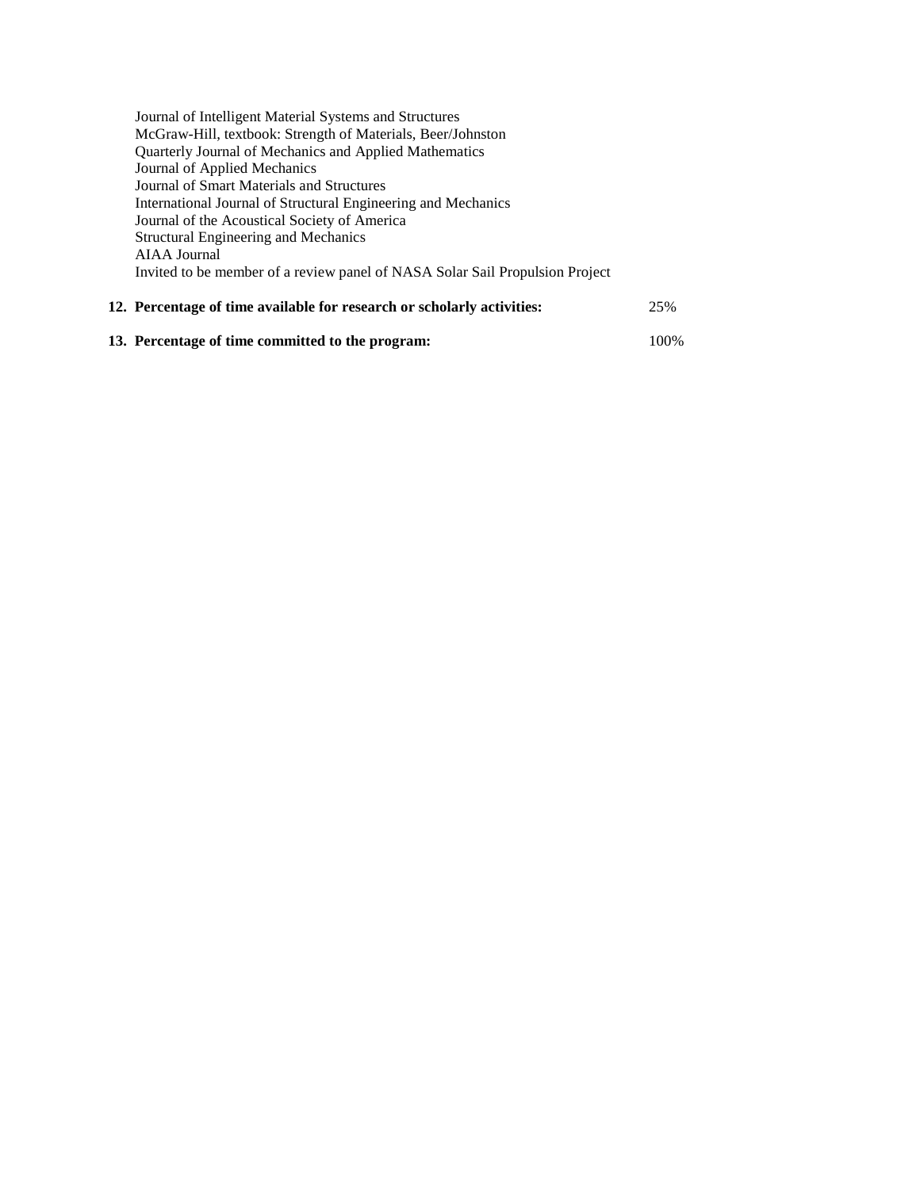Journal of Intelligent Material Systems and Structures
McGraw-Hill, textbook: Strength of Materials, Beer/Johnston
Quarterly Journal of Mechanics and Applied Mathematics
Journal of Applied Mechanics
Journal of Smart Materials and Structures
International Journal of Structural Engineering and Mechanics
Journal of the Acoustical Society of America
Structural Engineering and Mechanics
AIAA Journal
Invited to be member of a review panel of NASA Solar Sail Propulsion Project

**12. Percentage of time available for research or scholarly activities:** 25%

**13. Percentage of time committed to the program:** 100%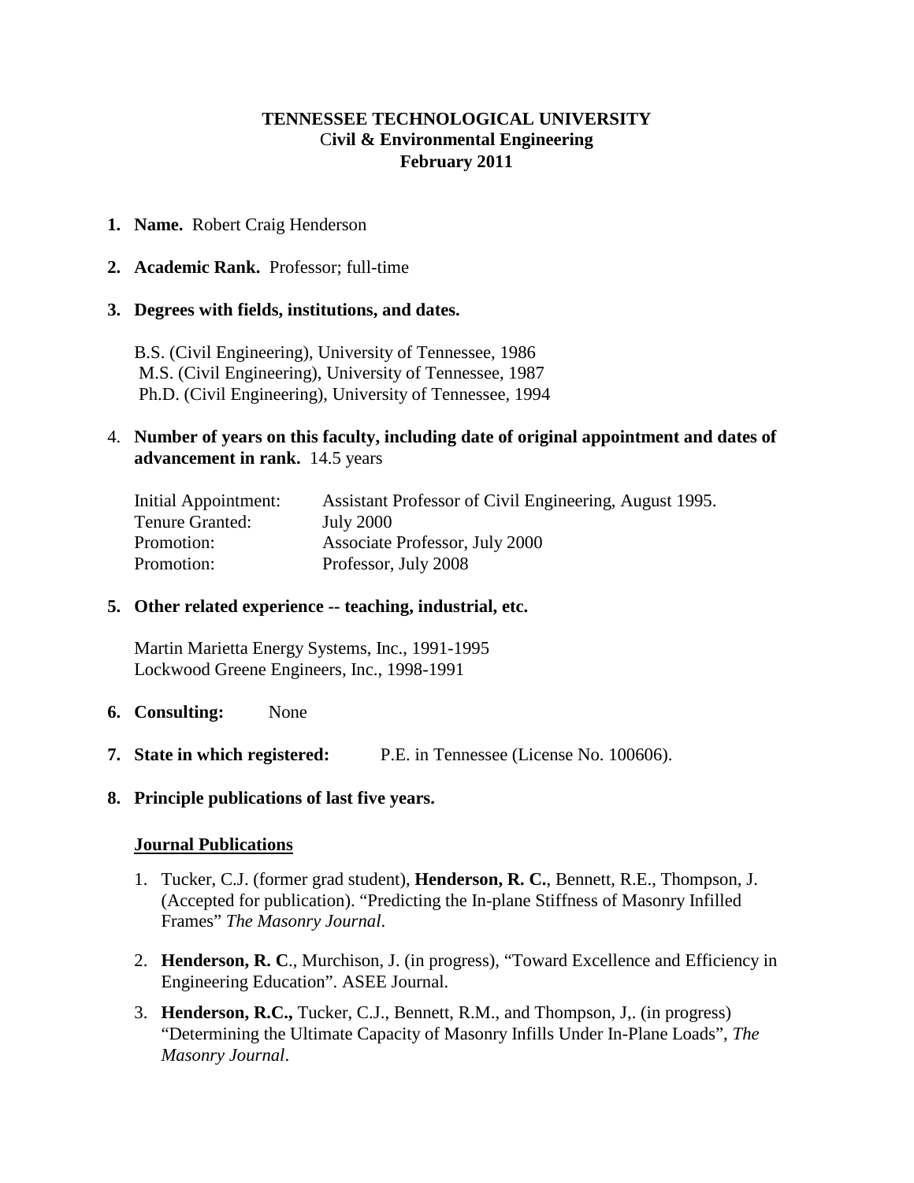**TENNESSEE TECHNOLOGICAL UNIVERSITY**
**Civil & Environmental Engineering**
**February 2011**

1. **Name.** Robert Craig Henderson

2. **Academic Rank.** Professor; full-time

3. **Degrees with fields, institutions, and dates.**

   B.S. (Civil Engineering), University of Tennessee, 1986
   M.S. (Civil Engineering), University of Tennessee, 1987
   Ph.D. (Civil Engineering), University of Tennessee, 1994

4. **Number of years on this faculty, including date of original appointment and dates of advancement in rank.** 14.5 years

   | | |
   |---|---|
   | Initial Appointment: | Assistant Professor of Civil Engineering, August 1995. |
   | Tenure Granted: | July 2000 |
   | Promotion: | Associate Professor, July 2000 |
   | Promotion: | Professor, July 2008 |

5. **Other related experience -- teaching, industrial, etc.**

   Martin Marietta Energy Systems, Inc., 1991-1995
   Lockwood Greene Engineers, Inc., 1998-1991

6. **Consulting:** None

7. **State in which registered:** P.E. in Tennessee (License No. 100606).

8. **Principle publications of last five years.**

   **Journal Publications**

   1. Tucker, C.J. (former grad student), **Henderson, R. C.**, Bennett, R.E., Thompson, J. (Accepted for publication). "Predicting the In-plane Stiffness of Masonry Infilled Frames" *The Masonry Journal*.

   2. **Henderson, R. C**., Murchison, J. (in progress), "Toward Excellence and Efficiency in Engineering Education". ASEE Journal.

   3. **Henderson, R.C.,** Tucker, C.J., Bennett, R.M., and Thompson, J,. (in progress) "Determining the Ultimate Capacity of Masonry Infills Under In-Plane Loads", *The Masonry Journal*.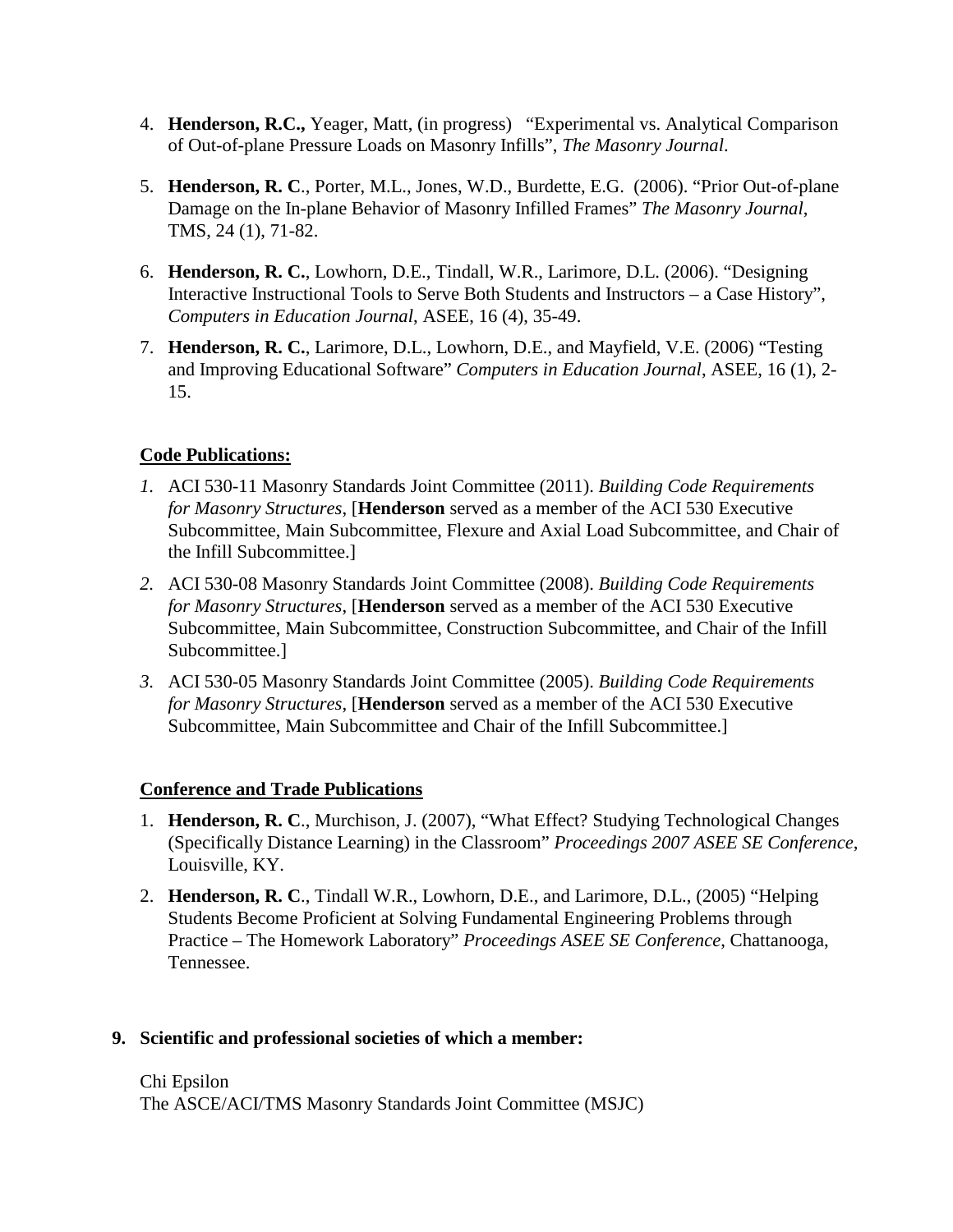4. **Henderson, R.C.,** Yeager, Matt, (in progress) "Experimental vs. Analytical Comparison of Out-of-plane Pressure Loads on Masonry Infills", *The Masonry Journal*.

5. **Henderson, R. C**., Porter, M.L., Jones, W.D., Burdette, E.G. (2006). "Prior Out-of-plane Damage on the In-plane Behavior of Masonry Infilled Frames" *The Masonry Journal*, TMS, 24 (1), 71-82.

6. **Henderson, R. C.**, Lowhorn, D.E., Tindall, W.R., Larimore, D.L. (2006). "Designing Interactive Instructional Tools to Serve Both Students and Instructors – a Case History", *Computers in Education Journal*, ASEE, 16 (4), 35-49.

7. **Henderson, R. C.**, Larimore, D.L., Lowhorn, D.E., and Mayfield, V.E. (2006) "Testing and Improving Educational Software" *Computers in Education Journal*, ASEE, 16 (1), 2-15.

**Code Publications:**

1. ACI 530-11 Masonry Standards Joint Committee (2011). *Building Code Requirements for Masonry Structures*, [**Henderson** served as a member of the ACI 530 Executive Subcommittee, Main Subcommittee, Flexure and Axial Load Subcommittee, and Chair of the Infill Subcommittee.]

2. ACI 530-08 Masonry Standards Joint Committee (2008). *Building Code Requirements for Masonry Structures*, [**Henderson** served as a member of the ACI 530 Executive Subcommittee, Main Subcommittee, Construction Subcommittee, and Chair of the Infill Subcommittee.]

3. ACI 530-05 Masonry Standards Joint Committee (2005). *Building Code Requirements for Masonry Structures*, [**Henderson** served as a member of the ACI 530 Executive Subcommittee, Main Subcommittee and Chair of the Infill Subcommittee.]

**Conference and Trade Publications**

1. **Henderson, R. C**., Murchison, J. (2007), "What Effect? Studying Technological Changes (Specifically Distance Learning) in the Classroom" *Proceedings 2007 ASEE SE Conference*, Louisville, KY.

2. **Henderson, R. C**., Tindall W.R., Lowhorn, D.E., and Larimore, D.L., (2005) "Helping Students Become Proficient at Solving Fundamental Engineering Problems through Practice – The Homework Laboratory" *Proceedings ASEE SE Conference*, Chattanooga, Tennessee.

**9. Scientific and professional societies of which a member:**

Chi Epsilon
The ASCE/ACI/TMS Masonry Standards Joint Committee (MSJC)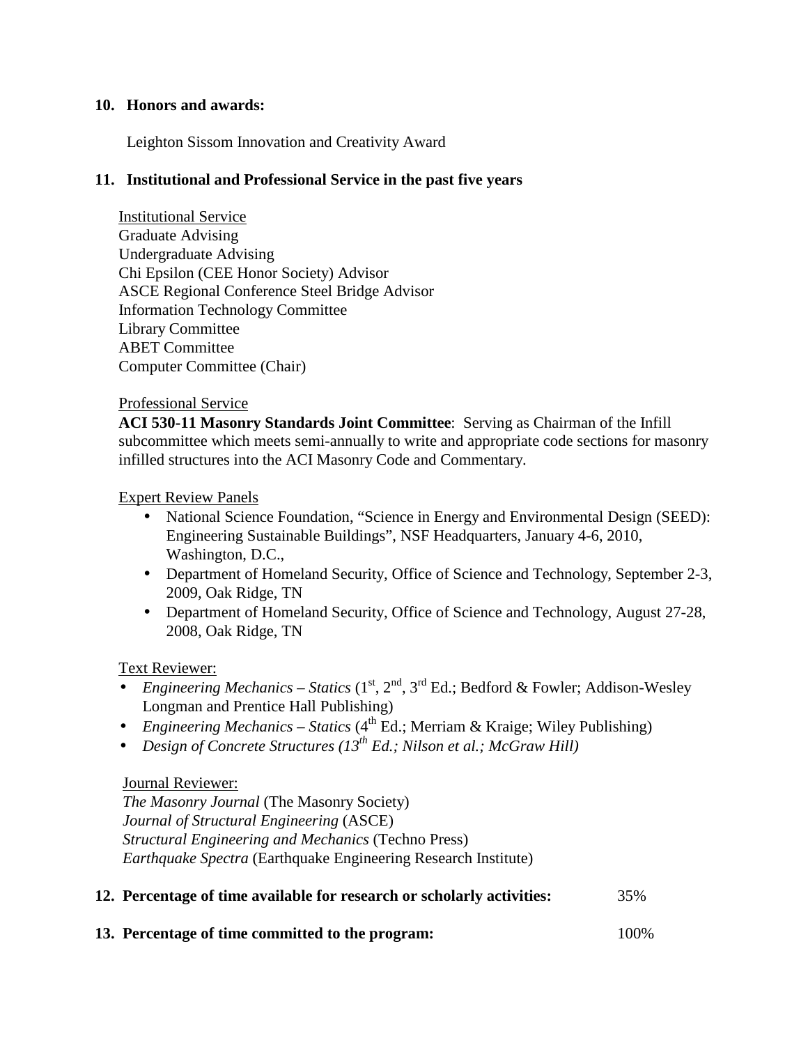**10. Honors and awards:**

Leighton Sissom Innovation and Creativity Award

**11. Institutional and Professional Service in the past five years**

Institutional Service
Graduate Advising
Undergraduate Advising
Chi Epsilon (CEE Honor Society) Advisor
ASCE Regional Conference Steel Bridge Advisor
Information Technology Committee
Library Committee
ABET Committee
Computer Committee (Chair)

Professional Service
**ACI 530-11 Masonry Standards Joint Committee**: Serving as Chairman of the Infill subcommittee which meets semi-annually to write and appropriate code sections for masonry infilled structures into the ACI Masonry Code and Commentary.

Expert Review Panels

- National Science Foundation, "Science in Energy and Environmental Design (SEED): Engineering Sustainable Buildings", NSF Headquarters, January 4-6, 2010, Washington, D.C.,
- Department of Homeland Security, Office of Science and Technology, September 2-3, 2009, Oak Ridge, TN
- Department of Homeland Security, Office of Science and Technology, August 27-28, 2008, Oak Ridge, TN

Text Reviewer:

- *Engineering Mechanics – Statics* (1st, 2nd, 3rd Ed.; Bedford & Fowler; Addison-Wesley Longman and Prentice Hall Publishing)
- *Engineering Mechanics – Statics* (4th Ed.; Merriam & Kraige; Wiley Publishing)
- *Design of Concrete Structures (13th Ed.; Nilson et al.; McGraw Hill)*

Journal Reviewer:
*The Masonry Journal* (The Masonry Society)
*Journal of Structural Engineering* (ASCE)
*Structural Engineering and Mechanics* (Techno Press)
*Earthquake Spectra* (Earthquake Engineering Research Institute)

**12. Percentage of time available for research or scholarly activities:** 35%

**13. Percentage of time committed to the program:** 100%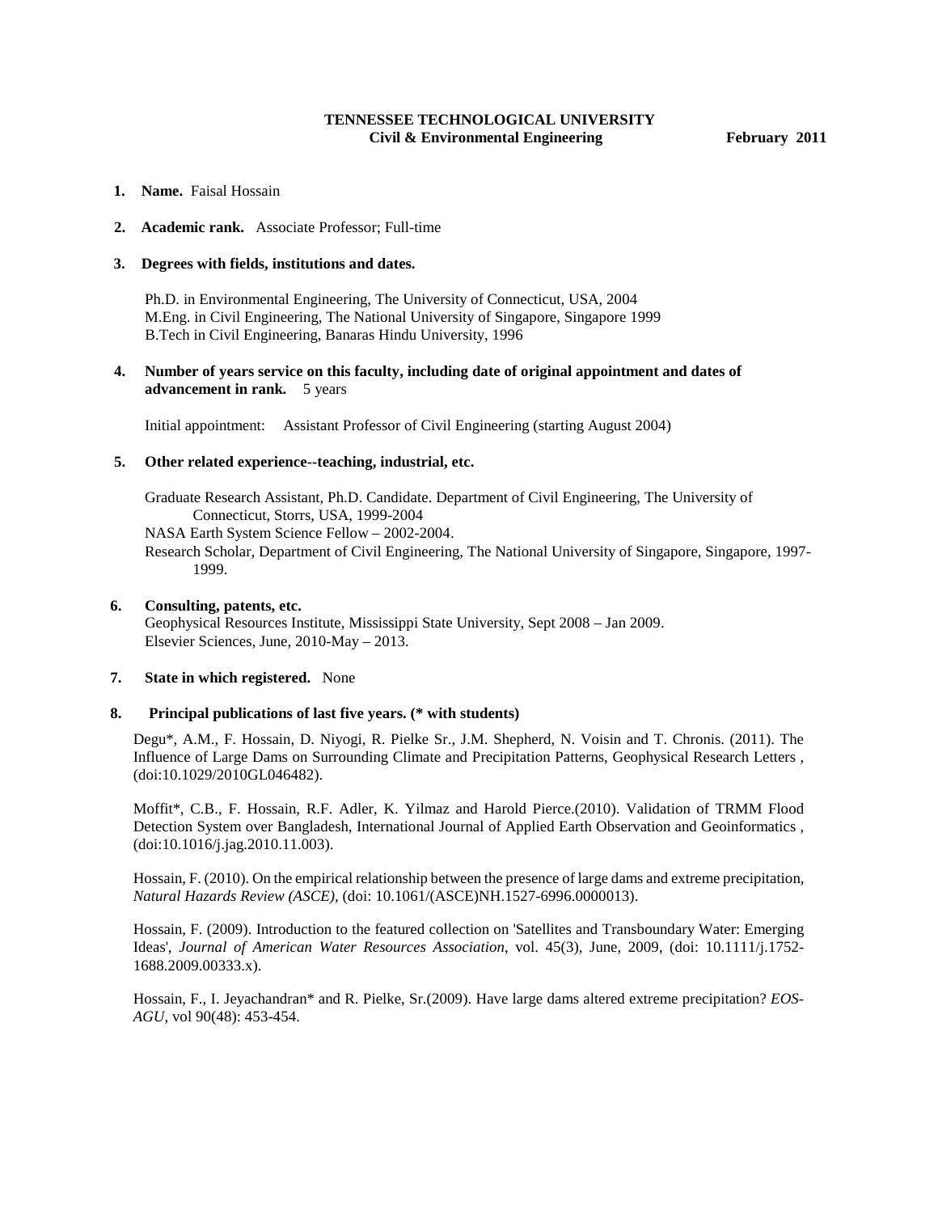**TENNESSEE TECHNOLOGICAL UNIVERSITY**
**Civil & Environmental Engineering** **February 2011**

1. **Name.** Faisal Hossain

2. **Academic rank.** Associate Professor; Full-time

3. **Degrees with fields, institutions and dates.**

   Ph.D. in Environmental Engineering, The University of Connecticut, USA, 2004
   M.Eng. in Civil Engineering, The National University of Singapore, Singapore 1999
   B.Tech in Civil Engineering, Banaras Hindu University, 1996

4. **Number of years service on this faculty, including date of original appointment and dates of advancement in rank.** 5 years

   Initial appointment: Assistant Professor of Civil Engineering (starting August 2004)

5. **Other related experience--teaching, industrial, etc.**

   Graduate Research Assistant, Ph.D. Candidate. Department of Civil Engineering, The University of Connecticut, Storrs, USA, 1999-2004
   NASA Earth System Science Fellow – 2002-2004.
   Research Scholar, Department of Civil Engineering, The National University of Singapore, Singapore, 1997-1999.

6. **Consulting, patents, etc.**
   Geophysical Resources Institute, Mississippi State University, Sept 2008 – Jan 2009.
   Elsevier Sciences, June, 2010-May – 2013.

7. **State in which registered.** None

8. **Principal publications of last five years. (* with students)**

   Degu*, A.M., F. Hossain, D. Niyogi, R. Pielke Sr., J.M. Shepherd, N. Voisin and T. Chronis. (2011). The Influence of Large Dams on Surrounding Climate and Precipitation Patterns, Geophysical Research Letters , (doi:10.1029/2010GL046482).

   Moffit*, C.B., F. Hossain, R.F. Adler, K. Yilmaz and Harold Pierce.(2010). Validation of TRMM Flood Detection System over Bangladesh, International Journal of Applied Earth Observation and Geoinformatics , (doi:10.1016/j.jag.2010.11.003).

   Hossain, F. (2010). On the empirical relationship between the presence of large dams and extreme precipitation, *Natural Hazards Review (ASCE)*, (doi: 10.1061/(ASCE)NH.1527-6996.0000013).

   Hossain, F. (2009). Introduction to the featured collection on 'Satellites and Transboundary Water: Emerging Ideas', *Journal of American Water Resources Association*, vol. 45(3), June, 2009, (doi: 10.1111/j.1752-1688.2009.00333.x).

   Hossain, F., I. Jeyachandran* and R. Pielke, Sr.(2009). Have large dams altered extreme precipitation? *EOS-AGU*, vol 90(48): 453-454.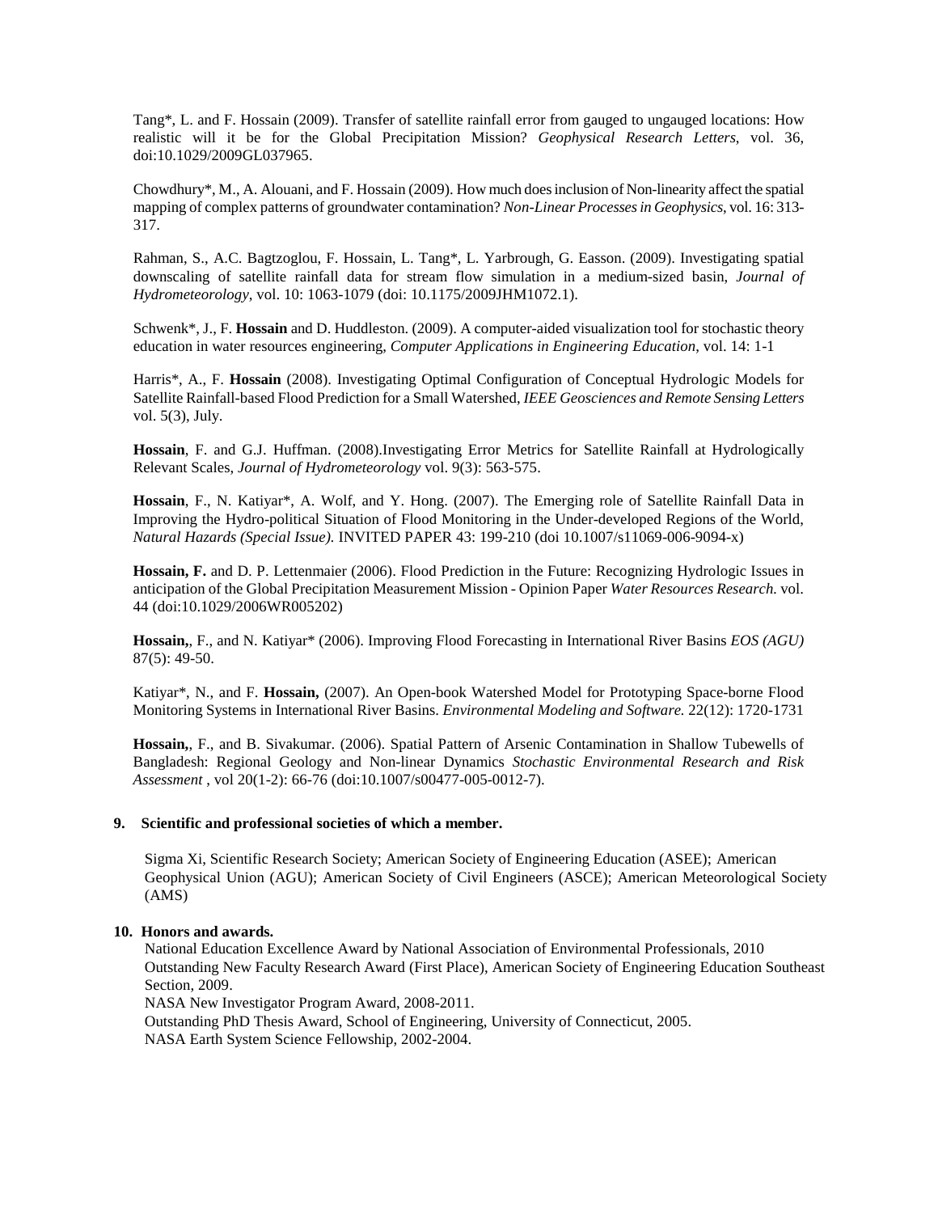Tang*, L. and F. Hossain (2009). Transfer of satellite rainfall error from gauged to ungauged locations: How realistic will it be for the Global Precipitation Mission? *Geophysical Research Letters*, vol. 36, doi:10.1029/2009GL037965.

Chowdhury*, M., A. Alouani, and F. Hossain (2009). How much does inclusion of Non-linearity affect the spatial mapping of complex patterns of groundwater contamination? *Non-Linear Processes in Geophysics*, vol. 16: 313-317.

Rahman, S., A.C. Bagtzoglou, F. Hossain, L. Tang*, L. Yarbrough, G. Easson. (2009). Investigating spatial downscaling of satellite rainfall data for stream flow simulation in a medium-sized basin, *Journal of Hydrometeorology*, vol. 10: 1063-1079 (doi: 10.1175/2009JHM1072.1).

Schwenk*, J., F. **Hossain** and D. Huddleston. (2009). A computer-aided visualization tool for stochastic theory education in water resources engineering, *Computer Applications in Engineering Education*, vol. 14: 1-1

Harris*, A., F. **Hossain** (2008). Investigating Optimal Configuration of Conceptual Hydrologic Models for Satellite Rainfall-based Flood Prediction for a Small Watershed, *IEEE Geosciences and Remote Sensing Letters* vol. 5(3), July.

**Hossain**, F. and G.J. Huffman. (2008).Investigating Error Metrics for Satellite Rainfall at Hydrologically Relevant Scales, *Journal of Hydrometeorology* vol. 9(3): 563-575.

**Hossain**, F., N. Katiyar*, A. Wolf, and Y. Hong. (2007). The Emerging role of Satellite Rainfall Data in Improving the Hydro-political Situation of Flood Monitoring in the Under-developed Regions of the World, *Natural Hazards (Special Issue).* INVITED PAPER 43: 199-210 (doi 10.1007/s11069-006-9094-x)

**Hossain, F.** and D. P. Lettenmaier (2006). Flood Prediction in the Future: Recognizing Hydrologic Issues in anticipation of the Global Precipitation Measurement Mission - Opinion Paper *Water Resources Research.* vol. 44 (doi:10.1029/2006WR005202)

**Hossain,**, F., and N. Katiyar* (2006). Improving Flood Forecasting in International River Basins *EOS (AGU)* 87(5): 49-50.

Katiyar*, N., and F. **Hossain,** (2007). An Open-book Watershed Model for Prototyping Space-borne Flood Monitoring Systems in International River Basins. *Environmental Modeling and Software.* 22(12): 1720-1731

**Hossain,**, F., and B. Sivakumar. (2006). Spatial Pattern of Arsenic Contamination in Shallow Tubewells of Bangladesh: Regional Geology and Non-linear Dynamics *Stochastic Environmental Research and Risk Assessment* , vol 20(1-2): 66-76 (doi:10.1007/s00477-005-0012-7).

**9. Scientific and professional societies of which a member.**

Sigma Xi, Scientific Research Society; American Society of Engineering Education (ASEE); American Geophysical Union (AGU); American Society of Civil Engineers (ASCE); American Meteorological Society (AMS)

**10. Honors and awards.**

National Education Excellence Award by National Association of Environmental Professionals, 2010
Outstanding New Faculty Research Award (First Place), American Society of Engineering Education Southeast Section, 2009.
NASA New Investigator Program Award, 2008-2011.
Outstanding PhD Thesis Award, School of Engineering, University of Connecticut, 2005.
NASA Earth System Science Fellowship, 2002-2004.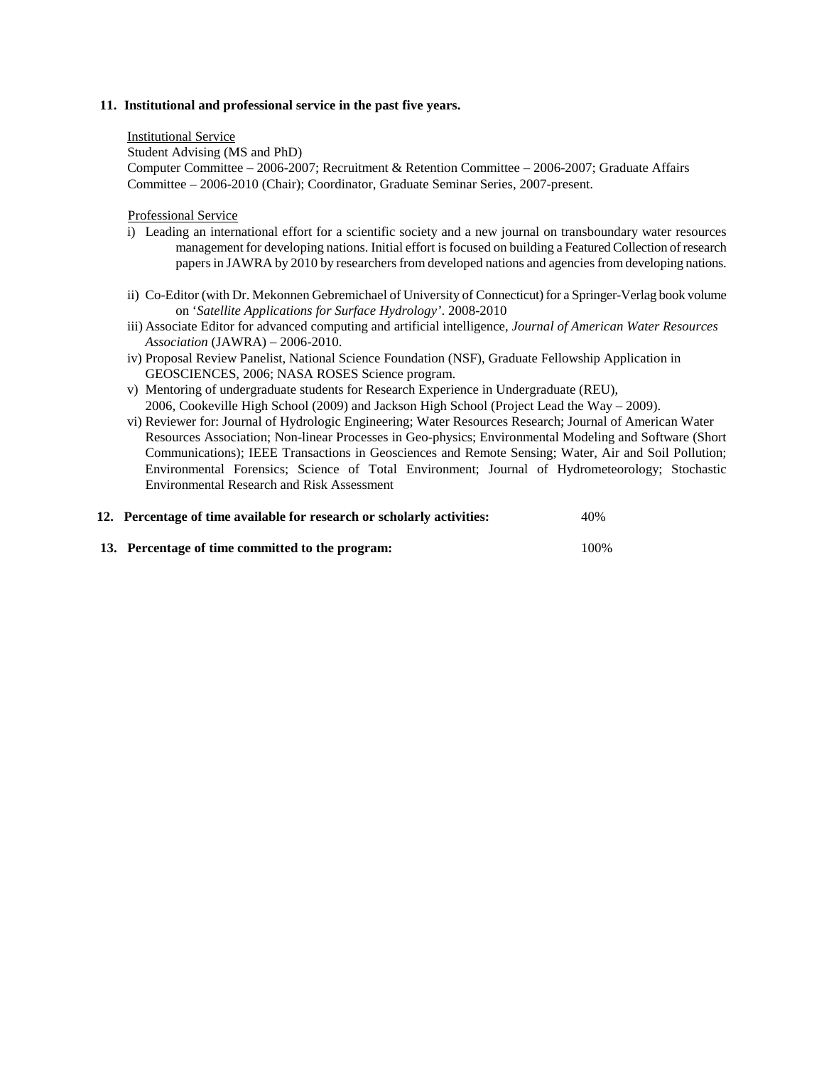**11. Institutional and professional service in the past five years.**

Institutional Service

Student Advising (MS and PhD)

Computer Committee – 2006-2007; Recruitment & Retention Committee – 2006-2007; Graduate Affairs Committee – 2006-2010 (Chair); Coordinator, Graduate Seminar Series, 2007-present.

Professional Service

i) Leading an international effort for a scientific society and a new journal on transboundary water resources management for developing nations. Initial effort is focused on building a Featured Collection of research papers in JAWRA by 2010 by researchers from developed nations and agencies from developing nations.

ii) Co-Editor (with Dr. Mekonnen Gebremichael of University of Connecticut) for a Springer-Verlag book volume on '*Satellite Applications for Surface Hydrology*'. 2008-2010

iii) Associate Editor for advanced computing and artificial intelligence, *Journal of American Water Resources Association* (JAWRA) – 2006-2010.

iv) Proposal Review Panelist, National Science Foundation (NSF), Graduate Fellowship Application in GEOSCIENCES, 2006; NASA ROSES Science program.

v) Mentoring of undergraduate students for Research Experience in Undergraduate (REU), 2006, Cookeville High School (2009) and Jackson High School (Project Lead the Way – 2009).

vi) Reviewer for: Journal of Hydrologic Engineering; Water Resources Research; Journal of American Water Resources Association; Non-linear Processes in Geo-physics; Environmental Modeling and Software (Short Communications); IEEE Transactions in Geosciences and Remote Sensing; Water, Air and Soil Pollution; Environmental Forensics; Science of Total Environment; Journal of Hydrometeorology; Stochastic Environmental Research and Risk Assessment

**12. Percentage of time available for research or scholarly activities:** 40%

**13. Percentage of time committed to the program:** 100%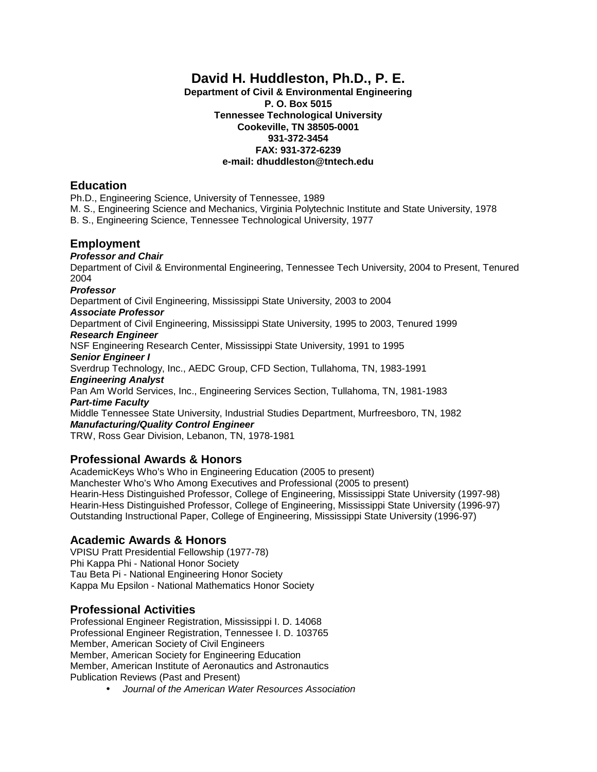# David H. Huddleston, Ph.D., P. E.

**Department of Civil & Environmental Engineering**
**P. O. Box 5015**
**Tennessee Technological University**
**Cookeville, TN 38505-0001**
**931-372-3454**
**FAX: 931-372-6239**
**e-mail: dhuddleston@tntech.edu**

## Education

Ph.D., Engineering Science, University of Tennessee, 1989
M. S., Engineering Science and Mechanics, Virginia Polytechnic Institute and State University, 1978
B. S., Engineering Science, Tennessee Technological University, 1977

## Employment

***Professor and Chair***
Department of Civil & Environmental Engineering, Tennessee Tech University, 2004 to Present, Tenured 2004
***Professor***
Department of Civil Engineering, Mississippi State University, 2003 to 2004
***Associate Professor***
Department of Civil Engineering, Mississippi State University, 1995 to 2003, Tenured 1999
***Research Engineer***
NSF Engineering Research Center, Mississippi State University, 1991 to 1995
***Senior Engineer I***
Sverdrup Technology, Inc., AEDC Group, CFD Section, Tullahoma, TN, 1983-1991
***Engineering Analyst***
Pan Am World Services, Inc., Engineering Services Section, Tullahoma, TN, 1981-1983
***Part-time Faculty***
Middle Tennessee State University, Industrial Studies Department, Murfreesboro, TN, 1982
***Manufacturing/Quality Control Engineer***
TRW, Ross Gear Division, Lebanon, TN, 1978-1981

## Professional Awards & Honors

AcademicKeys Who's Who in Engineering Education (2005 to present)
Manchester Who's Who Among Executives and Professional (2005 to present)
Hearin-Hess Distinguished Professor, College of Engineering, Mississippi State University (1997-98)
Hearin-Hess Distinguished Professor, College of Engineering, Mississippi State University (1996-97)
Outstanding Instructional Paper, College of Engineering, Mississippi State University (1996-97)

## Academic Awards & Honors

VPISU Pratt Presidential Fellowship (1977-78)
Phi Kappa Phi - National Honor Society
Tau Beta Pi - National Engineering Honor Society
Kappa Mu Epsilon - National Mathematics Honor Society

## Professional Activities

Professional Engineer Registration, Mississippi I. D. 14068
Professional Engineer Registration, Tennessee I. D. 103765
Member, American Society of Civil Engineers
Member, American Society for Engineering Education
Member, American Institute of Aeronautics and Astronautics
Publication Reviews (Past and Present)

- *Journal of the American Water Resources Association*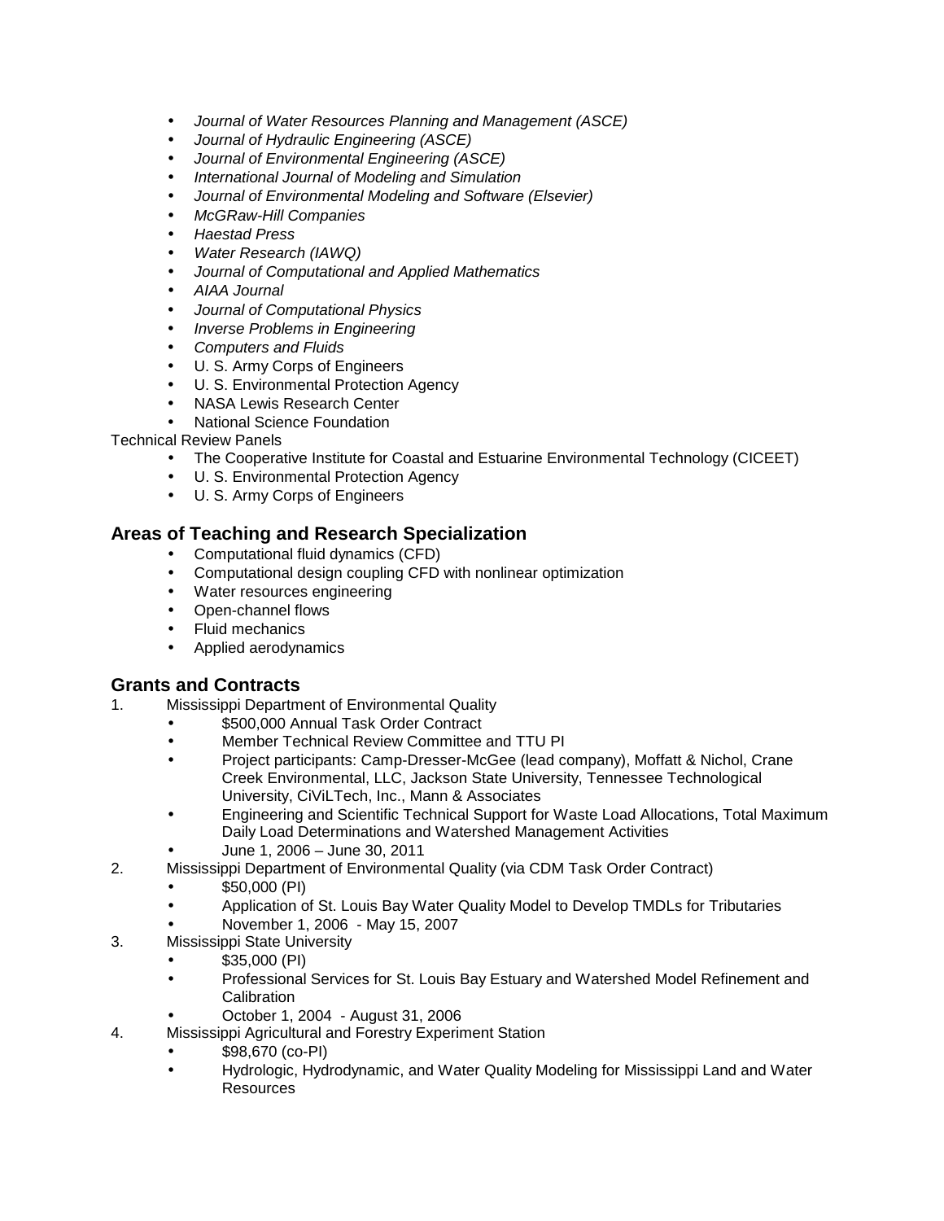- *Journal of Water Resources Planning and Management (ASCE)*
- *Journal of Hydraulic Engineering (ASCE)*
- *Journal of Environmental Engineering (ASCE)*
- *International Journal of Modeling and Simulation*
- *Journal of Environmental Modeling and Software (Elsevier)*
- *McGRaw-Hill Companies*
- *Haestad Press*
- *Water Research (IAWQ)*
- *Journal of Computational and Applied Mathematics*
- *AIAA Journal*
- *Journal of Computational Physics*
- *Inverse Problems in Engineering*
- *Computers and Fluids*
- U. S. Army Corps of Engineers
- U. S. Environmental Protection Agency
- NASA Lewis Research Center
- National Science Foundation

Technical Review Panels

- The Cooperative Institute for Coastal and Estuarine Environmental Technology (CICEET)
- U. S. Environmental Protection Agency
- U. S. Army Corps of Engineers

## Areas of Teaching and Research Specialization

- Computational fluid dynamics (CFD)
- Computational design coupling CFD with nonlinear optimization
- Water resources engineering
- Open-channel flows
- Fluid mechanics
- Applied aerodynamics

## Grants and Contracts

1. Mississippi Department of Environmental Quality
   - $500,000 Annual Task Order Contract
   - Member Technical Review Committee and TTU PI
   - Project participants: Camp-Dresser-McGee (lead company), Moffatt & Nichol, Crane Creek Environmental, LLC, Jackson State University, Tennessee Technological University, CiViLTech, Inc., Mann & Associates
   - Engineering and Scientific Technical Support for Waste Load Allocations, Total Maximum Daily Load Determinations and Watershed Management Activities
   - June 1, 2006 – June 30, 2011
2. Mississippi Department of Environmental Quality (via CDM Task Order Contract)
   - $50,000 (PI)
   - Application of St. Louis Bay Water Quality Model to Develop TMDLs for Tributaries
   - November 1, 2006 - May 15, 2007
3. Mississippi State University
   - $35,000 (PI)
   - Professional Services for St. Louis Bay Estuary and Watershed Model Refinement and Calibration
   - October 1, 2004 - August 31, 2006
4. Mississippi Agricultural and Forestry Experiment Station
   - $98,670 (co-PI)
   - Hydrologic, Hydrodynamic, and Water Quality Modeling for Mississippi Land and Water Resources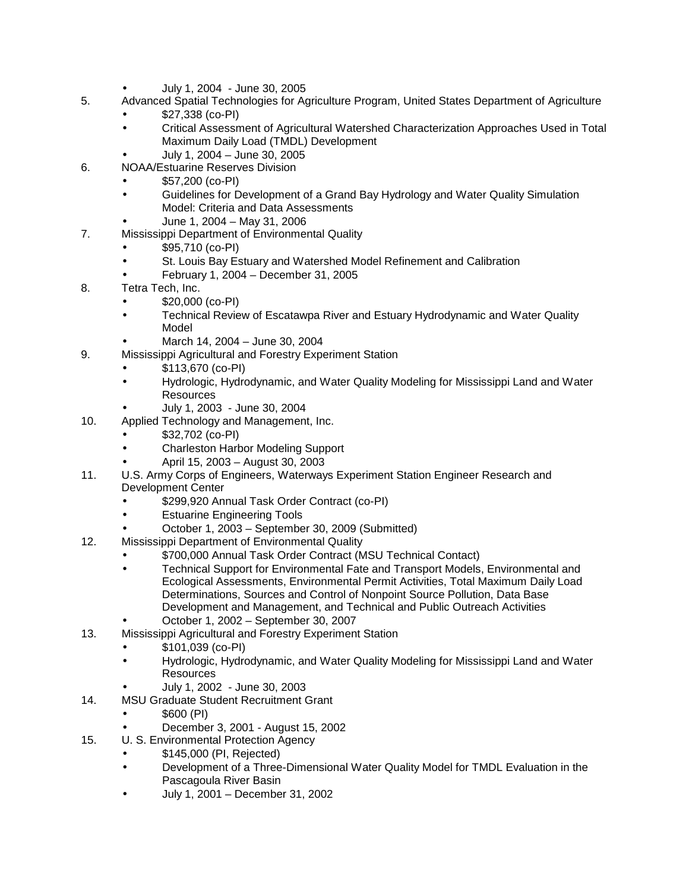- July 1, 2004 - June 30, 2005

5. Advanced Spatial Technologies for Agriculture Program, United States Department of Agriculture
   - $27,338 (co-PI)
   - Critical Assessment of Agricultural Watershed Characterization Approaches Used in Total Maximum Daily Load (TMDL) Development
   - July 1, 2004 – June 30, 2005
6. NOAA/Estuarine Reserves Division
   - $57,200 (co-PI)
   - Guidelines for Development of a Grand Bay Hydrology and Water Quality Simulation Model: Criteria and Data Assessments
   - June 1, 2004 – May 31, 2006
7. Mississippi Department of Environmental Quality
   - $95,710 (co-PI)
   - St. Louis Bay Estuary and Watershed Model Refinement and Calibration
   - February 1, 2004 – December 31, 2005
8. Tetra Tech, Inc.
   - $20,000 (co-PI)
   - Technical Review of Escatawpa River and Estuary Hydrodynamic and Water Quality Model
   - March 14, 2004 – June 30, 2004
9. Mississippi Agricultural and Forestry Experiment Station
   - $113,670 (co-PI)
   - Hydrologic, Hydrodynamic, and Water Quality Modeling for Mississippi Land and Water Resources
   - July 1, 2003 - June 30, 2004
10. Applied Technology and Management, Inc.
    - $32,702 (co-PI)
    - Charleston Harbor Modeling Support
    - April 15, 2003 – August 30, 2003
11. U.S. Army Corps of Engineers, Waterways Experiment Station Engineer Research and Development Center
    - $299,920 Annual Task Order Contract (co-PI)
    - Estuarine Engineering Tools
    - October 1, 2003 – September 30, 2009 (Submitted)
12. Mississippi Department of Environmental Quality
    - $700,000 Annual Task Order Contract (MSU Technical Contact)
    - Technical Support for Environmental Fate and Transport Models, Environmental and Ecological Assessments, Environmental Permit Activities, Total Maximum Daily Load Determinations, Sources and Control of Nonpoint Source Pollution, Data Base Development and Management, and Technical and Public Outreach Activities
    - October 1, 2002 – September 30, 2007
13. Mississippi Agricultural and Forestry Experiment Station
    - $101,039 (co-PI)
    - Hydrologic, Hydrodynamic, and Water Quality Modeling for Mississippi Land and Water Resources
    - July 1, 2002 - June 30, 2003
14. MSU Graduate Student Recruitment Grant
    - $600 (PI)
    - December 3, 2001 - August 15, 2002
15. U. S. Environmental Protection Agency
    - $145,000 (PI, Rejected)
    - Development of a Three-Dimensional Water Quality Model for TMDL Evaluation in the Pascagoula River Basin
    - July 1, 2001 – December 31, 2002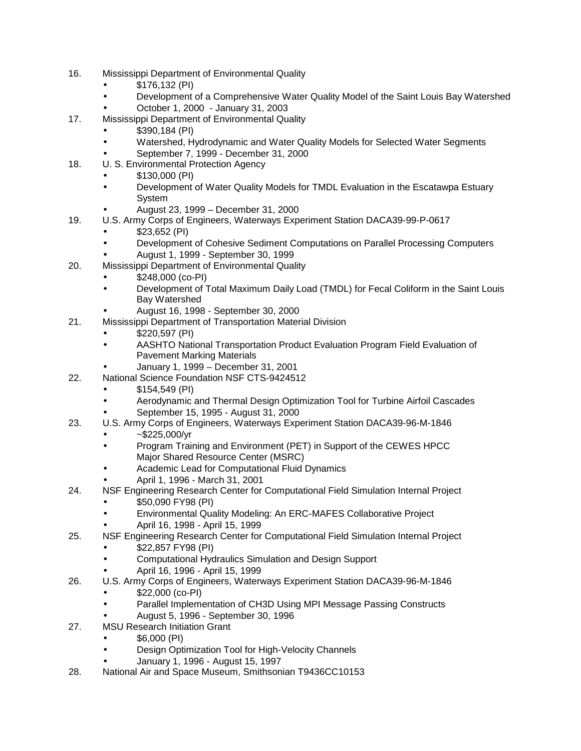16. Mississippi Department of Environmental Quality
    - $176,132 (PI)
    - Development of a Comprehensive Water Quality Model of the Saint Louis Bay Watershed
    - October 1, 2000 - January 31, 2003
17. Mississippi Department of Environmental Quality
    - $390,184 (PI)
    - Watershed, Hydrodynamic and Water Quality Models for Selected Water Segments
    - September 7, 1999 - December 31, 2000
18. U. S. Environmental Protection Agency
    - $130,000 (PI)
    - Development of Water Quality Models for TMDL Evaluation in the Escatawpa Estuary System
    - August 23, 1999 – December 31, 2000
19. U.S. Army Corps of Engineers, Waterways Experiment Station DACA39-99-P-0617
    - $23,652 (PI)
    - Development of Cohesive Sediment Computations on Parallel Processing Computers
    - August 1, 1999 - September 30, 1999
20. Mississippi Department of Environmental Quality
    - $248,000 (co-PI)
    - Development of Total Maximum Daily Load (TMDL) for Fecal Coliform in the Saint Louis Bay Watershed
    - August 16, 1998 - September 30, 2000
21. Mississippi Department of Transportation Material Division
    - $220,597 (PI)
    - AASHTO National Transportation Product Evaluation Program Field Evaluation of Pavement Marking Materials
    - January 1, 1999 – December 31, 2001
22. National Science Foundation NSF CTS-9424512
    - $154,549 (PI)
    - Aerodynamic and Thermal Design Optimization Tool for Turbine Airfoil Cascades
    - September 15, 1995 - August 31, 2000
23. U.S. Army Corps of Engineers, Waterways Experiment Station DACA39-96-M-1846
    - ~$225,000/yr
    - Program Training and Environment (PET) in Support of the CEWES HPCC Major Shared Resource Center (MSRC)
    - Academic Lead for Computational Fluid Dynamics
    - April 1, 1996 - March 31, 2001
24. NSF Engineering Research Center for Computational Field Simulation Internal Project
    - $50,090 FY98 (PI)
    - Environmental Quality Modeling: An ERC-MAFES Collaborative Project
    - April 16, 1998 - April 15, 1999
25. NSF Engineering Research Center for Computational Field Simulation Internal Project
    - $22,857 FY98 (PI)
    - Computational Hydraulics Simulation and Design Support
    - April 16, 1996 - April 15, 1999
26. U.S. Army Corps of Engineers, Waterways Experiment Station DACA39-96-M-1846
    - $22,000 (co-PI)
    - Parallel Implementation of CH3D Using MPI Message Passing Constructs
    - August 5, 1996 - September 30, 1996
27. MSU Research Initiation Grant
    - $6,000 (PI)
    - Design Optimization Tool for High-Velocity Channels
    - January 1, 1996 - August 15, 1997
28. National Air and Space Museum, Smithsonian T9436CC10153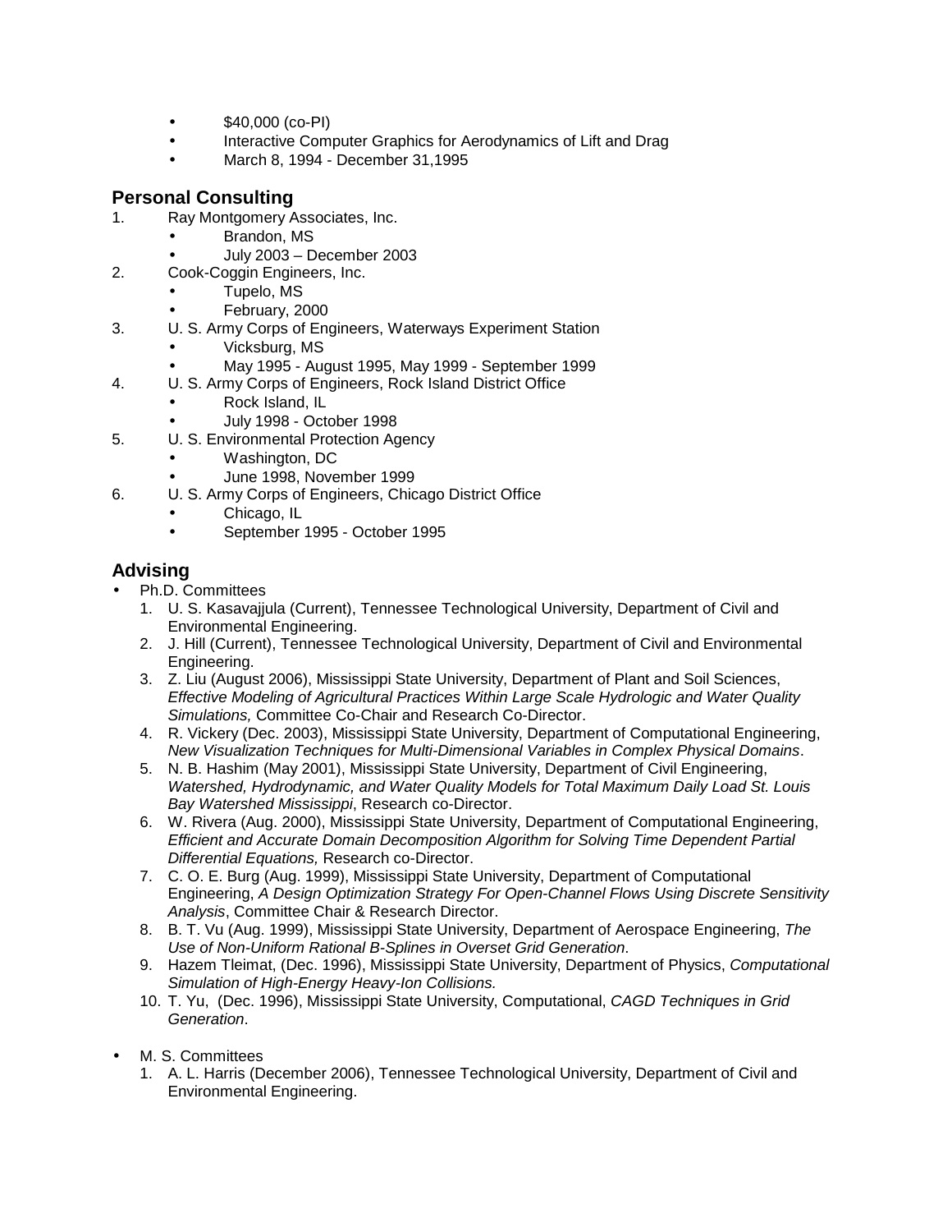- $40,000 (co-PI)
- Interactive Computer Graphics for Aerodynamics of Lift and Drag
- March 8, 1994 - December 31,1995

## Personal Consulting

1. Ray Montgomery Associates, Inc.
   - Brandon, MS
   - July 2003 – December 2003
2. Cook-Coggin Engineers, Inc.
   - Tupelo, MS
   - February, 2000
3. U. S. Army Corps of Engineers, Waterways Experiment Station
   - Vicksburg, MS
   - May 1995 - August 1995, May 1999 - September 1999
4. U. S. Army Corps of Engineers, Rock Island District Office
   - Rock Island, IL
   - July 1998 - October 1998
5. U. S. Environmental Protection Agency
   - Washington, DC
   - June 1998, November 1999
6. U. S. Army Corps of Engineers, Chicago District Office
   - Chicago, IL
   - September 1995 - October 1995

## Advising

- Ph.D. Committees
  1. U. S. Kasavajjula (Current), Tennessee Technological University, Department of Civil and Environmental Engineering.
  2. J. Hill (Current), Tennessee Technological University, Department of Civil and Environmental Engineering.
  3. Z. Liu (August 2006), Mississippi State University, Department of Plant and Soil Sciences, *Effective Modeling of Agricultural Practices Within Large Scale Hydrologic and Water Quality Simulations,* Committee Co-Chair and Research Co-Director.
  4. R. Vickery (Dec. 2003), Mississippi State University, Department of Computational Engineering, *New Visualization Techniques for Multi-Dimensional Variables in Complex Physical Domains*.
  5. N. B. Hashim (May 2001), Mississippi State University, Department of Civil Engineering, *Watershed, Hydrodynamic, and Water Quality Models for Total Maximum Daily Load St. Louis Bay Watershed Mississippi*, Research co-Director.
  6. W. Rivera (Aug. 2000), Mississippi State University, Department of Computational Engineering, *Efficient and Accurate Domain Decomposition Algorithm for Solving Time Dependent Partial Differential Equations,* Research co-Director.
  7. C. O. E. Burg (Aug. 1999), Mississippi State University, Department of Computational Engineering, *A Design Optimization Strategy For Open-Channel Flows Using Discrete Sensitivity Analysis*, Committee Chair & Research Director.
  8. B. T. Vu (Aug. 1999), Mississippi State University, Department of Aerospace Engineering, *The Use of Non-Uniform Rational B-Splines in Overset Grid Generation*.
  9. Hazem Tleimat, (Dec. 1996), Mississippi State University, Department of Physics, *Computational Simulation of High-Energy Heavy-Ion Collisions.*
  10. T. Yu, (Dec. 1996), Mississippi State University, Computational, *CAGD Techniques in Grid Generation*.

- M. S. Committees
  1. A. L. Harris (December 2006), Tennessee Technological University, Department of Civil and Environmental Engineering.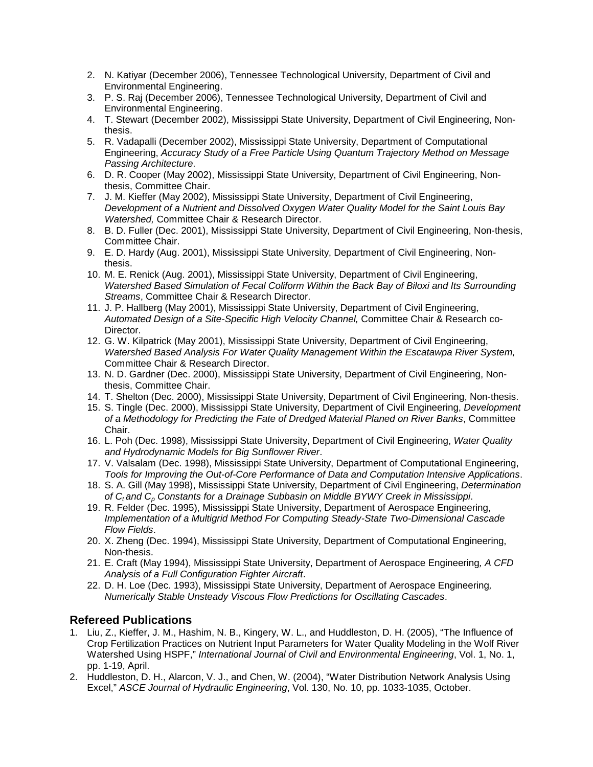2. N. Katiyar (December 2006), Tennessee Technological University, Department of Civil and Environmental Engineering.
3. P. S. Raj (December 2006), Tennessee Technological University, Department of Civil and Environmental Engineering.
4. T. Stewart (December 2002), Mississippi State University, Department of Civil Engineering, Non-thesis.
5. R. Vadapalli (December 2002), Mississippi State University, Department of Computational Engineering, *Accuracy Study of a Free Particle Using Quantum Trajectory Method on Message Passing Architecture*.
6. D. R. Cooper (May 2002), Mississippi State University, Department of Civil Engineering, Non-thesis, Committee Chair.
7. J. M. Kieffer (May 2002), Mississippi State University, Department of Civil Engineering, *Development of a Nutrient and Dissolved Oxygen Water Quality Model for the Saint Louis Bay Watershed,* Committee Chair & Research Director.
8. B. D. Fuller (Dec. 2001), Mississippi State University, Department of Civil Engineering, Non-thesis, Committee Chair.
9. E. D. Hardy (Aug. 2001), Mississippi State University, Department of Civil Engineering, Non-thesis.
10. M. E. Renick (Aug. 2001), Mississippi State University, Department of Civil Engineering, *Watershed Based Simulation of Fecal Coliform Within the Back Bay of Biloxi and Its Surrounding Streams*, Committee Chair & Research Director.
11. J. P. Hallberg (May 2001), Mississippi State University, Department of Civil Engineering, *Automated Design of a Site-Specific High Velocity Channel,* Committee Chair & Research co-Director.
12. G. W. Kilpatrick (May 2001), Mississippi State University, Department of Civil Engineering, *Watershed Based Analysis For Water Quality Management Within the Escatawpa River System,* Committee Chair & Research Director.
13. N. D. Gardner (Dec. 2000), Mississippi State University, Department of Civil Engineering, Non-thesis, Committee Chair.
14. T. Shelton (Dec. 2000), Mississippi State University, Department of Civil Engineering, Non-thesis.
15. S. Tingle (Dec. 2000), Mississippi State University, Department of Civil Engineering, *Development of a Methodology for Predicting the Fate of Dredged Material Planed on River Banks*, Committee Chair.
16. L. Poh (Dec. 1998), Mississippi State University, Department of Civil Engineering, *Water Quality and Hydrodynamic Models for Big Sunflower River*.
17. V. Valsalam (Dec. 1998), Mississippi State University, Department of Computational Engineering, *Tools for Improving the Out-of-Core Performance of Data and Computation Intensive Applications*.
18. S. A. Gill (May 1998), Mississippi State University, Department of Civil Engineering, *Determination of $C_t$ and $C_p$ Constants for a Drainage Subbasin on Middle BYWY Creek in Mississippi*.
19. R. Felder (Dec. 1995), Mississippi State University, Department of Aerospace Engineering, *Implementation of a Multigrid Method For Computing Steady-State Two-Dimensional Cascade Flow Fields*.
20. X. Zheng (Dec. 1994), Mississippi State University, Department of Computational Engineering, Non-thesis.
21. E. Craft (May 1994), Mississippi State University, Department of Aerospace Engineering, *A CFD Analysis of a Full Configuration Fighter Aircraft*.
22. D. H. Loe (Dec. 1993), Mississippi State University, Department of Aerospace Engineering, *Numerically Stable Unsteady Viscous Flow Predictions for Oscillating Cascades*.

## Refereed Publications

1. Liu, Z., Kieffer, J. M., Hashim, N. B., Kingery, W. L., and Huddleston, D. H. (2005), "The Influence of Crop Fertilization Practices on Nutrient Input Parameters for Water Quality Modeling in the Wolf River Watershed Using HSPF," *International Journal of Civil and Environmental Engineering*, Vol. 1, No. 1, pp. 1-19, April.
2. Huddleston, D. H., Alarcon, V. J., and Chen, W. (2004), "Water Distribution Network Analysis Using Excel," *ASCE Journal of Hydraulic Engineering*, Vol. 130, No. 10, pp. 1033-1035, October.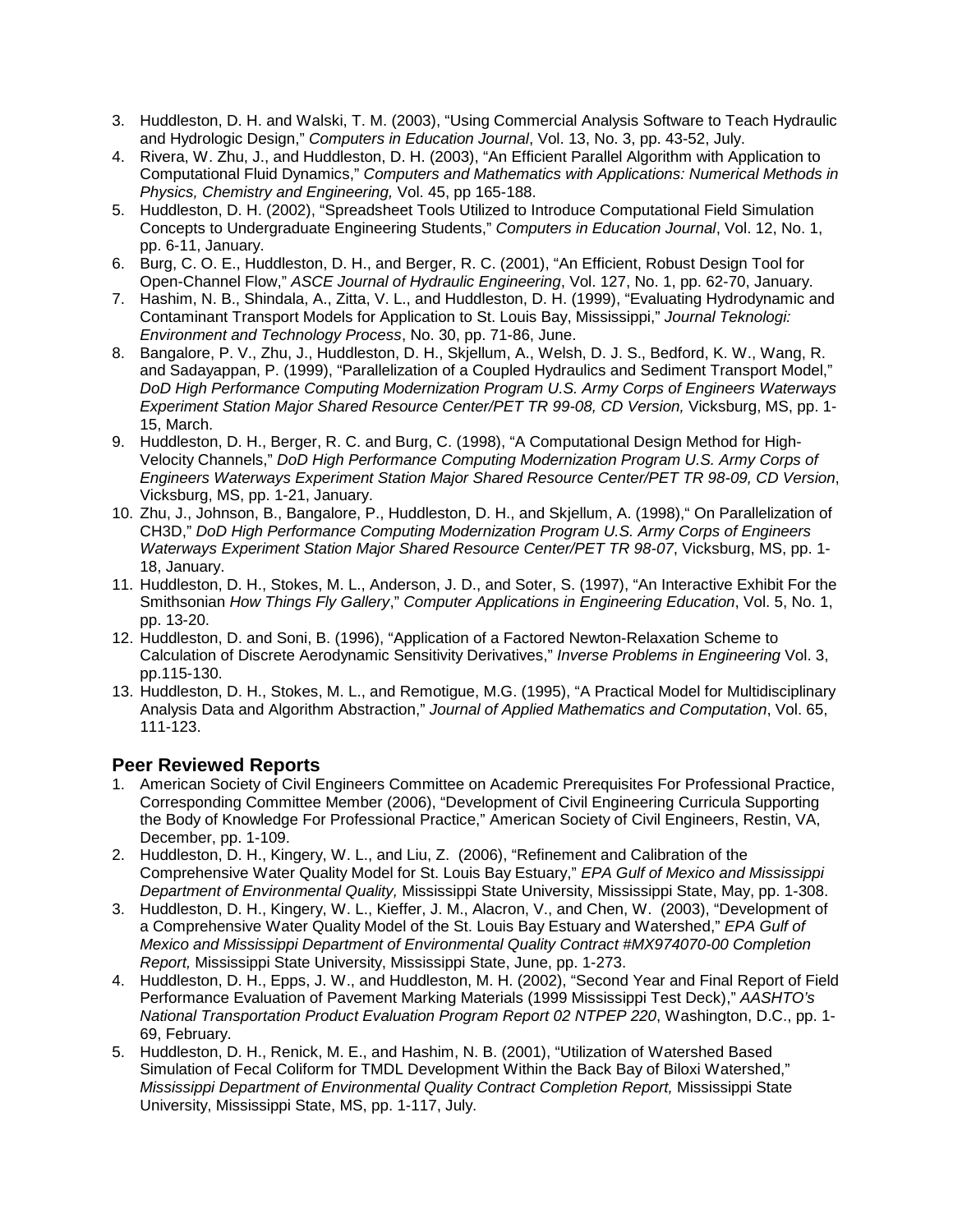3. Huddleston, D. H. and Walski, T. M. (2003), “Using Commercial Analysis Software to Teach Hydraulic and Hydrologic Design,” *Computers in Education Journal*, Vol. 13, No. 3, pp. 43-52, July.
4. Rivera, W. Zhu, J., and Huddleston, D. H. (2003), “An Efficient Parallel Algorithm with Application to Computational Fluid Dynamics,” *Computers and Mathematics with Applications: Numerical Methods in Physics, Chemistry and Engineering,* Vol. 45, pp 165-188.
5. Huddleston, D. H. (2002), “Spreadsheet Tools Utilized to Introduce Computational Field Simulation Concepts to Undergraduate Engineering Students,” *Computers in Education Journal*, Vol. 12, No. 1, pp. 6-11, January.
6. Burg, C. O. E., Huddleston, D. H., and Berger, R. C. (2001), “An Efficient, Robust Design Tool for Open-Channel Flow,” *ASCE Journal of Hydraulic Engineering*, Vol. 127, No. 1, pp. 62-70, January.
7. Hashim, N. B., Shindala, A., Zitta, V. L., and Huddleston, D. H. (1999), “Evaluating Hydrodynamic and Contaminant Transport Models for Application to St. Louis Bay, Mississippi,” *Journal Teknologi: Environment and Technology Process*, No. 30, pp. 71-86, June.
8. Bangalore, P. V., Zhu, J., Huddleston, D. H., Skjellum, A., Welsh, D. J. S., Bedford, K. W., Wang, R. and Sadayappan, P. (1999), “Parallelization of a Coupled Hydraulics and Sediment Transport Model,” *DoD High Performance Computing Modernization Program U.S. Army Corps of Engineers Waterways Experiment Station Major Shared Resource Center/PET TR 99-08, CD Version,* Vicksburg, MS, pp. 1-15, March.
9. Huddleston, D. H., Berger, R. C. and Burg, C. (1998), “A Computational Design Method for High-Velocity Channels,” *DoD High Performance Computing Modernization Program U.S. Army Corps of Engineers Waterways Experiment Station Major Shared Resource Center/PET TR 98-09, CD Version*, Vicksburg, MS, pp. 1-21, January.
10. Zhu, J., Johnson, B., Bangalore, P., Huddleston, D. H., and Skjellum, A. (1998),“ On Parallelization of CH3D,” *DoD High Performance Computing Modernization Program U.S. Army Corps of Engineers Waterways Experiment Station Major Shared Resource Center/PET TR 98-07*, Vicksburg, MS, pp. 1-18, January.
11. Huddleston, D. H., Stokes, M. L., Anderson, J. D., and Soter, S. (1997), “An Interactive Exhibit For the Smithsonian *How Things Fly Gallery*,” *Computer Applications in Engineering Education*, Vol. 5, No. 1, pp. 13-20.
12. Huddleston, D. and Soni, B. (1996), “Application of a Factored Newton-Relaxation Scheme to Calculation of Discrete Aerodynamic Sensitivity Derivatives,” *Inverse Problems in Engineering* Vol. 3, pp.115-130.
13. Huddleston, D. H., Stokes, M. L., and Remotigue, M.G. (1995), “A Practical Model for Multidisciplinary Analysis Data and Algorithm Abstraction,” *Journal of Applied Mathematics and Computation*, Vol. 65, 111-123.

## Peer Reviewed Reports

1. American Society of Civil Engineers Committee on Academic Prerequisites For Professional Practice, Corresponding Committee Member (2006), “Development of Civil Engineering Curricula Supporting the Body of Knowledge For Professional Practice,” American Society of Civil Engineers, Restin, VA, December, pp. 1-109.
2. Huddleston, D. H., Kingery, W. L., and Liu, Z. (2006), “Refinement and Calibration of the Comprehensive Water Quality Model for St. Louis Bay Estuary,” *EPA Gulf of Mexico and Mississippi Department of Environmental Quality,* Mississippi State University, Mississippi State, May, pp. 1-308.
3. Huddleston, D. H., Kingery, W. L., Kieffer, J. M., Alacron, V., and Chen, W. (2003), “Development of a Comprehensive Water Quality Model of the St. Louis Bay Estuary and Watershed,” *EPA Gulf of Mexico and Mississippi Department of Environmental Quality Contract #MX974070-00 Completion Report,* Mississippi State University, Mississippi State, June, pp. 1-273.
4. Huddleston, D. H., Epps, J. W., and Huddleston, M. H. (2002), “Second Year and Final Report of Field Performance Evaluation of Pavement Marking Materials (1999 Mississippi Test Deck),” *AASHTO’s National Transportation Product Evaluation Program Report 02 NTPEP 220*, Washington, D.C., pp. 1-69, February.
5. Huddleston, D. H., Renick, M. E., and Hashim, N. B. (2001), “Utilization of Watershed Based Simulation of Fecal Coliform for TMDL Development Within the Back Bay of Biloxi Watershed,” *Mississippi Department of Environmental Quality Contract Completion Report,* Mississippi State University, Mississippi State, MS, pp. 1-117, July.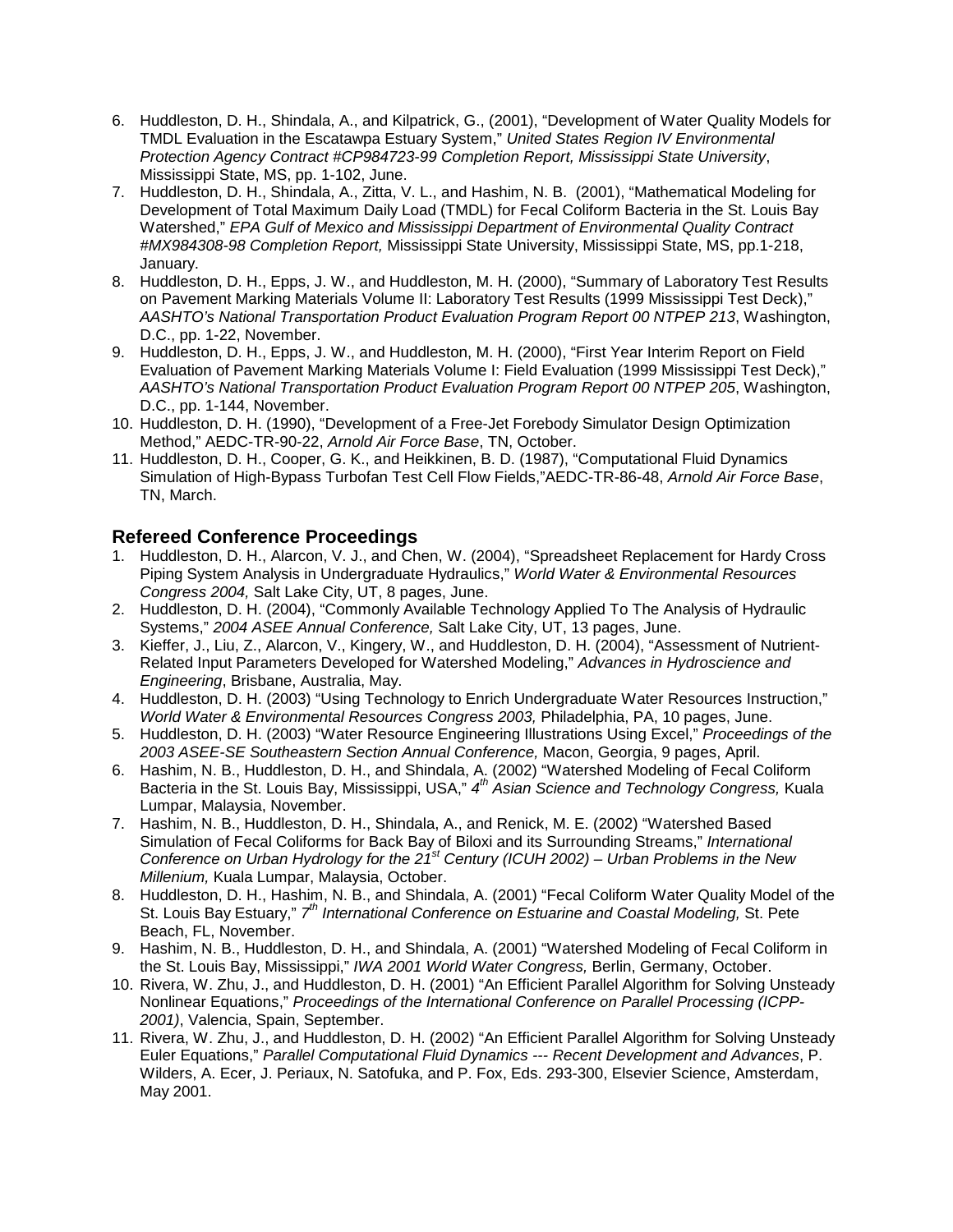6. Huddleston, D. H., Shindala, A., and Kilpatrick, G., (2001), "Development of Water Quality Models for TMDL Evaluation in the Escatawpa Estuary System," *United States Region IV Environmental Protection Agency Contract #CP984723-99 Completion Report, Mississippi State University*, Mississippi State, MS, pp. 1-102, June.
7. Huddleston, D. H., Shindala, A., Zitta, V. L., and Hashim, N. B. (2001), "Mathematical Modeling for Development of Total Maximum Daily Load (TMDL) for Fecal Coliform Bacteria in the St. Louis Bay Watershed," *EPA Gulf of Mexico and Mississippi Department of Environmental Quality Contract #MX984308-98 Completion Report,* Mississippi State University, Mississippi State, MS, pp.1-218, January.
8. Huddleston, D. H., Epps, J. W., and Huddleston, M. H. (2000), "Summary of Laboratory Test Results on Pavement Marking Materials Volume II: Laboratory Test Results (1999 Mississippi Test Deck)," *AASHTO's National Transportation Product Evaluation Program Report 00 NTPEP 213*, Washington, D.C., pp. 1-22, November.
9. Huddleston, D. H., Epps, J. W., and Huddleston, M. H. (2000), "First Year Interim Report on Field Evaluation of Pavement Marking Materials Volume I: Field Evaluation (1999 Mississippi Test Deck)," *AASHTO's National Transportation Product Evaluation Program Report 00 NTPEP 205*, Washington, D.C., pp. 1-144, November.
10. Huddleston, D. H. (1990), "Development of a Free-Jet Forebody Simulator Design Optimization Method," AEDC-TR-90-22, *Arnold Air Force Base*, TN, October.
11. Huddleston, D. H., Cooper, G. K., and Heikkinen, B. D. (1987), "Computational Fluid Dynamics Simulation of High-Bypass Turbofan Test Cell Flow Fields,"AEDC-TR-86-48, *Arnold Air Force Base*, TN, March.

## Refereed Conference Proceedings

1. Huddleston, D. H., Alarcon, V. J., and Chen, W. (2004), "Spreadsheet Replacement for Hardy Cross Piping System Analysis in Undergraduate Hydraulics," *World Water & Environmental Resources Congress 2004,* Salt Lake City, UT, 8 pages, June.
2. Huddleston, D. H. (2004), "Commonly Available Technology Applied To The Analysis of Hydraulic Systems," *2004 ASEE Annual Conference,* Salt Lake City, UT, 13 pages, June.
3. Kieffer, J., Liu, Z., Alarcon, V., Kingery, W., and Huddleston, D. H. (2004), "Assessment of Nutrient-Related Input Parameters Developed for Watershed Modeling," *Advances in Hydroscience and Engineering*, Brisbane, Australia, May.
4. Huddleston, D. H. (2003) "Using Technology to Enrich Undergraduate Water Resources Instruction," *World Water & Environmental Resources Congress 2003,* Philadelphia, PA, 10 pages, June.
5. Huddleston, D. H. (2003) "Water Resource Engineering Illustrations Using Excel," *Proceedings of the 2003 ASEE-SE Southeastern Section Annual Conference,* Macon, Georgia, 9 pages, April.
6. Hashim, N. B., Huddleston, D. H., and Shindala, A. (2002) "Watershed Modeling of Fecal Coliform Bacteria in the St. Louis Bay, Mississippi, USA," *4th Asian Science and Technology Congress,* Kuala Lumpar, Malaysia, November.
7. Hashim, N. B., Huddleston, D. H., Shindala, A., and Renick, M. E. (2002) "Watershed Based Simulation of Fecal Coliforms for Back Bay of Biloxi and its Surrounding Streams," *International Conference on Urban Hydrology for the 21st Century (ICUH 2002) – Urban Problems in the New Millenium,* Kuala Lumpar, Malaysia, October.
8. Huddleston, D. H., Hashim, N. B., and Shindala, A. (2001) "Fecal Coliform Water Quality Model of the St. Louis Bay Estuary," *7th International Conference on Estuarine and Coastal Modeling,* St. Pete Beach, FL, November.
9. Hashim, N. B., Huddleston, D. H., and Shindala, A. (2001) "Watershed Modeling of Fecal Coliform in the St. Louis Bay, Mississippi," *IWA 2001 World Water Congress,* Berlin, Germany, October.
10. Rivera, W. Zhu, J., and Huddleston, D. H. (2001) "An Efficient Parallel Algorithm for Solving Unsteady Nonlinear Equations," *Proceedings of the International Conference on Parallel Processing (ICPP-2001)*, Valencia, Spain, September.
11. Rivera, W. Zhu, J., and Huddleston, D. H. (2002) "An Efficient Parallel Algorithm for Solving Unsteady Euler Equations," *Parallel Computational Fluid Dynamics --- Recent Development and Advances*, P. Wilders, A. Ecer, J. Periaux, N. Satofuka, and P. Fox, Eds. 293-300, Elsevier Science, Amsterdam, May 2001.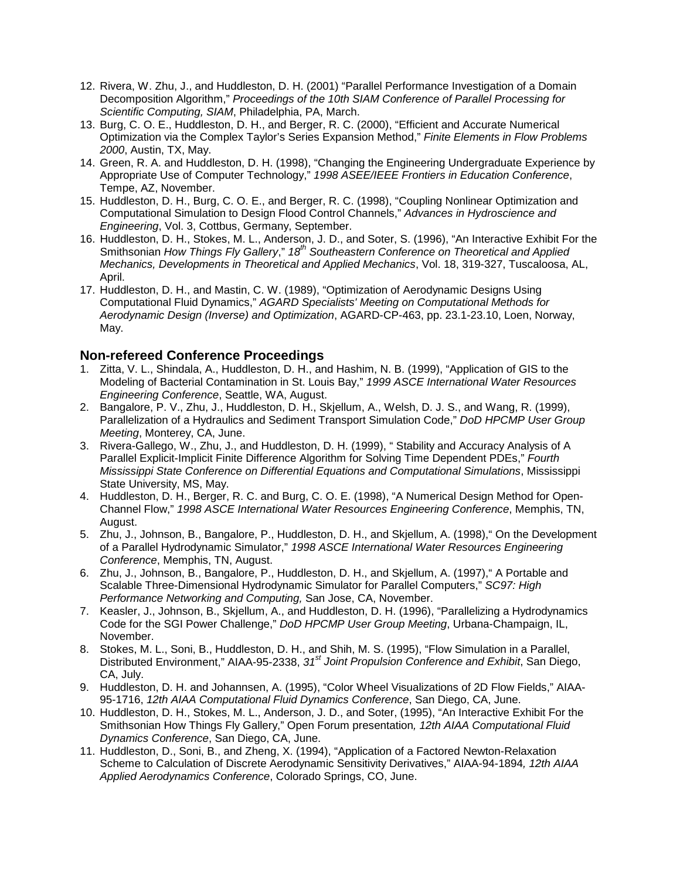12. Rivera, W. Zhu, J., and Huddleston, D. H. (2001) "Parallel Performance Investigation of a Domain Decomposition Algorithm," *Proceedings of the 10th SIAM Conference of Parallel Processing for Scientific Computing, SIAM*, Philadelphia, PA, March.
13. Burg, C. O. E., Huddleston, D. H., and Berger, R. C. (2000), "Efficient and Accurate Numerical Optimization via the Complex Taylor's Series Expansion Method," *Finite Elements in Flow Problems 2000*, Austin, TX, May.
14. Green, R. A. and Huddleston, D. H. (1998), "Changing the Engineering Undergraduate Experience by Appropriate Use of Computer Technology," *1998 ASEE/IEEE Frontiers in Education Conference*, Tempe, AZ, November.
15. Huddleston, D. H., Burg, C. O. E., and Berger, R. C. (1998), "Coupling Nonlinear Optimization and Computational Simulation to Design Flood Control Channels," *Advances in Hydroscience and Engineering*, Vol. 3, Cottbus, Germany, September.
16. Huddleston, D. H., Stokes, M. L., Anderson, J. D., and Soter, S. (1996), "An Interactive Exhibit For the Smithsonian *How Things Fly Gallery*," *18th Southeastern Conference on Theoretical and Applied Mechanics, Developments in Theoretical and Applied Mechanics*, Vol. 18, 319-327, Tuscaloosa, AL, April.
17. Huddleston, D. H., and Mastin, C. W. (1989), "Optimization of Aerodynamic Designs Using Computational Fluid Dynamics," *AGARD Specialists' Meeting on Computational Methods for Aerodynamic Design (Inverse) and Optimization*, AGARD-CP-463, pp. 23.1-23.10, Loen, Norway, May.

## Non-refereed Conference Proceedings

1. Zitta, V. L., Shindala, A., Huddleston, D. H., and Hashim, N. B. (1999), "Application of GIS to the Modeling of Bacterial Contamination in St. Louis Bay," *1999 ASCE International Water Resources Engineering Conference*, Seattle, WA, August.
2. Bangalore, P. V., Zhu, J., Huddleston, D. H., Skjellum, A., Welsh, D. J. S., and Wang, R. (1999), Parallelization of a Hydraulics and Sediment Transport Simulation Code," *DoD HPCMP User Group Meeting*, Monterey, CA, June.
3. Rivera-Gallego, W., Zhu, J., and Huddleston, D. H. (1999), " Stability and Accuracy Analysis of A Parallel Explicit-Implicit Finite Difference Algorithm for Solving Time Dependent PDEs," *Fourth Mississippi State Conference on Differential Equations and Computational Simulations*, Mississippi State University, MS, May.
4. Huddleston, D. H., Berger, R. C. and Burg, C. O. E. (1998), "A Numerical Design Method for Open-Channel Flow," *1998 ASCE International Water Resources Engineering Conference*, Memphis, TN, August.
5. Zhu, J., Johnson, B., Bangalore, P., Huddleston, D. H., and Skjellum, A. (1998)," On the Development of a Parallel Hydrodynamic Simulator," *1998 ASCE International Water Resources Engineering Conference*, Memphis, TN, August.
6. Zhu, J., Johnson, B., Bangalore, P., Huddleston, D. H., and Skjellum, A. (1997)," A Portable and Scalable Three-Dimensional Hydrodynamic Simulator for Parallel Computers," *SC97: High Performance Networking and Computing,* San Jose, CA, November.
7. Keasler, J., Johnson, B., Skjellum, A., and Huddleston, D. H. (1996), "Parallelizing a Hydrodynamics Code for the SGI Power Challenge," *DoD HPCMP User Group Meeting*, Urbana-Champaign, IL, November.
8. Stokes, M. L., Soni, B., Huddleston, D. H., and Shih, M. S. (1995), "Flow Simulation in a Parallel, Distributed Environment," AIAA-95-2338, *31st Joint Propulsion Conference and Exhibit*, San Diego, CA, July.
9. Huddleston, D. H. and Johannsen, A. (1995), "Color Wheel Visualizations of 2D Flow Fields," AIAA-95-1716, *12th AIAA Computational Fluid Dynamics Conference*, San Diego, CA, June.
10. Huddleston, D. H., Stokes, M. L., Anderson, J. D., and Soter, (1995), "An Interactive Exhibit For the Smithsonian How Things Fly Gallery," Open Forum presentation*, 12th AIAA Computational Fluid Dynamics Conference*, San Diego, CA, June.
11. Huddleston, D., Soni, B., and Zheng, X. (1994), "Application of a Factored Newton-Relaxation Scheme to Calculation of Discrete Aerodynamic Sensitivity Derivatives," AIAA-94-1894*, 12th AIAA Applied Aerodynamics Conference*, Colorado Springs, CO, June.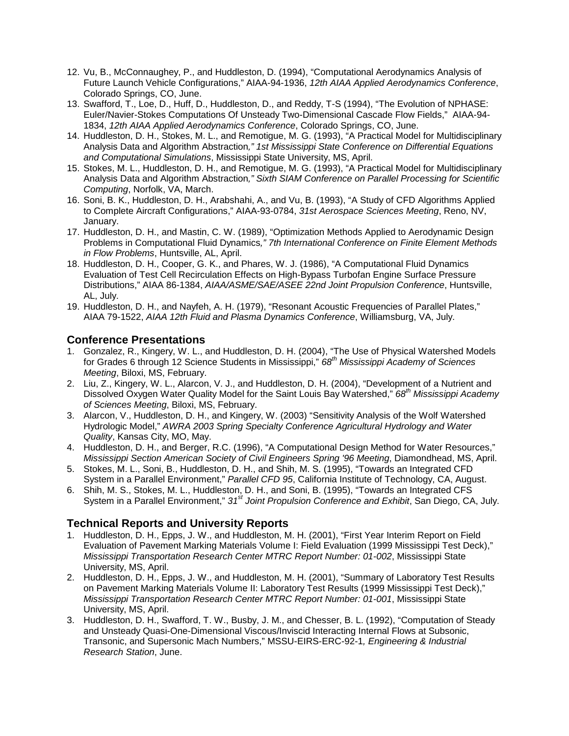12. Vu, B., McConnaughey, P., and Huddleston, D. (1994), "Computational Aerodynamics Analysis of Future Launch Vehicle Configurations," AIAA-94-1936, *12th AIAA Applied Aerodynamics Conference*, Colorado Springs, CO, June.
13. Swafford, T., Loe, D., Huff, D., Huddleston, D., and Reddy, T-S (1994), "The Evolution of NPHASE: Euler/Navier-Stokes Computations Of Unsteady Two-Dimensional Cascade Flow Fields," AIAA-94-1834, *12th AIAA Applied Aerodynamics Conference*, Colorado Springs, CO, June.
14. Huddleston, D. H., Stokes, M. L., and Remotigue, M. G. (1993), "A Practical Model for Multidisciplinary Analysis Data and Algorithm Abstraction*," 1st Mississippi State Conference on Differential Equations and Computational Simulations*, Mississippi State University, MS, April.
15. Stokes, M. L., Huddleston, D. H., and Remotigue, M. G. (1993), "A Practical Model for Multidisciplinary Analysis Data and Algorithm Abstraction*," Sixth SIAM Conference on Parallel Processing for Scientific Computing*, Norfolk, VA, March.
16. Soni, B. K., Huddleston, D. H., Arabshahi, A., and Vu, B. (1993), "A Study of CFD Algorithms Applied to Complete Aircraft Configurations," AIAA-93-0784, *31st Aerospace Sciences Meeting*, Reno, NV, January.
17. Huddleston, D. H., and Mastin, C. W. (1989), "Optimization Methods Applied to Aerodynamic Design Problems in Computational Fluid Dynamics*," 7th International Conference on Finite Element Methods in Flow Problems*, Huntsville, AL, April.
18. Huddleston, D. H., Cooper, G. K., and Phares, W. J. (1986), "A Computational Fluid Dynamics Evaluation of Test Cell Recirculation Effects on High-Bypass Turbofan Engine Surface Pressure Distributions," AIAA 86-1384, *AIAA/ASME/SAE/ASEE 22nd Joint Propulsion Conference*, Huntsville, AL, July.
19. Huddleston, D. H., and Nayfeh, A. H. (1979), "Resonant Acoustic Frequencies of Parallel Plates," AIAA 79-1522, *AIAA 12th Fluid and Plasma Dynamics Conference*, Williamsburg, VA, July.

## Conference Presentations

1. Gonzalez, R., Kingery, W. L., and Huddleston, D. H. (2004), "The Use of Physical Watershed Models for Grades 6 through 12 Science Students in Mississippi," *68th Mississippi Academy of Sciences Meeting*, Biloxi, MS, February.
2. Liu, Z., Kingery, W. L., Alarcon, V. J., and Huddleston, D. H. (2004), "Development of a Nutrient and Dissolved Oxygen Water Quality Model for the Saint Louis Bay Watershed," *68th Mississippi Academy of Sciences Meeting*, Biloxi, MS, February.
3. Alarcon, V., Huddleston, D. H., and Kingery, W. (2003) "Sensitivity Analysis of the Wolf Watershed Hydrologic Model," *AWRA 2003 Spring Specialty Conference Agricultural Hydrology and Water Quality*, Kansas City, MO, May.
4. Huddleston, D. H., and Berger, R.C. (1996), "A Computational Design Method for Water Resources," *Mississippi Section American Society of Civil Engineers Spring '96 Meeting*, Diamondhead, MS, April.
5. Stokes, M. L., Soni, B., Huddleston, D. H., and Shih, M. S. (1995), "Towards an Integrated CFD System in a Parallel Environment," *Parallel CFD 95*, California Institute of Technology, CA, August.
6. Shih, M. S., Stokes, M. L., Huddleston, D. H., and Soni, B. (1995), "Towards an Integrated CFS System in a Parallel Environment," *31st Joint Propulsion Conference and Exhibit*, San Diego, CA, July.

## Technical Reports and University Reports

1. Huddleston, D. H., Epps, J. W., and Huddleston, M. H. (2001), "First Year Interim Report on Field Evaluation of Pavement Marking Materials Volume I: Field Evaluation (1999 Mississippi Test Deck)," *Mississippi Transportation Research Center MTRC Report Number: 01-002*, Mississippi State University, MS, April.
2. Huddleston, D. H., Epps, J. W., and Huddleston, M. H. (2001), "Summary of Laboratory Test Results on Pavement Marking Materials Volume II: Laboratory Test Results (1999 Mississippi Test Deck)," *Mississippi Transportation Research Center MTRC Report Number: 01-001*, Mississippi State University, MS, April.
3. Huddleston, D. H., Swafford, T. W., Busby, J. M., and Chesser, B. L. (1992), "Computation of Steady and Unsteady Quasi-One-Dimensional Viscous/Inviscid Interacting Internal Flows at Subsonic, Transonic, and Supersonic Mach Numbers," MSSU-EIRS-ERC-92-1*, Engineering & Industrial Research Station*, June.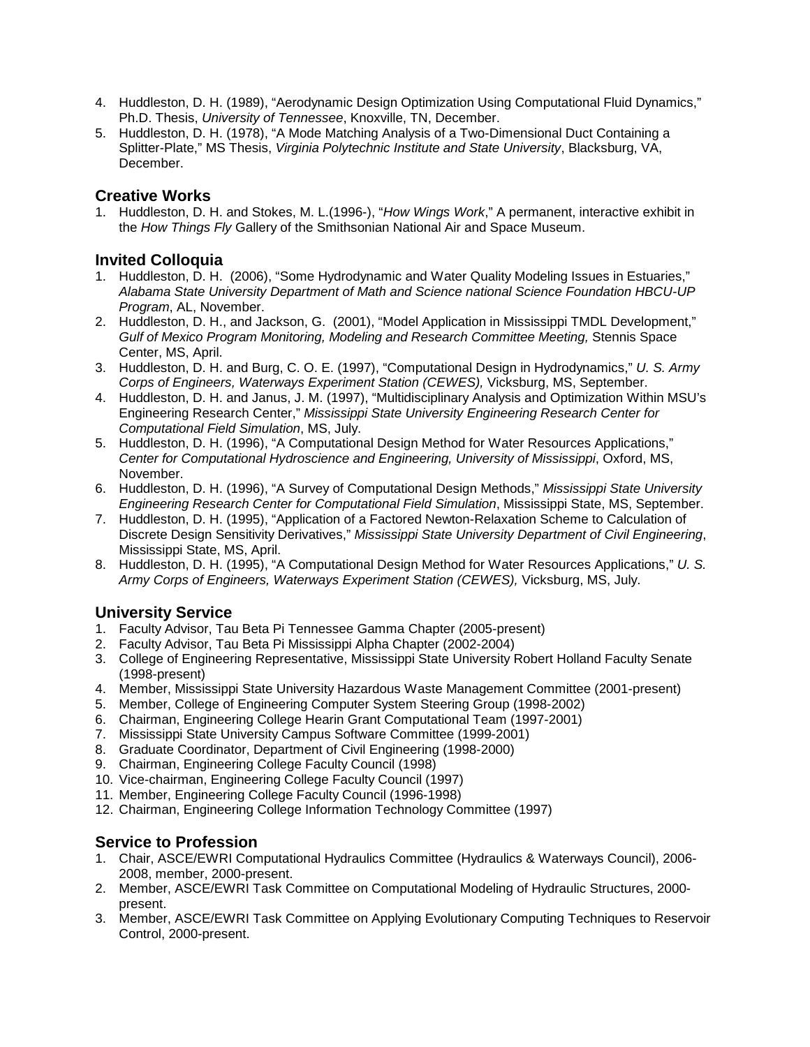4. Huddleston, D. H. (1989), "Aerodynamic Design Optimization Using Computational Fluid Dynamics," Ph.D. Thesis, *University of Tennessee*, Knoxville, TN, December.
5. Huddleston, D. H. (1978), "A Mode Matching Analysis of a Two-Dimensional Duct Containing a Splitter-Plate," MS Thesis, *Virginia Polytechnic Institute and State University*, Blacksburg, VA, December.

## Creative Works

1. Huddleston, D. H. and Stokes, M. L.(1996-), "*How Wings Work*," A permanent, interactive exhibit in the *How Things Fly* Gallery of the Smithsonian National Air and Space Museum.

## Invited Colloquia

1. Huddleston, D. H. (2006), "Some Hydrodynamic and Water Quality Modeling Issues in Estuaries," *Alabama State University Department of Math and Science national Science Foundation HBCU-UP Program*, AL, November.
2. Huddleston, D. H., and Jackson, G. (2001), "Model Application in Mississippi TMDL Development," *Gulf of Mexico Program Monitoring, Modeling and Research Committee Meeting,* Stennis Space Center, MS, April.
3. Huddleston, D. H. and Burg, C. O. E. (1997), "Computational Design in Hydrodynamics," *U. S. Army Corps of Engineers, Waterways Experiment Station (CEWES),* Vicksburg, MS, September.
4. Huddleston, D. H. and Janus, J. M. (1997), "Multidisciplinary Analysis and Optimization Within MSU's Engineering Research Center," *Mississippi State University Engineering Research Center for Computational Field Simulation*, MS, July.
5. Huddleston, D. H. (1996), "A Computational Design Method for Water Resources Applications," *Center for Computational Hydroscience and Engineering, University of Mississippi*, Oxford, MS, November.
6. Huddleston, D. H. (1996), "A Survey of Computational Design Methods," *Mississippi State University Engineering Research Center for Computational Field Simulation*, Mississippi State, MS, September.
7. Huddleston, D. H. (1995), "Application of a Factored Newton-Relaxation Scheme to Calculation of Discrete Design Sensitivity Derivatives," *Mississippi State University Department of Civil Engineering*, Mississippi State, MS, April.
8. Huddleston, D. H. (1995), "A Computational Design Method for Water Resources Applications," *U. S. Army Corps of Engineers, Waterways Experiment Station (CEWES),* Vicksburg, MS, July.

## University Service

1. Faculty Advisor, Tau Beta Pi Tennessee Gamma Chapter (2005-present)
2. Faculty Advisor, Tau Beta Pi Mississippi Alpha Chapter (2002-2004)
3. College of Engineering Representative, Mississippi State University Robert Holland Faculty Senate (1998-present)
4. Member, Mississippi State University Hazardous Waste Management Committee (2001-present)
5. Member, College of Engineering Computer System Steering Group (1998-2002)
6. Chairman, Engineering College Hearin Grant Computational Team (1997-2001)
7. Mississippi State University Campus Software Committee (1999-2001)
8. Graduate Coordinator, Department of Civil Engineering (1998-2000)
9. Chairman, Engineering College Faculty Council (1998)
10. Vice-chairman, Engineering College Faculty Council (1997)
11. Member, Engineering College Faculty Council (1996-1998)
12. Chairman, Engineering College Information Technology Committee (1997)

## Service to Profession

1. Chair, ASCE/EWRI Computational Hydraulics Committee (Hydraulics & Waterways Council), 2006-2008, member, 2000-present.
2. Member, ASCE/EWRI Task Committee on Computational Modeling of Hydraulic Structures, 2000-present.
3. Member, ASCE/EWRI Task Committee on Applying Evolutionary Computing Techniques to Reservoir Control, 2000-present.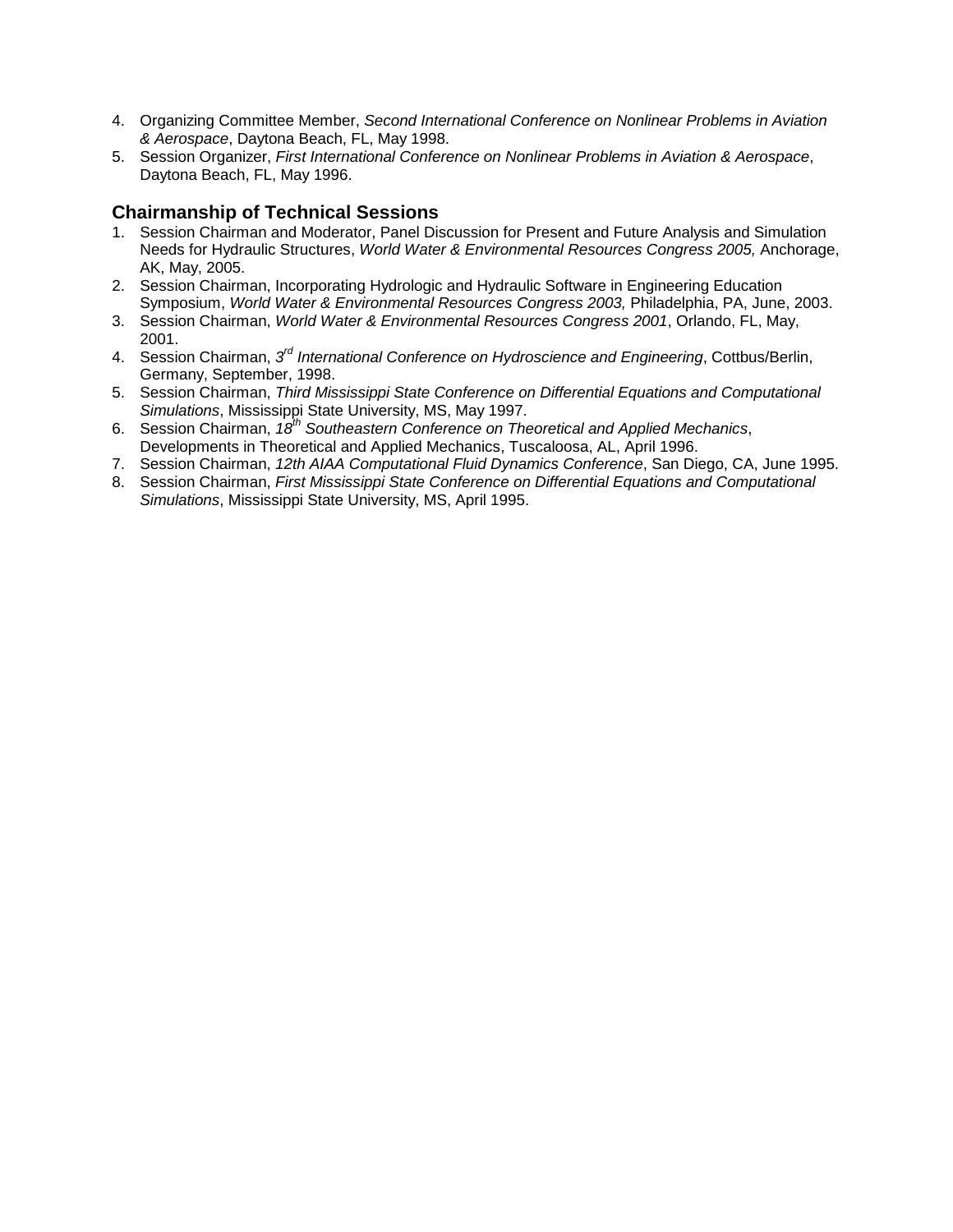4. Organizing Committee Member, *Second International Conference on Nonlinear Problems in Aviation & Aerospace*, Daytona Beach, FL, May 1998.
5. Session Organizer, *First International Conference on Nonlinear Problems in Aviation & Aerospace*, Daytona Beach, FL, May 1996.

### Chairmanship of Technical Sessions

1. Session Chairman and Moderator, Panel Discussion for Present and Future Analysis and Simulation Needs for Hydraulic Structures, *World Water & Environmental Resources Congress 2005,* Anchorage, AK, May, 2005.
2. Session Chairman, Incorporating Hydrologic and Hydraulic Software in Engineering Education Symposium, *World Water & Environmental Resources Congress 2003,* Philadelphia, PA, June, 2003.
3. Session Chairman, *World Water & Environmental Resources Congress 2001*, Orlando, FL, May, 2001.
4. Session Chairman, *3rd International Conference on Hydroscience and Engineering*, Cottbus/Berlin, Germany, September, 1998.
5. Session Chairman, *Third Mississippi State Conference on Differential Equations and Computational Simulations*, Mississippi State University, MS, May 1997.
6. Session Chairman, *18th Southeastern Conference on Theoretical and Applied Mechanics*, Developments in Theoretical and Applied Mechanics, Tuscaloosa, AL, April 1996.
7. Session Chairman, *12th AIAA Computational Fluid Dynamics Conference*, San Diego, CA, June 1995.
8. Session Chairman, *First Mississippi State Conference on Differential Equations and Computational Simulations*, Mississippi State University, MS, April 1995.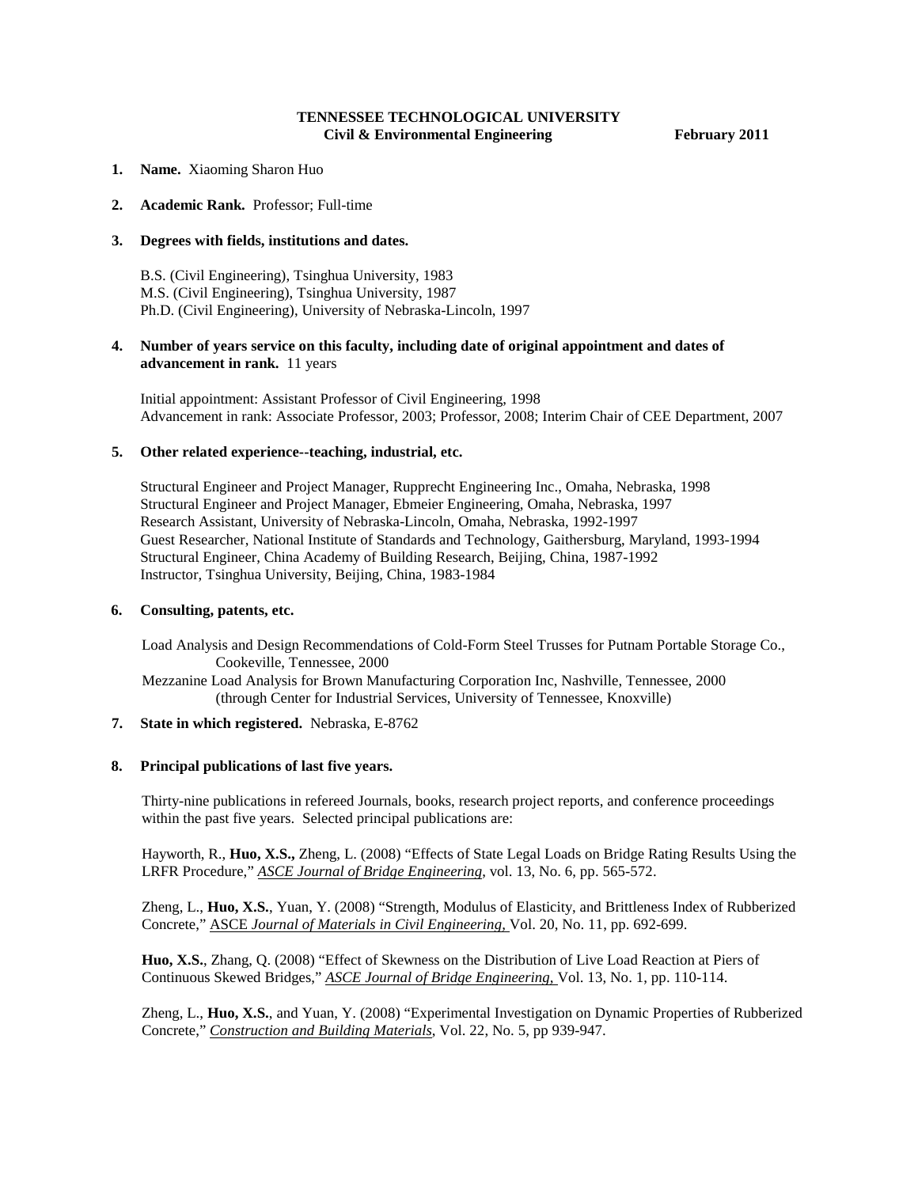**TENNESSEE TECHNOLOGICAL UNIVERSITY**
**Civil & Environmental Engineering** **February 2011**

1. **Name.** Xiaoming Sharon Huo

2. **Academic Rank.** Professor; Full-time

3. **Degrees with fields, institutions and dates.**

   B.S. (Civil Engineering), Tsinghua University, 1983
   M.S. (Civil Engineering), Tsinghua University, 1987
   Ph.D. (Civil Engineering), University of Nebraska-Lincoln, 1997

4. **Number of years service on this faculty, including date of original appointment and dates of advancement in rank.** 11 years

   Initial appointment: Assistant Professor of Civil Engineering, 1998
   Advancement in rank: Associate Professor, 2003; Professor, 2008; Interim Chair of CEE Department, 2007

5. **Other related experience--teaching, industrial, etc.**

   Structural Engineer and Project Manager, Rupprecht Engineering Inc., Omaha, Nebraska, 1998
   Structural Engineer and Project Manager, Ebmeier Engineering, Omaha, Nebraska, 1997
   Research Assistant, University of Nebraska-Lincoln, Omaha, Nebraska, 1992-1997
   Guest Researcher, National Institute of Standards and Technology, Gaithersburg, Maryland, 1993-1994
   Structural Engineer, China Academy of Building Research, Beijing, China, 1987-1992
   Instructor, Tsinghua University, Beijing, China, 1983-1984

6. **Consulting, patents, etc.**

   Load Analysis and Design Recommendations of Cold-Form Steel Trusses for Putnam Portable Storage Co., Cookeville, Tennessee, 2000
   Mezzanine Load Analysis for Brown Manufacturing Corporation Inc, Nashville, Tennessee, 2000 (through Center for Industrial Services, University of Tennessee, Knoxville)

7. **State in which registered.** Nebraska, E-8762

8. **Principal publications of last five years.**

   Thirty-nine publications in refereed Journals, books, research project reports, and conference proceedings within the past five years. Selected principal publications are:

   Hayworth, R., **Huo, X.S.,** Zheng, L. (2008) "Effects of State Legal Loads on Bridge Rating Results Using the LRFR Procedure," *ASCE Journal of Bridge Engineering*, vol. 13, No. 6, pp. 565-572.

   Zheng, L., **Huo, X.S.**, Yuan, Y. (2008) "Strength, Modulus of Elasticity, and Brittleness Index of Rubberized Concrete," ASCE *Journal of Materials in Civil Engineering,* Vol. 20, No. 11, pp. 692-699.

   **Huo, X.S.**, Zhang, Q. (2008) "Effect of Skewness on the Distribution of Live Load Reaction at Piers of Continuous Skewed Bridges," *ASCE Journal of Bridge Engineering,* Vol. 13, No. 1, pp. 110-114.

   Zheng, L., **Huo, X.S.**, and Yuan, Y. (2008) "Experimental Investigation on Dynamic Properties of Rubberized Concrete," *Construction and Building Materials*, Vol. 22, No. 5, pp 939-947.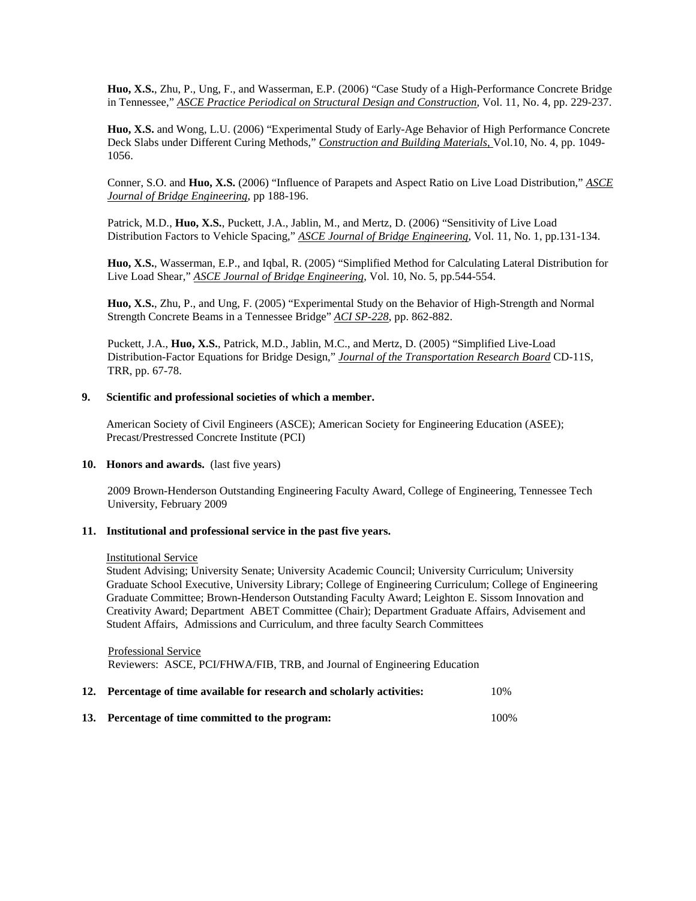**Huo, X.S.**, Zhu, P., Ung, F., and Wasserman, E.P. (2006) "Case Study of a High-Performance Concrete Bridge in Tennessee," *ASCE Practice Periodical on Structural Design and Construction,* Vol. 11, No. 4, pp. 229-237.

**Huo, X.S.** and Wong, L.U. (2006) "Experimental Study of Early-Age Behavior of High Performance Concrete Deck Slabs under Different Curing Methods," *Construction and Building Materials,* Vol.10, No. 4, pp. 1049-1056.

Conner, S.O. and **Huo, X.S.** (2006) "Influence of Parapets and Aspect Ratio on Live Load Distribution," *ASCE Journal of Bridge Engineering,* pp 188-196.

Patrick, M.D., **Huo, X.S.**, Puckett, J.A., Jablin, M., and Mertz, D. (2006) "Sensitivity of Live Load Distribution Factors to Vehicle Spacing," *ASCE Journal of Bridge Engineering,* Vol. 11, No. 1, pp.131-134.

**Huo, X.S.**, Wasserman, E.P., and Iqbal, R. (2005) "Simplified Method for Calculating Lateral Distribution for Live Load Shear," *ASCE Journal of Bridge Engineering*, Vol. 10, No. 5, pp.544-554.

**Huo, X.S.**, Zhu, P., and Ung, F. (2005) "Experimental Study on the Behavior of High-Strength and Normal Strength Concrete Beams in a Tennessee Bridge" *ACI SP-228*, pp. 862-882.

Puckett, J.A., **Huo, X.S.**, Patrick, M.D., Jablin, M.C., and Mertz, D. (2005) "Simplified Live-Load Distribution-Factor Equations for Bridge Design," *Journal of the Transportation Research Board* CD-11S, TRR, pp. 67-78.

**9. Scientific and professional societies of which a member.**

American Society of Civil Engineers (ASCE); American Society for Engineering Education (ASEE); Precast/Prestressed Concrete Institute (PCI)

**10. Honors and awards.** (last five years)

2009 Brown-Henderson Outstanding Engineering Faculty Award, College of Engineering, Tennessee Tech University, February 2009

**11. Institutional and professional service in the past five years.**

Institutional Service

Student Advising; University Senate; University Academic Council; University Curriculum; University Graduate School Executive, University Library; College of Engineering Curriculum; College of Engineering Graduate Committee; Brown-Henderson Outstanding Faculty Award; Leighton E. Sissom Innovation and Creativity Award; Department ABET Committee (Chair); Department Graduate Affairs, Advisement and Student Affairs, Admissions and Curriculum, and three faculty Search Committees

Professional Service

Reviewers: ASCE, PCI/FHWA/FIB, TRB, and Journal of Engineering Education

**12. Percentage of time available for research and scholarly activities:** 10%

**13. Percentage of time committed to the program:** 100%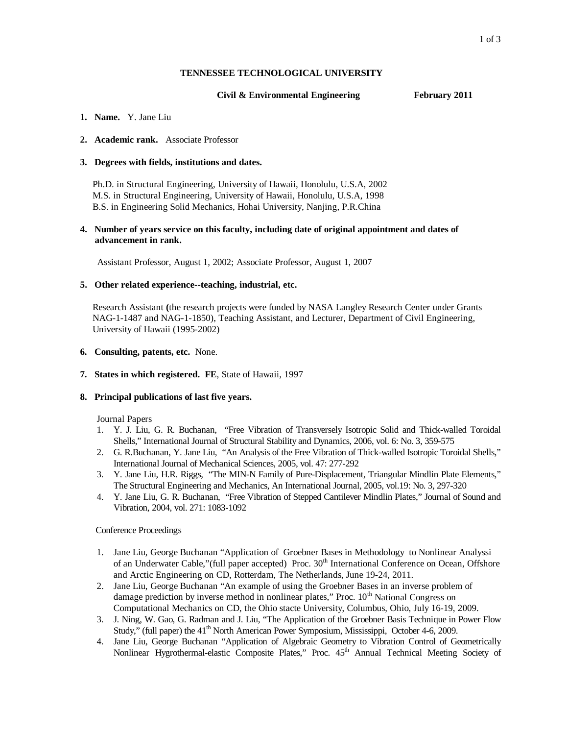**TENNESSEE TECHNOLOGICAL UNIVERSITY**

**Civil & Environmental Engineering** **February 2011**

1. **Name.** Y. Jane Liu

2. **Academic rank.** Associate Professor

3. **Degrees with fields, institutions and dates.**

   Ph.D. in Structural Engineering, University of Hawaii, Honolulu, U.S.A, 2002
   M.S. in Structural Engineering, University of Hawaii, Honolulu, U.S.A, 1998
   B.S. in Engineering Solid Mechanics, Hohai University, Nanjing, P.R.China

4. **Number of years service on this faculty, including date of original appointment and dates of advancement in rank.**

   Assistant Professor, August 1, 2002; Associate Professor, August 1, 2007

5. **Other related experience--teaching, industrial, etc.**

   Research Assistant **(**the research projects were funded by NASA Langley Research Center under Grants NAG-1-1487 and NAG-1-1850), Teaching Assistant, and Lecturer, Department of Civil Engineering, University of Hawaii (1995-2002)

6. **Consulting, patents, etc.** None.

7. **States in which registered. FE**, State of Hawaii, 1997

8. **Principal publications of last five years.**

   Journal Papers

   1. Y. J. Liu, G. R. Buchanan, "Free Vibration of Transversely Isotropic Solid and Thick-walled Toroidal Shells," International Journal of Structural Stability and Dynamics, 2006, vol. 6: No. 3, 359-575
   2. G. R.Buchanan, Y. Jane Liu, "An Analysis of the Free Vibration of Thick-walled Isotropic Toroidal Shells," International Journal of Mechanical Sciences, 2005, vol. 47: 277-292
   3. Y. Jane Liu, H.R. Riggs, "The MIN-N Family of Pure-Displacement, Triangular Mindlin Plate Elements," The Structural Engineering and Mechanics, An International Journal, 2005, vol.19: No. 3, 297-320
   4. Y. Jane Liu, G. R. Buchanan, "Free Vibration of Stepped Cantilever Mindlin Plates," Journal of Sound and Vibration, 2004, vol. 271: 1083-1092

   Conference Proceedings

   1. Jane Liu, George Buchanan "Application of Groebner Bases in Methodology to Nonlinear Analyssi of an Underwater Cable,"(full paper accepted) Proc. 30th International Conference on Ocean, Offshore and Arctic Engineering on CD, Rotterdam, The Netherlands, June 19-24, 2011.
   2. Jane Liu, George Buchanan "An example of using the Groebner Bases in an inverse problem of damage prediction by inverse method in nonlinear plates," Proc. 10th National Congress on Computational Mechanics on CD, the Ohio stacte University, Columbus, Ohio, July 16-19, 2009.
   3. J. Ning, W. Gao, G. Radman and J. Liu, "The Application of the Groebner Basis Technique in Power Flow Study," (full paper) the 41th North American Power Symposium, Mississippi, October 4-6, 2009.
   4. Jane Liu, George Buchanan "Application of Algebraic Geometry to Vibration Control of Geometrically Nonlinear Hygrothermal-elastic Composite Plates," Proc. 45th Annual Technical Meeting Society of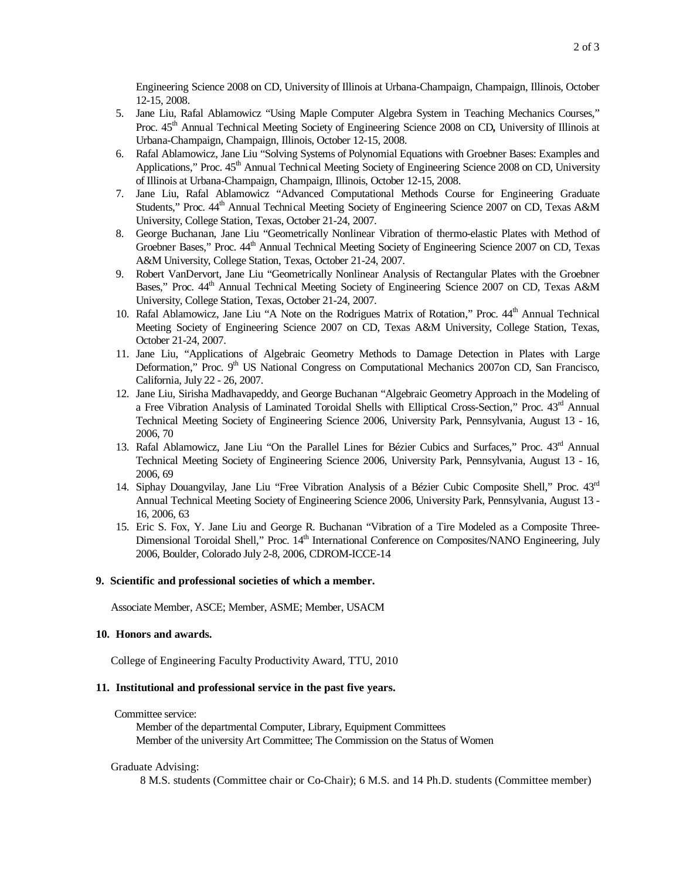Engineering Science 2008 on CD, University of Illinois at Urbana-Champaign, Champaign, Illinois, October 12-15, 2008.

5. Jane Liu, Rafal Ablamowicz "Using Maple Computer Algebra System in Teaching Mechanics Courses," Proc. 45th Annual Technical Meeting Society of Engineering Science 2008 on CD**,** University of Illinois at Urbana-Champaign, Champaign, Illinois, October 12-15, 2008.
6. Rafal Ablamowicz, Jane Liu "Solving Systems of Polynomial Equations with Groebner Bases: Examples and Applications," Proc. 45th Annual Technical Meeting Society of Engineering Science 2008 on CD, University of Illinois at Urbana-Champaign, Champaign, Illinois, October 12-15, 2008.
7. Jane Liu, Rafal Ablamowicz "Advanced Computational Methods Course for Engineering Graduate Students," Proc. 44th Annual Technical Meeting Society of Engineering Science 2007 on CD, Texas A&M University, College Station, Texas, October 21-24, 2007.
8. George Buchanan, Jane Liu "Geometrically Nonlinear Vibration of thermo-elastic Plates with Method of Groebner Bases," Proc. 44th Annual Technical Meeting Society of Engineering Science 2007 on CD, Texas A&M University, College Station, Texas, October 21-24, 2007.
9. Robert VanDervort, Jane Liu "Geometrically Nonlinear Analysis of Rectangular Plates with the Groebner Bases," Proc. 44th Annual Technical Meeting Society of Engineering Science 2007 on CD, Texas A&M University, College Station, Texas, October 21-24, 2007.
10. Rafal Ablamowicz, Jane Liu "A Note on the Rodrigues Matrix of Rotation," Proc. 44th Annual Technical Meeting Society of Engineering Science 2007 on CD, Texas A&M University, College Station, Texas, October 21-24, 2007.
11. Jane Liu, "Applications of Algebraic Geometry Methods to Damage Detection in Plates with Large Deformation," Proc. 9th US National Congress on Computational Mechanics 2007on CD, San Francisco, California, July 22 - 26, 2007.
12. Jane Liu, Sirisha Madhavapeddy, and George Buchanan "Algebraic Geometry Approach in the Modeling of a Free Vibration Analysis of Laminated Toroidal Shells with Elliptical Cross-Section," Proc. 43rd Annual Technical Meeting Society of Engineering Science 2006, University Park, Pennsylvania, August 13 - 16, 2006, 70
13. Rafal Ablamowicz, Jane Liu "On the Parallel Lines for Bézier Cubics and Surfaces," Proc. 43rd Annual Technical Meeting Society of Engineering Science 2006, University Park, Pennsylvania, August 13 - 16, 2006, 69
14. Siphay Douangvilay, Jane Liu "Free Vibration Analysis of a Bézier Cubic Composite Shell," Proc. 43rd Annual Technical Meeting Society of Engineering Science 2006, University Park, Pennsylvania, August 13 - 16, 2006, 63
15. Eric S. Fox, Y. Jane Liu and George R. Buchanan "Vibration of a Tire Modeled as a Composite Three-Dimensional Toroidal Shell," Proc. 14th International Conference on Composites/NANO Engineering, July 2006, Boulder, Colorado July 2-8, 2006, CDROM-ICCE-14

**9. Scientific and professional societies of which a member.**

Associate Member, ASCE; Member, ASME; Member, USACM

**10. Honors and awards.**

College of Engineering Faculty Productivity Award, TTU, 2010

**11. Institutional and professional service in the past five years.**

Committee service:

Member of the departmental Computer, Library, Equipment Committees
Member of the university Art Committee; The Commission on the Status of Women

Graduate Advising:

8 M.S. students (Committee chair or Co-Chair); 6 M.S. and 14 Ph.D. students (Committee member)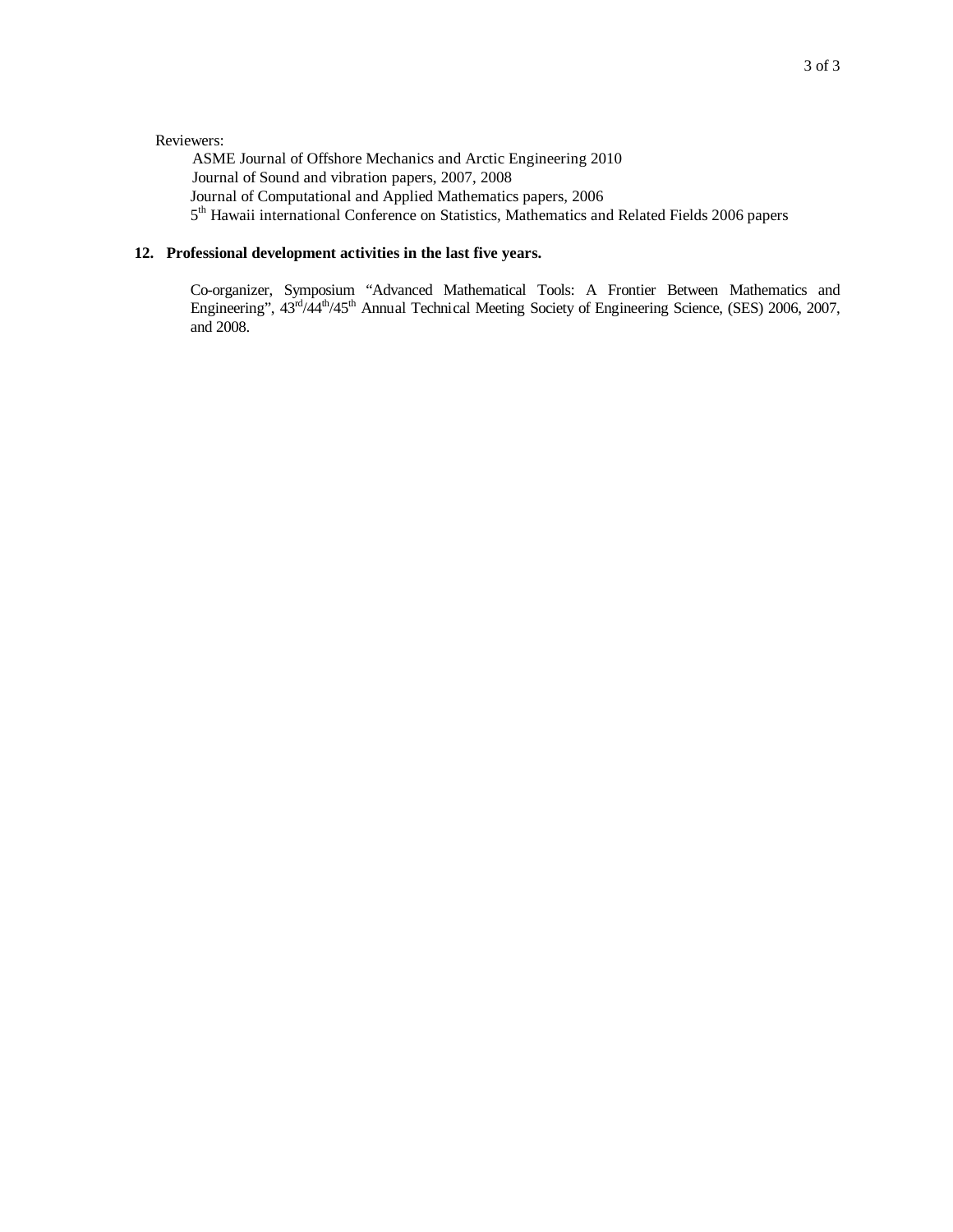Reviewers:

ASME Journal of Offshore Mechanics and Arctic Engineering 2010
Journal of Sound and vibration papers, 2007, 2008
Journal of Computational and Applied Mathematics papers, 2006
5th Hawaii international Conference on Statistics, Mathematics and Related Fields 2006 papers

**12. Professional development activities in the last five years.**

Co-organizer, Symposium "Advanced Mathematical Tools: A Frontier Between Mathematics and Engineering", 43rd/44th/45th Annual Technical Meeting Society of Engineering Science, (SES) 2006, 2007, and 2008.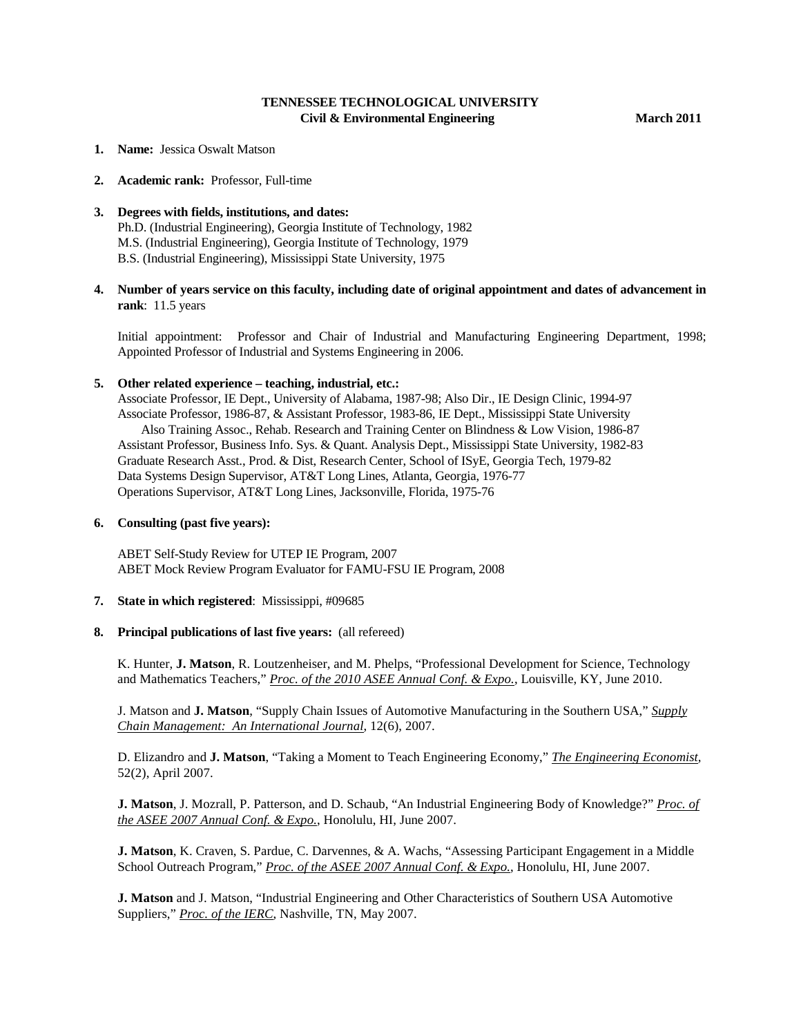**TENNESSEE TECHNOLOGICAL UNIVERSITY**
**Civil & Environmental Engineering** **March 2011**

1. **Name:** Jessica Oswalt Matson

2. **Academic rank:** Professor, Full-time

3. **Degrees with fields, institutions, and dates:**
   Ph.D. (Industrial Engineering), Georgia Institute of Technology, 1982
   M.S. (Industrial Engineering), Georgia Institute of Technology, 1979
   B.S. (Industrial Engineering), Mississippi State University, 1975

4. **Number of years service on this faculty, including date of original appointment and dates of advancement in rank**: 11.5 years

   Initial appointment: Professor and Chair of Industrial and Manufacturing Engineering Department, 1998; Appointed Professor of Industrial and Systems Engineering in 2006.

5. **Other related experience – teaching, industrial, etc.:**
   Associate Professor, IE Dept., University of Alabama, 1987-98; Also Dir., IE Design Clinic, 1994-97
   Associate Professor, 1986-87, & Assistant Professor, 1983-86, IE Dept., Mississippi State University
   Also Training Assoc., Rehab. Research and Training Center on Blindness & Low Vision, 1986-87
   Assistant Professor, Business Info. Sys. & Quant. Analysis Dept., Mississippi State University, 1982-83
   Graduate Research Asst., Prod. & Dist, Research Center, School of ISyE, Georgia Tech, 1979-82
   Data Systems Design Supervisor, AT&T Long Lines, Atlanta, Georgia, 1976-77
   Operations Supervisor, AT&T Long Lines, Jacksonville, Florida, 1975-76

6. **Consulting (past five years):**

   ABET Self-Study Review for UTEP IE Program, 2007
   ABET Mock Review Program Evaluator for FAMU-FSU IE Program, 2008

7. **State in which registered**: Mississippi, #09685

8. **Principal publications of last five years:** (all refereed)

   K. Hunter, **J. Matson**, R. Loutzenheiser, and M. Phelps, "Professional Development for Science, Technology and Mathematics Teachers," *Proc. of the 2010 ASEE Annual Conf. & Expo.*, Louisville, KY, June 2010.

   J. Matson and **J. Matson**, "Supply Chain Issues of Automotive Manufacturing in the Southern USA," *Supply Chain Management: An International Journal*, 12(6), 2007.

   D. Elizandro and **J. Matson**, "Taking a Moment to Teach Engineering Economy," *The Engineering Economist*, 52(2), April 2007.

   **J. Matson**, J. Mozrall, P. Patterson, and D. Schaub, "An Industrial Engineering Body of Knowledge?" *Proc. of the ASEE 2007 Annual Conf. & Expo.*, Honolulu, HI, June 2007.

   **J. Matson**, K. Craven, S. Pardue, C. Darvennes, & A. Wachs, "Assessing Participant Engagement in a Middle School Outreach Program," *Proc. of the ASEE 2007 Annual Conf. & Expo.*, Honolulu, HI, June 2007.

   **J. Matson** and J. Matson, "Industrial Engineering and Other Characteristics of Southern USA Automotive Suppliers," *Proc. of the IERC*, Nashville, TN, May 2007.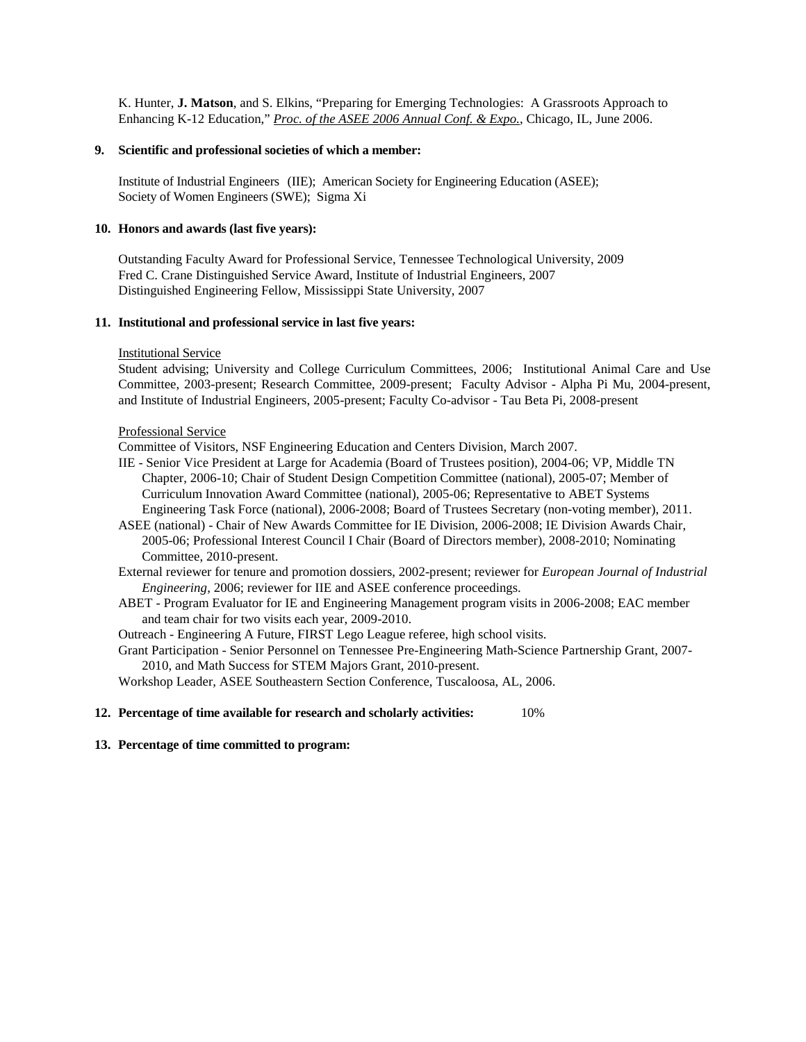K. Hunter, **J. Matson**, and S. Elkins, "Preparing for Emerging Technologies: A Grassroots Approach to Enhancing K-12 Education," *Proc. of the ASEE 2006 Annual Conf. & Expo.*, Chicago, IL, June 2006.

**9. Scientific and professional societies of which a member:**

Institute of Industrial Engineers (IIE); American Society for Engineering Education (ASEE); Society of Women Engineers (SWE); Sigma Xi

**10. Honors and awards (last five years):**

Outstanding Faculty Award for Professional Service, Tennessee Technological University, 2009
Fred C. Crane Distinguished Service Award, Institute of Industrial Engineers, 2007
Distinguished Engineering Fellow, Mississippi State University, 2007

**11. Institutional and professional service in last five years:**

Institutional Service

Student advising; University and College Curriculum Committees, 2006; Institutional Animal Care and Use Committee, 2003-present; Research Committee, 2009-present; Faculty Advisor - Alpha Pi Mu, 2004-present, and Institute of Industrial Engineers, 2005-present; Faculty Co-advisor - Tau Beta Pi, 2008-present

Professional Service

Committee of Visitors, NSF Engineering Education and Centers Division, March 2007.

IIE - Senior Vice President at Large for Academia (Board of Trustees position), 2004-06; VP, Middle TN Chapter, 2006-10; Chair of Student Design Competition Committee (national), 2005-07; Member of Curriculum Innovation Award Committee (national), 2005-06; Representative to ABET Systems Engineering Task Force (national), 2006-2008; Board of Trustees Secretary (non-voting member), 2011.

ASEE (national) - Chair of New Awards Committee for IE Division, 2006-2008; IE Division Awards Chair, 2005-06; Professional Interest Council I Chair (Board of Directors member), 2008-2010; Nominating Committee, 2010-present.

External reviewer for tenure and promotion dossiers, 2002-present; reviewer for *European Journal of Industrial Engineering*, 2006; reviewer for IIE and ASEE conference proceedings.

ABET - Program Evaluator for IE and Engineering Management program visits in 2006-2008; EAC member and team chair for two visits each year, 2009-2010.

Outreach - Engineering A Future, FIRST Lego League referee, high school visits.

Grant Participation - Senior Personnel on Tennessee Pre-Engineering Math-Science Partnership Grant, 2007-2010, and Math Success for STEM Majors Grant, 2010-present.

Workshop Leader, ASEE Southeastern Section Conference, Tuscaloosa, AL, 2006.

**12. Percentage of time available for research and scholarly activities:** 10%

**13. Percentage of time committed to program:**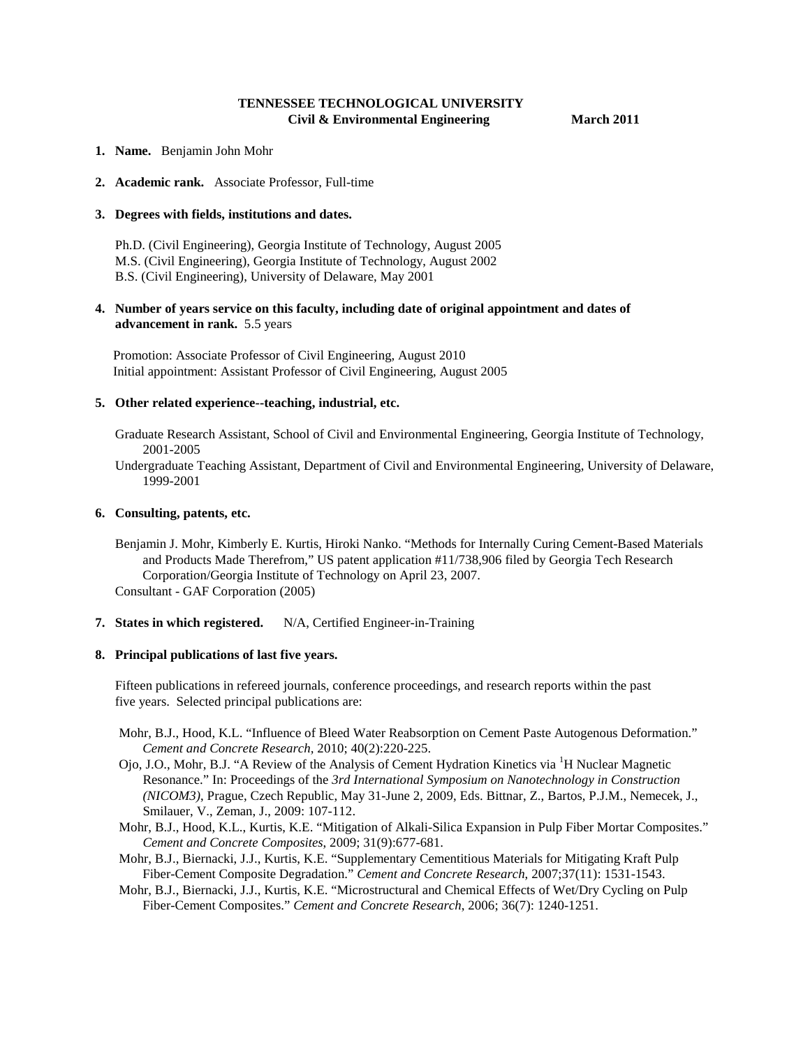**TENNESSEE TECHNOLOGICAL UNIVERSITY**
**Civil & Environmental Engineering** **March 2011**

1. **Name.** Benjamin John Mohr

2. **Academic rank.** Associate Professor, Full-time

3. **Degrees with fields, institutions and dates.**

   Ph.D. (Civil Engineering), Georgia Institute of Technology, August 2005
   M.S. (Civil Engineering), Georgia Institute of Technology, August 2002
   B.S. (Civil Engineering), University of Delaware, May 2001

4. **Number of years service on this faculty, including date of original appointment and dates of advancement in rank.** 5.5 years

   Promotion: Associate Professor of Civil Engineering, August 2010
   Initial appointment: Assistant Professor of Civil Engineering, August 2005

5. **Other related experience--teaching, industrial, etc.**

   Graduate Research Assistant, School of Civil and Environmental Engineering, Georgia Institute of Technology, 2001-2005
   Undergraduate Teaching Assistant, Department of Civil and Environmental Engineering, University of Delaware, 1999-2001

6. **Consulting, patents, etc.**

   Benjamin J. Mohr, Kimberly E. Kurtis, Hiroki Nanko. "Methods for Internally Curing Cement-Based Materials and Products Made Therefrom," US patent application #11/738,906 filed by Georgia Tech Research Corporation/Georgia Institute of Technology on April 23, 2007.
   Consultant - GAF Corporation (2005)

7. **States in which registered.** N/A, Certified Engineer-in-Training

8. **Principal publications of last five years.**

   Fifteen publications in refereed journals, conference proceedings, and research reports within the past five years. Selected principal publications are:

   Mohr, B.J., Hood, K.L. "Influence of Bleed Water Reabsorption on Cement Paste Autogenous Deformation." *Cement and Concrete Research*, 2010; 40(2):220-225.
   Ojo, J.O., Mohr, B.J. "A Review of the Analysis of Cement Hydration Kinetics via $^{1}$H Nuclear Magnetic Resonance." In: Proceedings of the *3rd International Symposium on Nanotechnology in Construction (NICOM3)*, Prague, Czech Republic, May 31-June 2, 2009, Eds. Bittnar, Z., Bartos, P.J.M., Nemecek, J., Smilauer, V., Zeman, J., 2009: 107-112.
   Mohr, B.J., Hood, K.L., Kurtis, K.E. "Mitigation of Alkali-Silica Expansion in Pulp Fiber Mortar Composites." *Cement and Concrete Composites*, 2009; 31(9):677-681.
   Mohr, B.J., Biernacki, J.J., Kurtis, K.E. "Supplementary Cementitious Materials for Mitigating Kraft Pulp Fiber-Cement Composite Degradation." *Cement and Concrete Research*, 2007;37(11): 1531-1543.
   Mohr, B.J., Biernacki, J.J., Kurtis, K.E. "Microstructural and Chemical Effects of Wet/Dry Cycling on Pulp Fiber-Cement Composites." *Cement and Concrete Research*, 2006; 36(7): 1240-1251.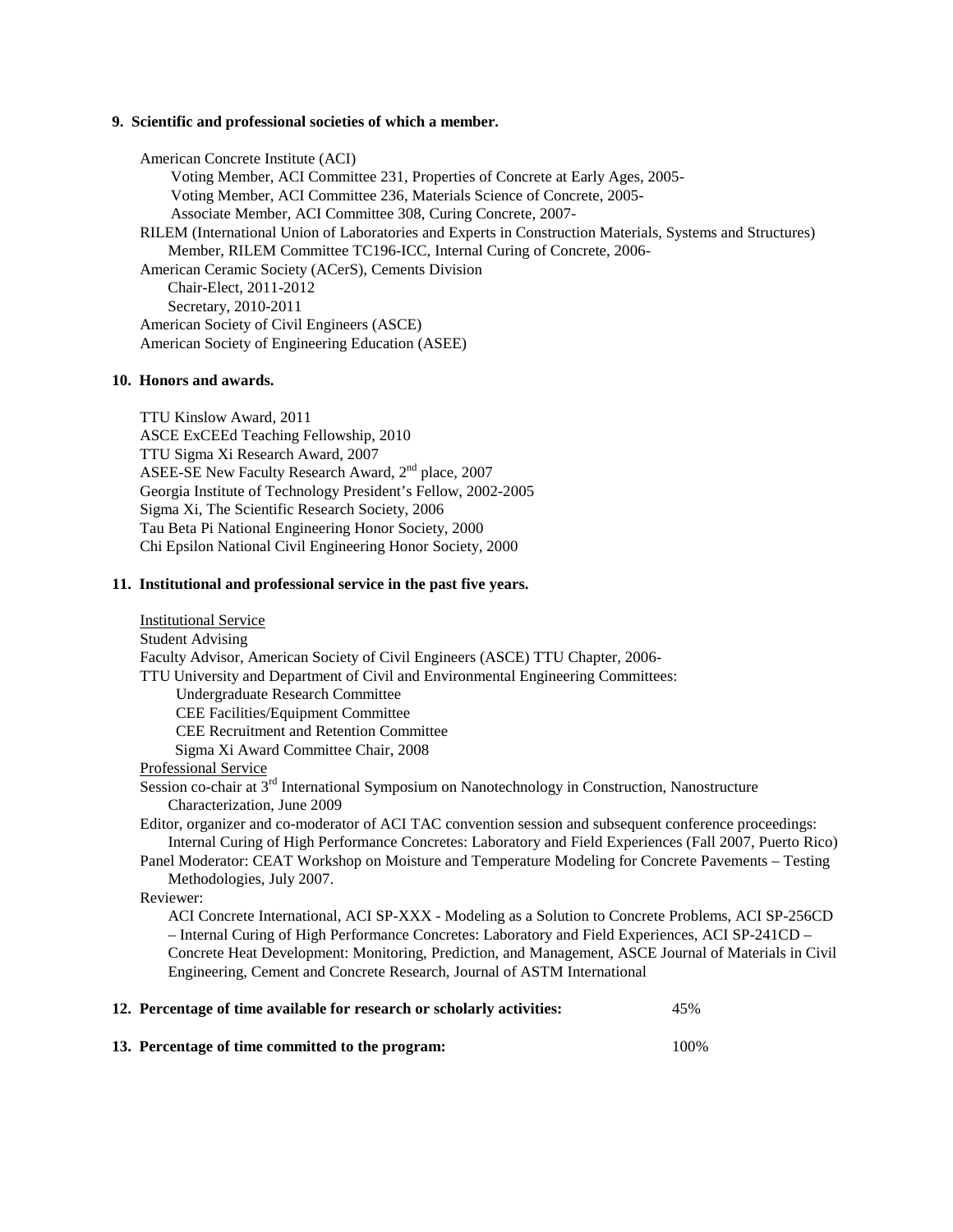**9. Scientific and professional societies of which a member.**

American Concrete Institute (ACI)
- Voting Member, ACI Committee 231, Properties of Concrete at Early Ages, 2005-
- Voting Member, ACI Committee 236, Materials Science of Concrete, 2005-
- Associate Member, ACI Committee 308, Curing Concrete, 2007-

RILEM (International Union of Laboratories and Experts in Construction Materials, Systems and Structures)
- Member, RILEM Committee TC196-ICC, Internal Curing of Concrete, 2006-

American Ceramic Society (ACerS), Cements Division
- Chair-Elect, 2011-2012
- Secretary, 2010-2011

American Society of Civil Engineers (ASCE)

American Society of Engineering Education (ASEE)

**10. Honors and awards.**

TTU Kinslow Award, 2011
ASCE ExCEEd Teaching Fellowship, 2010
TTU Sigma Xi Research Award, 2007
ASEE-SE New Faculty Research Award, 2nd place, 2007
Georgia Institute of Technology President's Fellow, 2002-2005
Sigma Xi, The Scientific Research Society, 2006
Tau Beta Pi National Engineering Honor Society, 2000
Chi Epsilon National Civil Engineering Honor Society, 2000

**11. Institutional and professional service in the past five years.**

Institutional Service

Student Advising
Faculty Advisor, American Society of Civil Engineers (ASCE) TTU Chapter, 2006-
TTU University and Department of Civil and Environmental Engineering Committees:
- Undergraduate Research Committee
- CEE Facilities/Equipment Committee
- CEE Recruitment and Retention Committee
- Sigma Xi Award Committee Chair, 2008

Professional Service

Session co-chair at 3rd International Symposium on Nanotechnology in Construction, Nanostructure Characterization, June 2009

Editor, organizer and co-moderator of ACI TAC convention session and subsequent conference proceedings: Internal Curing of High Performance Concretes: Laboratory and Field Experiences (Fall 2007, Puerto Rico)

Panel Moderator: CEAT Workshop on Moisture and Temperature Modeling for Concrete Pavements – Testing Methodologies, July 2007.

Reviewer:
ACI Concrete International, ACI SP-XXX - Modeling as a Solution to Concrete Problems, ACI SP-256CD – Internal Curing of High Performance Concretes: Laboratory and Field Experiences, ACI SP-241CD – Concrete Heat Development: Monitoring, Prediction, and Management, ASCE Journal of Materials in Civil Engineering, Cement and Concrete Research, Journal of ASTM International

**12. Percentage of time available for research or scholarly activities:** 45%

**13. Percentage of time committed to the program:** 100%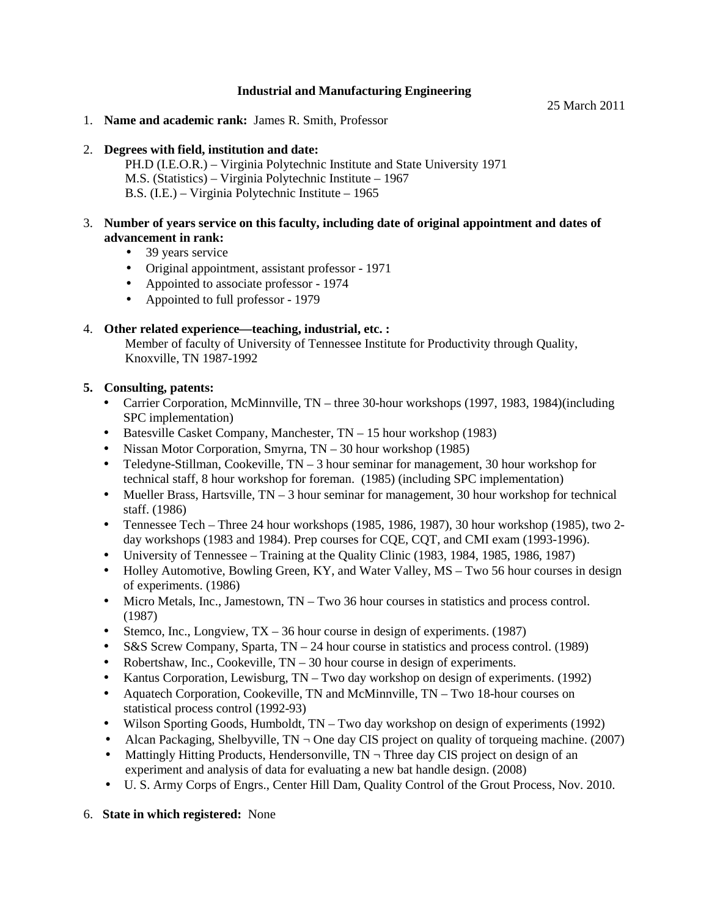**Industrial and Manufacturing Engineering**

25 March 2011

1. **Name and academic rank:** James R. Smith, Professor

2. **Degrees with field, institution and date:**
   PH.D (I.E.O.R.) – Virginia Polytechnic Institute and State University 1971
   M.S. (Statistics) – Virginia Polytechnic Institute – 1967
   B.S. (I.E.) – Virginia Polytechnic Institute – 1965

3. **Number of years service on this faculty, including date of original appointment and dates of advancement in rank:**
   - 39 years service
   - Original appointment, assistant professor - 1971
   - Appointed to associate professor - 1974
   - Appointed to full professor - 1979

4. **Other related experience—teaching, industrial, etc. :**
   Member of faculty of University of Tennessee Institute for Productivity through Quality, Knoxville, TN 1987-1992

5. **Consulting, patents:**
   - Carrier Corporation, McMinnville, TN – three 30-hour workshops (1997, 1983, 1984)(including SPC implementation)
   - Batesville Casket Company, Manchester, TN – 15 hour workshop (1983)
   - Nissan Motor Corporation, Smyrna, TN – 30 hour workshop (1985)
   - Teledyne-Stillman, Cookeville, TN – 3 hour seminar for management, 30 hour workshop for technical staff, 8 hour workshop for foreman. (1985) (including SPC implementation)
   - Mueller Brass, Hartsville, TN – 3 hour seminar for management, 30 hour workshop for technical staff. (1986)
   - Tennessee Tech – Three 24 hour workshops (1985, 1986, 1987), 30 hour workshop (1985), two 2-day workshops (1983 and 1984). Prep courses for CQE, CQT, and CMI exam (1993-1996).
   - University of Tennessee – Training at the Quality Clinic (1983, 1984, 1985, 1986, 1987)
   - Holley Automotive, Bowling Green, KY, and Water Valley, MS – Two 56 hour courses in design of experiments. (1986)
   - Micro Metals, Inc., Jamestown, TN – Two 36 hour courses in statistics and process control. (1987)
   - Stemco, Inc., Longview, TX – 36 hour course in design of experiments. (1987)
   - S&S Screw Company, Sparta, TN – 24 hour course in statistics and process control. (1989)
   - Robertshaw, Inc., Cookeville, TN – 30 hour course in design of experiments.
   - Kantus Corporation, Lewisburg, TN – Two day workshop on design of experiments. (1992)
   - Aquatech Corporation, Cookeville, TN and McMinnville, TN – Two 18-hour courses on statistical process control (1992-93)
   - Wilson Sporting Goods, Humboldt, TN – Two day workshop on design of experiments (1992)
   - Alcan Packaging, Shelbyville, TN ¬ One day CIS project on quality of torqueing machine. (2007)
   - Mattingly Hitting Products, Hendersonville, TN ¬ Three day CIS project on design of an experiment and analysis of data for evaluating a new bat handle design. (2008)
   - U. S. Army Corps of Engrs., Center Hill Dam, Quality Control of the Grout Process, Nov. 2010.

6. **State in which registered:** None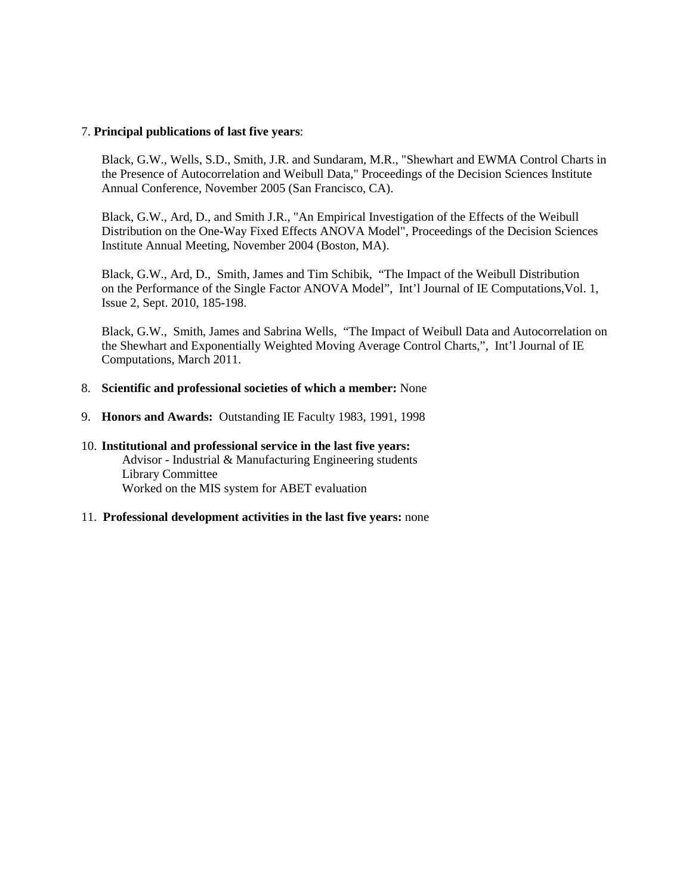7. **Principal publications of last five years**:

Black, G.W., Wells, S.D., Smith, J.R. and Sundaram, M.R., "Shewhart and EWMA Control Charts in the Presence of Autocorrelation and Weibull Data," Proceedings of the Decision Sciences Institute Annual Conference, November 2005 (San Francisco, CA).

Black, G.W., Ard, D., and Smith J.R., "An Empirical Investigation of the Effects of the Weibull Distribution on the One-Way Fixed Effects ANOVA Model", Proceedings of the Decision Sciences Institute Annual Meeting, November 2004 (Boston, MA).

Black, G.W., Ard, D., Smith, James and Tim Schibik, "The Impact of the Weibull Distribution on the Performance of the Single Factor ANOVA Model", Int'l Journal of IE Computations,Vol. 1, Issue 2, Sept. 2010, 185-198.

Black, G.W., Smith, James and Sabrina Wells, "The Impact of Weibull Data and Autocorrelation on the Shewhart and Exponentially Weighted Moving Average Control Charts,", Int'l Journal of IE Computations, March 2011.

8. **Scientific and professional societies of which a member:** None

9. **Honors and Awards:** Outstanding IE Faculty 1983, 1991, 1998

10. **Institutional and professional service in the last five years:**
    Advisor - Industrial & Manufacturing Engineering students
    Library Committee
    Worked on the MIS system for ABET evaluation

11. **Professional development activities in the last five years:** none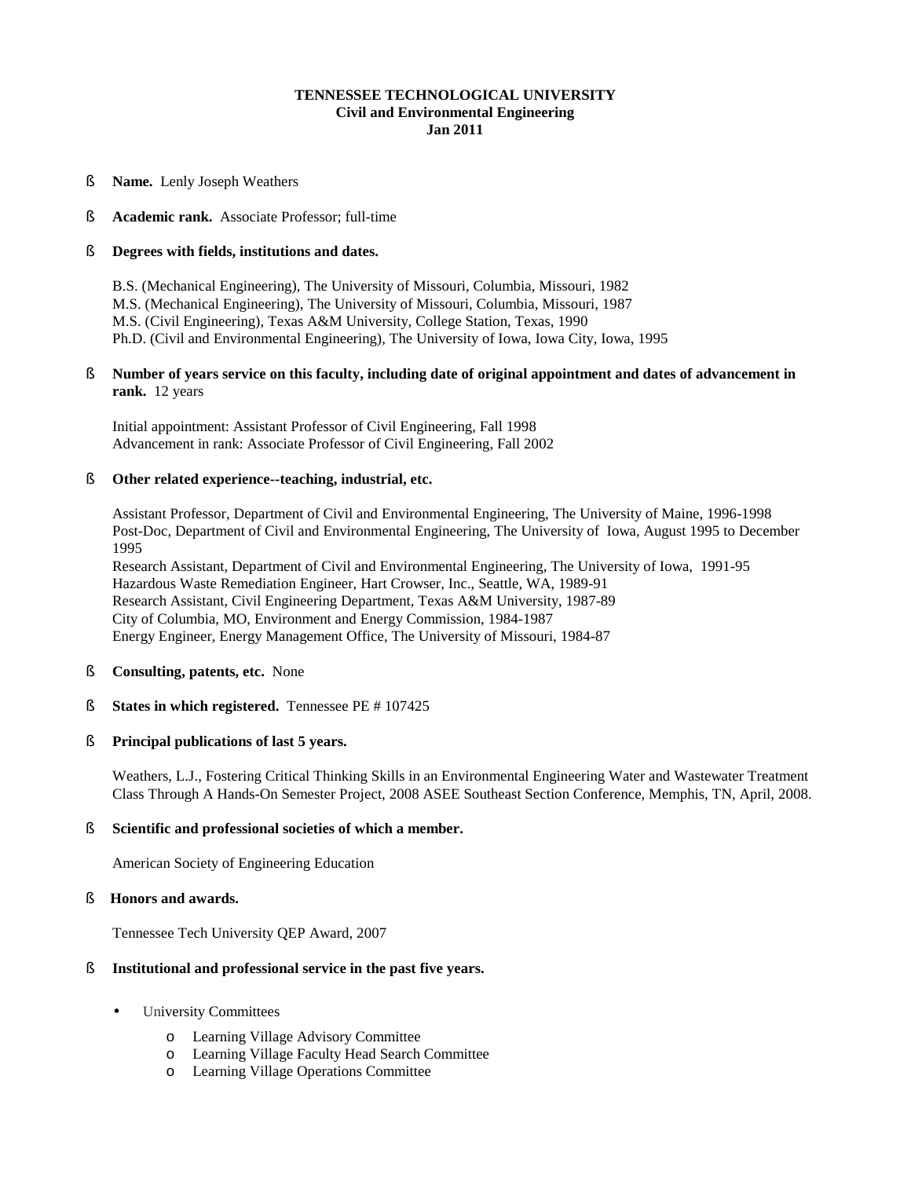**TENNESSEE TECHNOLOGICAL UNIVERSITY**
**Civil and Environmental Engineering**
**Jan 2011**

- **Name.** Lenly Joseph Weathers

- **Academic rank.** Associate Professor; full-time

- **Degrees with fields, institutions and dates.**

  B.S. (Mechanical Engineering), The University of Missouri, Columbia, Missouri, 1982
  M.S. (Mechanical Engineering), The University of Missouri, Columbia, Missouri, 1987
  M.S. (Civil Engineering), Texas A&M University, College Station, Texas, 1990
  Ph.D. (Civil and Environmental Engineering), The University of Iowa, Iowa City, Iowa, 1995

- **Number of years service on this faculty, including date of original appointment and dates of advancement in rank.** 12 years

  Initial appointment: Assistant Professor of Civil Engineering, Fall 1998
  Advancement in rank: Associate Professor of Civil Engineering, Fall 2002

- **Other related experience--teaching, industrial, etc.**

  Assistant Professor, Department of Civil and Environmental Engineering, The University of Maine, 1996-1998
  Post-Doc, Department of Civil and Environmental Engineering, The University of Iowa, August 1995 to December 1995
  Research Assistant, Department of Civil and Environmental Engineering, The University of Iowa, 1991-95
  Hazardous Waste Remediation Engineer, Hart Crowser, Inc., Seattle, WA, 1989-91
  Research Assistant, Civil Engineering Department, Texas A&M University, 1987-89
  City of Columbia, MO, Environment and Energy Commission, 1984-1987
  Energy Engineer, Energy Management Office, The University of Missouri, 1984-87

- **Consulting, patents, etc.** None

- **States in which registered.** Tennessee PE # 107425

- **Principal publications of last 5 years.**

  Weathers, L.J., Fostering Critical Thinking Skills in an Environmental Engineering Water and Wastewater Treatment Class Through A Hands-On Semester Project, 2008 ASEE Southeast Section Conference, Memphis, TN, April, 2008.

- **Scientific and professional societies of which a member.**

  American Society of Engineering Education

- **Honors and awards.**

  Tennessee Tech University QEP Award, 2007

- **Institutional and professional service in the past five years.**

  - University Committees
    - Learning Village Advisory Committee
    - Learning Village Faculty Head Search Committee
    - Learning Village Operations Committee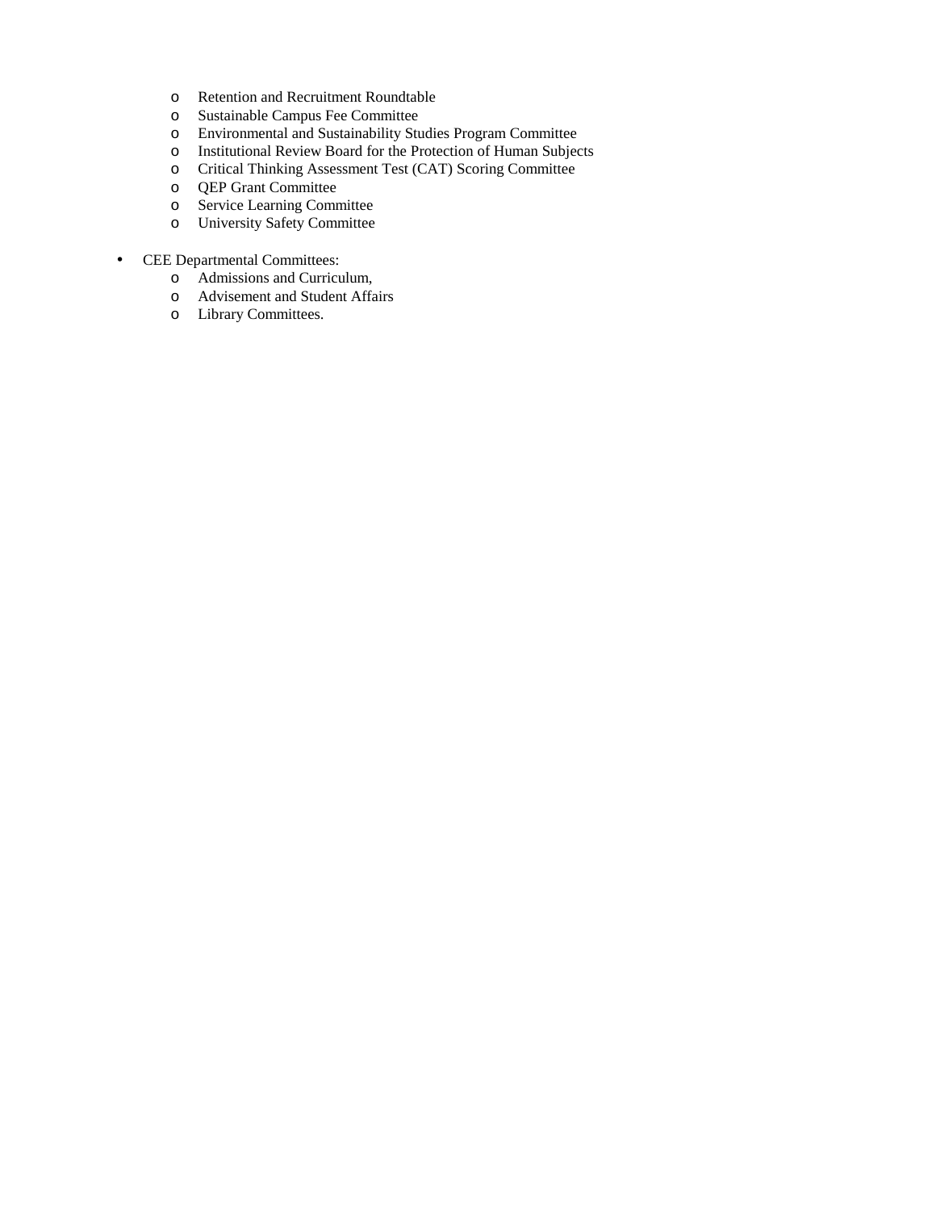- Retention and Recruitment Roundtable
  - Sustainable Campus Fee Committee
  - Environmental and Sustainability Studies Program Committee
  - Institutional Review Board for the Protection of Human Subjects
  - Critical Thinking Assessment Test (CAT) Scoring Committee
  - QEP Grant Committee
  - Service Learning Committee
  - University Safety Committee

- CEE Departmental Committees:
  - Admissions and Curriculum,
  - Advisement and Student Affairs
  - Library Committees.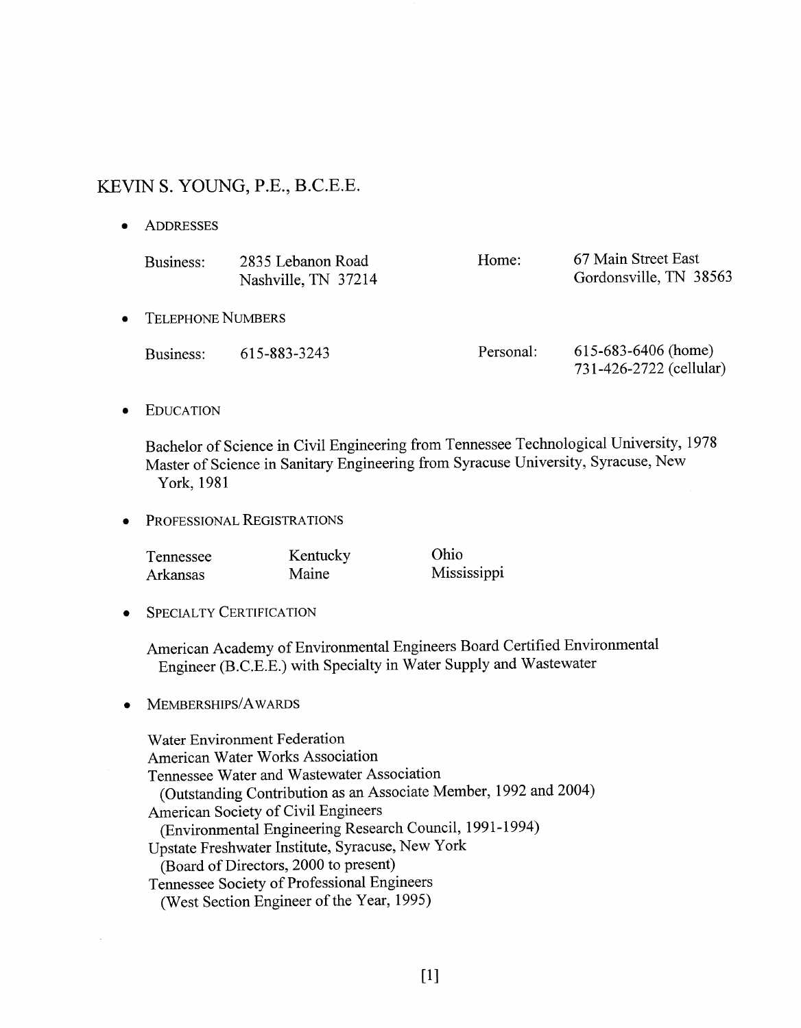# KEVIN S. YOUNG, P.E., B.C.E.E.

- ADDRESSES

| | | | |
|---|---|---|---|
| Business: | 2835 Lebanon Road<br>Nashville, TN 37214 | Home: | 67 Main Street East<br>Gordonsville, TN 38563 |

- TELEPHONE NUMBERS

| | | | |
|---|---|---|---|
| Business: | 615-883-3243 | Personal: | 615-683-6406 (home)<br>731-426-2722 (cellular) |

- EDUCATION

  Bachelor of Science in Civil Engineering from Tennessee Technological University, 1978
  Master of Science in Sanitary Engineering from Syracuse University, Syracuse, New York, 1981

- PROFESSIONAL REGISTRATIONS

| | | |
|---|---|---|
| Tennessee | Kentucky | Ohio |
| Arkansas | Maine | Mississippi |

- SPECIALTY CERTIFICATION

  American Academy of Environmental Engineers Board Certified Environmental Engineer (B.C.E.E.) with Specialty in Water Supply and Wastewater

- MEMBERSHIPS/AWARDS

  Water Environment Federation
  American Water Works Association
  Tennessee Water and Wastewater Association
  (Outstanding Contribution as an Associate Member, 1992 and 2004)
  American Society of Civil Engineers
  (Environmental Engineering Research Council, 1991-1994)
  Upstate Freshwater Institute, Syracuse, New York
  (Board of Directors, 2000 to present)
  Tennessee Society of Professional Engineers
  (West Section Engineer of the Year, 1995)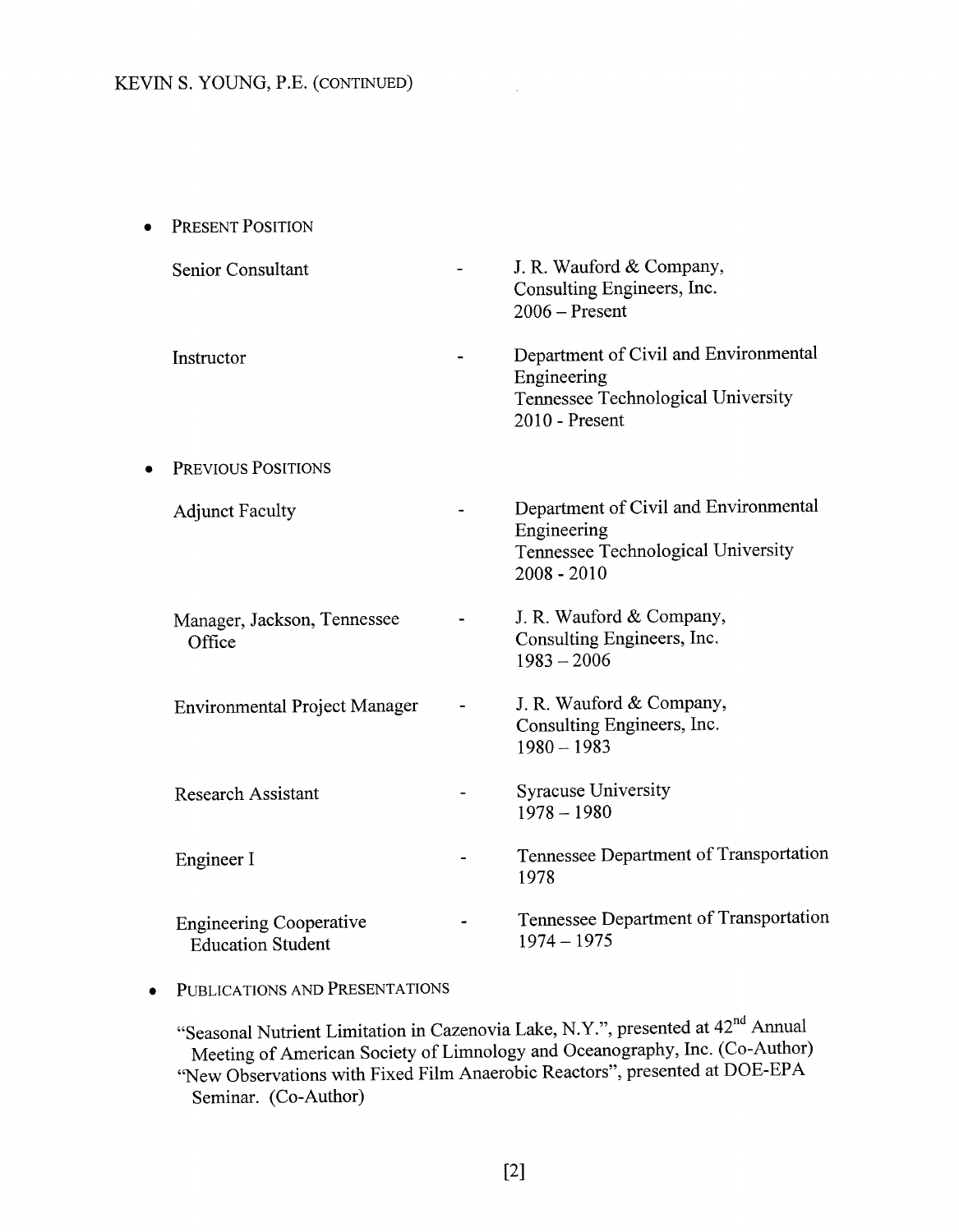KEVIN S. YOUNG, P.E. (CONTINUED)

- PRESENT POSITION

| | | |
|---|---|---|
| Senior Consultant | - | J. R. Wauford & Company, Consulting Engineers, Inc. 2006 – Present |
| Instructor | - | Department of Civil and Environmental Engineering Tennessee Technological University 2010 - Present |

- PREVIOUS POSITIONS

| | | |
|---|---|---|
| Adjunct Faculty | - | Department of Civil and Environmental Engineering Tennessee Technological University 2008 - 2010 |
| Manager, Jackson, Tennessee Office | - | J. R. Wauford & Company, Consulting Engineers, Inc. 1983 – 2006 |
| Environmental Project Manager | - | J. R. Wauford & Company, Consulting Engineers, Inc. 1980 – 1983 |
| Research Assistant | - | Syracuse University 1978 – 1980 |
| Engineer I | - | Tennessee Department of Transportation 1978 |
| Engineering Cooperative Education Student | - | Tennessee Department of Transportation 1974 – 1975 |

- PUBLICATIONS AND PRESENTATIONS

  "Seasonal Nutrient Limitation in Cazenovia Lake, N.Y.", presented at 42nd Annual Meeting of American Society of Limnology and Oceanography, Inc. (Co-Author)

  "New Observations with Fixed Film Anaerobic Reactors", presented at DOE-EPA Seminar. (Co-Author)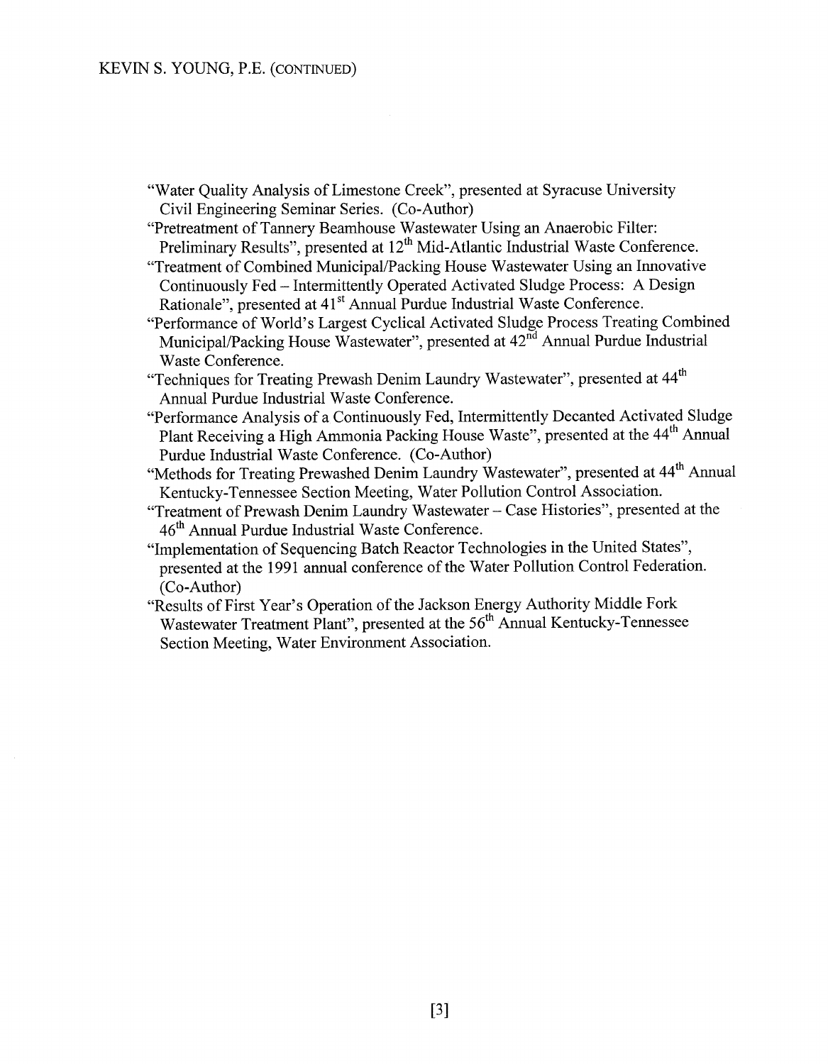"Water Quality Analysis of Limestone Creek", presented at Syracuse University Civil Engineering Seminar Series. (Co-Author)

"Pretreatment of Tannery Beamhouse Wastewater Using an Anaerobic Filter: Preliminary Results", presented at 12th Mid-Atlantic Industrial Waste Conference.

"Treatment of Combined Municipal/Packing House Wastewater Using an Innovative Continuously Fed – Intermittently Operated Activated Sludge Process: A Design Rationale", presented at 41st Annual Purdue Industrial Waste Conference.

"Performance of World's Largest Cyclical Activated Sludge Process Treating Combined Municipal/Packing House Wastewater", presented at 42nd Annual Purdue Industrial Waste Conference.

"Techniques for Treating Prewash Denim Laundry Wastewater", presented at 44th Annual Purdue Industrial Waste Conference.

"Performance Analysis of a Continuously Fed, Intermittently Decanted Activated Sludge Plant Receiving a High Ammonia Packing House Waste", presented at the 44th Annual Purdue Industrial Waste Conference. (Co-Author)

"Methods for Treating Prewashed Denim Laundry Wastewater", presented at 44th Annual Kentucky-Tennessee Section Meeting, Water Pollution Control Association.

"Treatment of Prewash Denim Laundry Wastewater – Case Histories", presented at the 46th Annual Purdue Industrial Waste Conference.

"Implementation of Sequencing Batch Reactor Technologies in the United States", presented at the 1991 annual conference of the Water Pollution Control Federation. (Co-Author)

"Results of First Year's Operation of the Jackson Energy Authority Middle Fork Wastewater Treatment Plant", presented at the 56th Annual Kentucky-Tennessee Section Meeting, Water Environment Association.